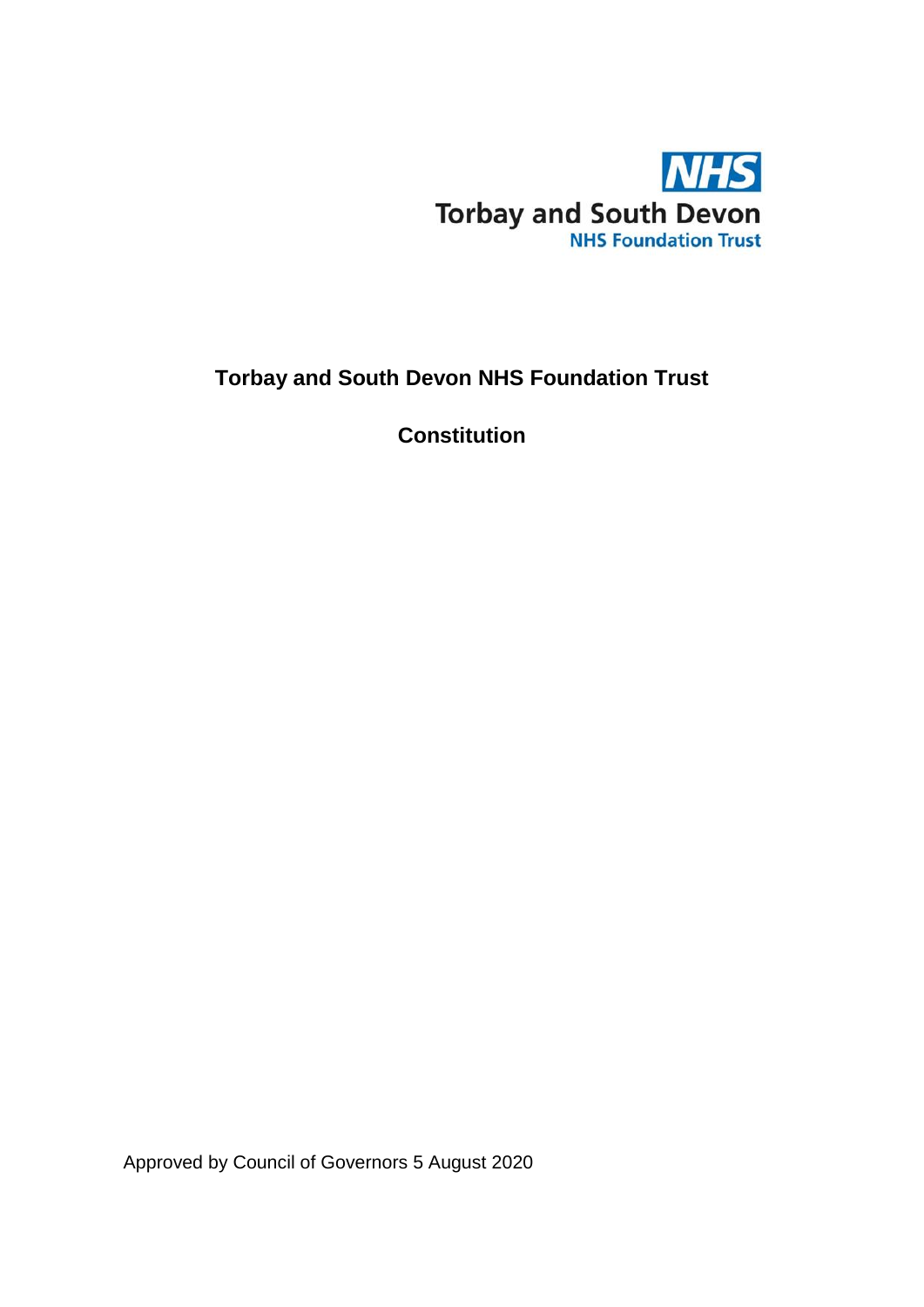NHS
Torbay and South Devon
NHS Foundation Trust

# Torbay and South Devon NHS Foundation Trust

## Constitution

Approved by Council of Governors 5 August 2020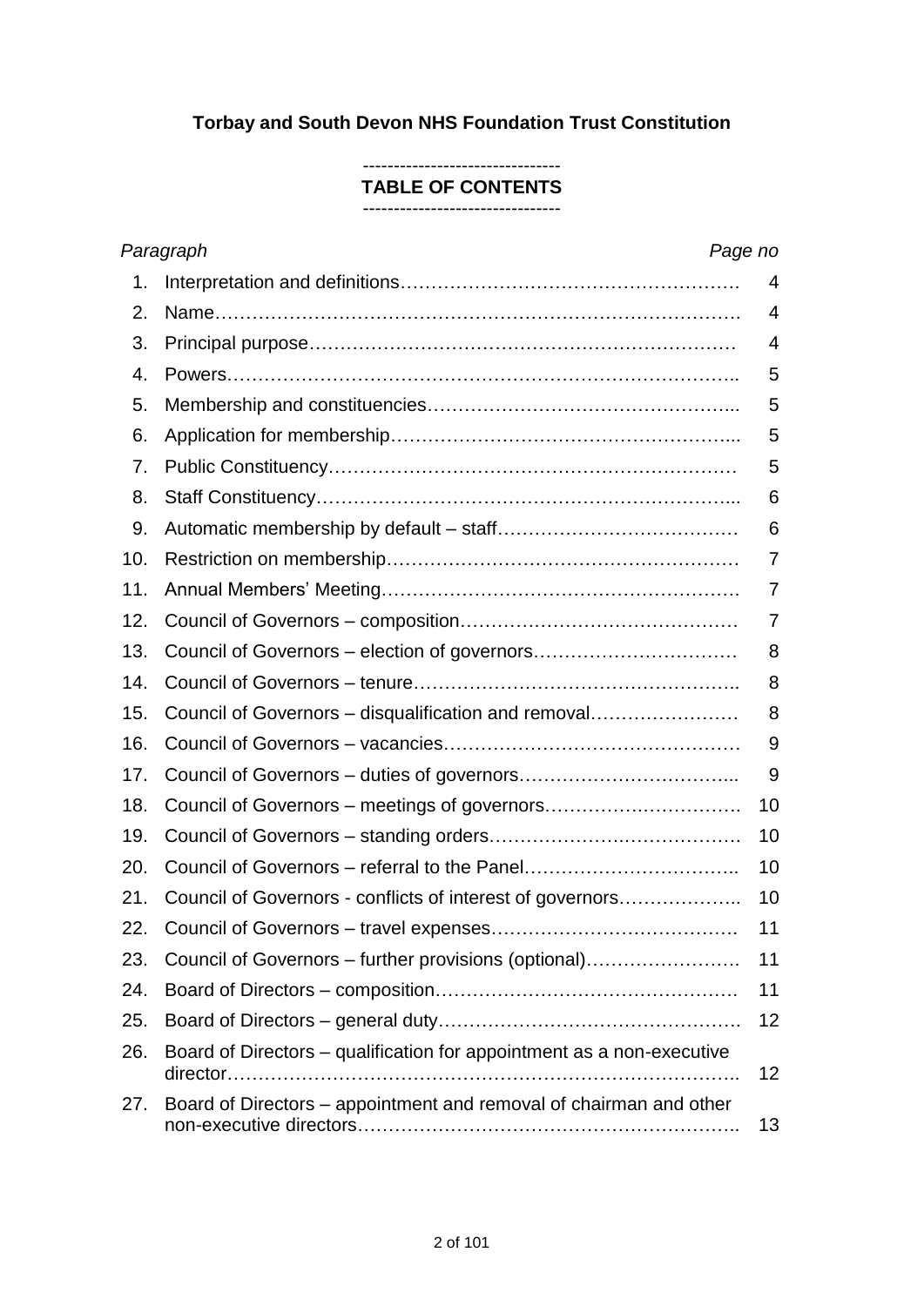**Torbay and South Devon NHS Foundation Trust Constitution**

--------------------------------
**TABLE OF CONTENTS**
--------------------------------

| *Paragraph* | | *Page no* |
|---|---|---|
| 1. | Interpretation and definitions | 4 |
| 2. | Name | 4 |
| 3. | Principal purpose | 4 |
| 4. | Powers | 5 |
| 5. | Membership and constituencies | 5 |
| 6. | Application for membership | 5 |
| 7. | Public Constituency | 5 |
| 8. | Staff Constituency | 6 |
| 9. | Automatic membership by default – staff | 6 |
| 10. | Restriction on membership | 7 |
| 11. | Annual Members' Meeting | 7 |
| 12. | Council of Governors – composition | 7 |
| 13. | Council of Governors – election of governors | 8 |
| 14. | Council of Governors – tenure | 8 |
| 15. | Council of Governors – disqualification and removal | 8 |
| 16. | Council of Governors – vacancies | 9 |
| 17. | Council of Governors – duties of governors | 9 |
| 18. | Council of Governors – meetings of governors | 10 |
| 19. | Council of Governors – standing orders | 10 |
| 20. | Council of Governors – referral to the Panel | 10 |
| 21. | Council of Governors - conflicts of interest of governors | 10 |
| 22. | Council of Governors – travel expenses | 11 |
| 23. | Council of Governors – further provisions (optional) | 11 |
| 24. | Board of Directors – composition | 11 |
| 25. | Board of Directors – general duty | 12 |
| 26. | Board of Directors – qualification for appointment as a non-executive director | 12 |
| 27. | Board of Directors – appointment and removal of chairman and other non-executive directors | 13 |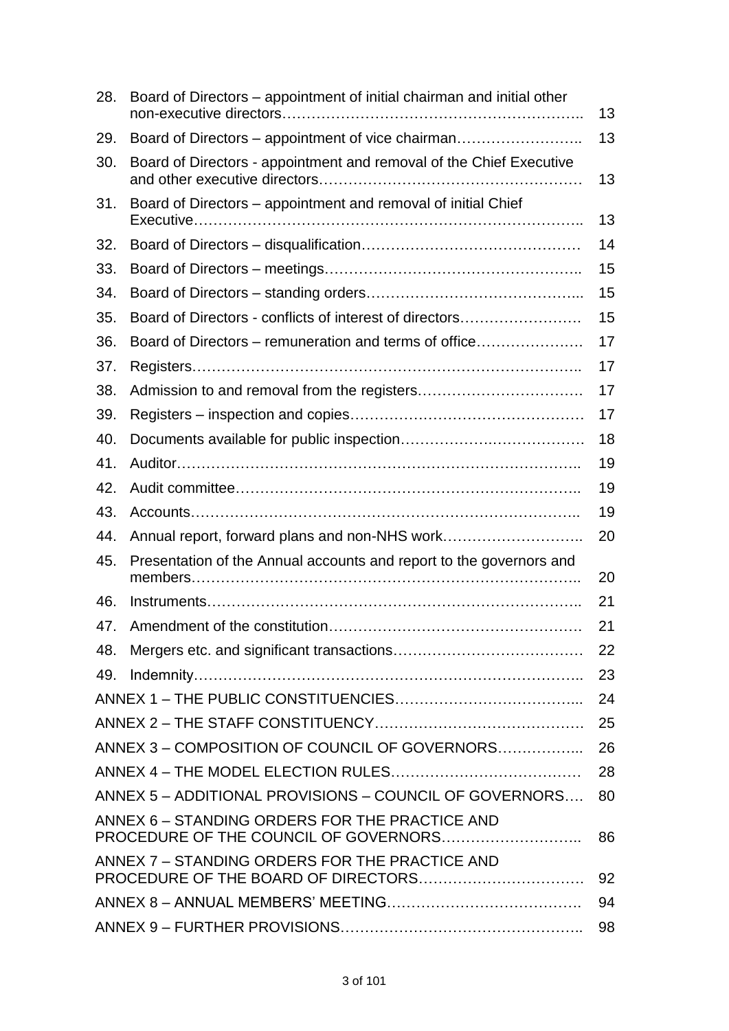| | | |
|---|---|---|
| 28. | Board of Directors – appointment of initial chairman and initial other non-executive directors………………………………………………….. | 13 |
| 29. | Board of Directors – appointment of vice chairman…………………….. | 13 |
| 30. | Board of Directors - appointment and removal of the Chief Executive and other executive directors……………………………………………… | 13 |
| 31. | Board of Directors – appointment and removal of initial Chief Executive……………………………………………………………………….. | 13 |
| 32. | Board of Directors – disqualification……………………………………… | 14 |
| 33. | Board of Directors – meetings…………………………………………….. | 15 |
| 34. | Board of Directors – standing orders……………………………………... | 15 |
| 35. | Board of Directors - conflicts of interest of directors…………………… | 15 |
| 36. | Board of Directors – remuneration and terms of office………………… | 17 |
| 37. | Registers………………………………………………………………….. | 17 |
| 38. | Admission to and removal from the registers……………………………. | 17 |
| 39. | Registers – inspection and copies……………………………………….. | 17 |
| 40. | Documents available for public inspection………………………………. | 18 |
| 41. | Auditor…………………………………………………………………….. | 19 |
| 42. | Audit committee…………………………………………………………….. | 19 |
| 43. | Accounts…………………………………………………………………….. | 19 |
| 44. | Annual report, forward plans and non-NHS work……………………….. | 20 |
| 45. | Presentation of the Annual accounts and report to the governors and members…………………………………………………………………….. | 20 |
| 46. | Instruments…………………………………………………………………. | 21 |
| 47. | Amendment of the constitution……………………………………………. | 21 |
| 48. | Mergers etc. and significant transactions………………………………… | 22 |
| 49. | Indemnity……………………………………………………………………. | 23 |
| | ANNEX 1 – THE PUBLIC CONSTITUENCIES……………………………... | 24 |
| | ANNEX 2 – THE STAFF CONSTITUENCY………………………………… | 25 |
| | ANNEX 3 – COMPOSITION OF COUNCIL OF GOVERNORS……………... | 26 |
| | ANNEX 4 – THE MODEL ELECTION RULES……………………………… | 28 |
| | ANNEX 5 – ADDITIONAL PROVISIONS – COUNCIL OF GOVERNORS…. | 80 |
| | ANNEX 6 – STANDING ORDERS FOR THE PRACTICE AND PROCEDURE OF THE COUNCIL OF GOVERNORS……………………….. | 86 |
| | ANNEX 7 – STANDING ORDERS FOR THE PRACTICE AND PROCEDURE OF THE BOARD OF DIRECTORS……………………………. | 92 |
| | ANNEX 8 – ANNUAL MEMBERS' MEETING………………………………. | 94 |
| | ANNEX 9 – FURTHER PROVISIONS……………………………………….. | 98 |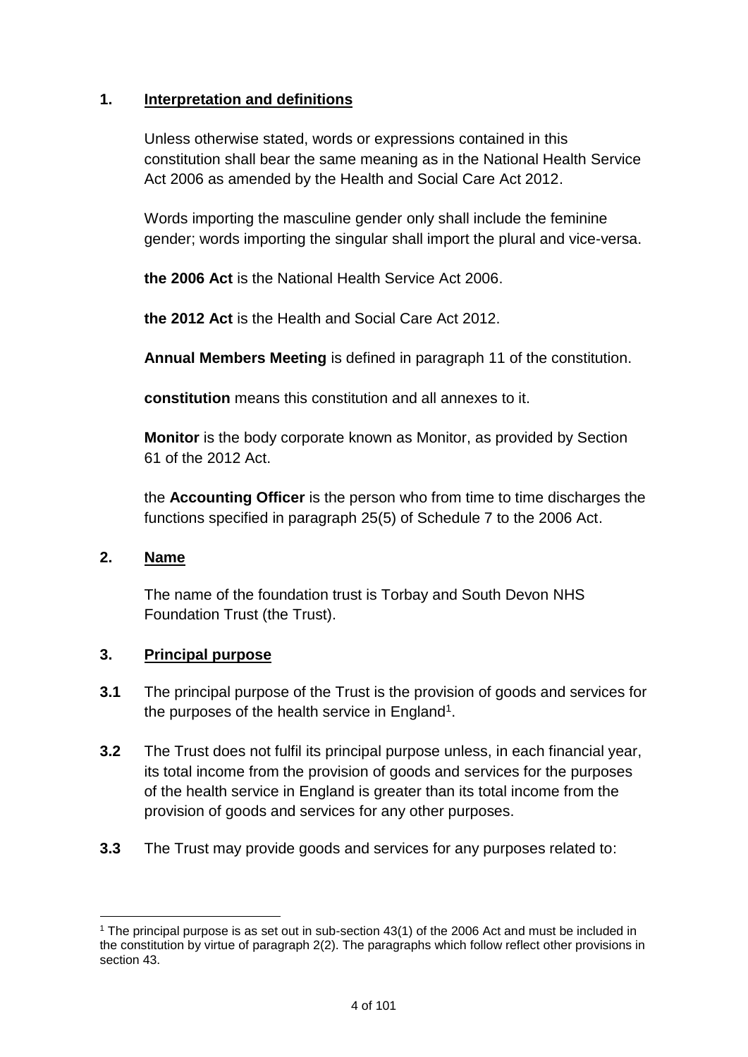## 1. Interpretation and definitions

Unless otherwise stated, words or expressions contained in this constitution shall bear the same meaning as in the National Health Service Act 2006 as amended by the Health and Social Care Act 2012.

Words importing the masculine gender only shall include the feminine gender; words importing the singular shall import the plural and vice-versa.

**the 2006 Act** is the National Health Service Act 2006.

**the 2012 Act** is the Health and Social Care Act 2012.

**Annual Members Meeting** is defined in paragraph 11 of the constitution.

**constitution** means this constitution and all annexes to it.

**Monitor** is the body corporate known as Monitor, as provided by Section 61 of the 2012 Act.

the **Accounting Officer** is the person who from time to time discharges the functions specified in paragraph 25(5) of Schedule 7 to the 2006 Act.

## 2. Name

The name of the foundation trust is Torbay and South Devon NHS Foundation Trust (the Trust).

## 3. Principal purpose

**3.1** The principal purpose of the Trust is the provision of goods and services for the purposes of the health service in England[1].

**3.2** The Trust does not fulfil its principal purpose unless, in each financial year, its total income from the provision of goods and services for the purposes of the health service in England is greater than its total income from the provision of goods and services for any other purposes.

**3.3** The Trust may provide goods and services for any purposes related to:

---

[1] The principal purpose is as set out in sub-section 43(1) of the 2006 Act and must be included in the constitution by virtue of paragraph 2(2). The paragraphs which follow reflect other provisions in section 43.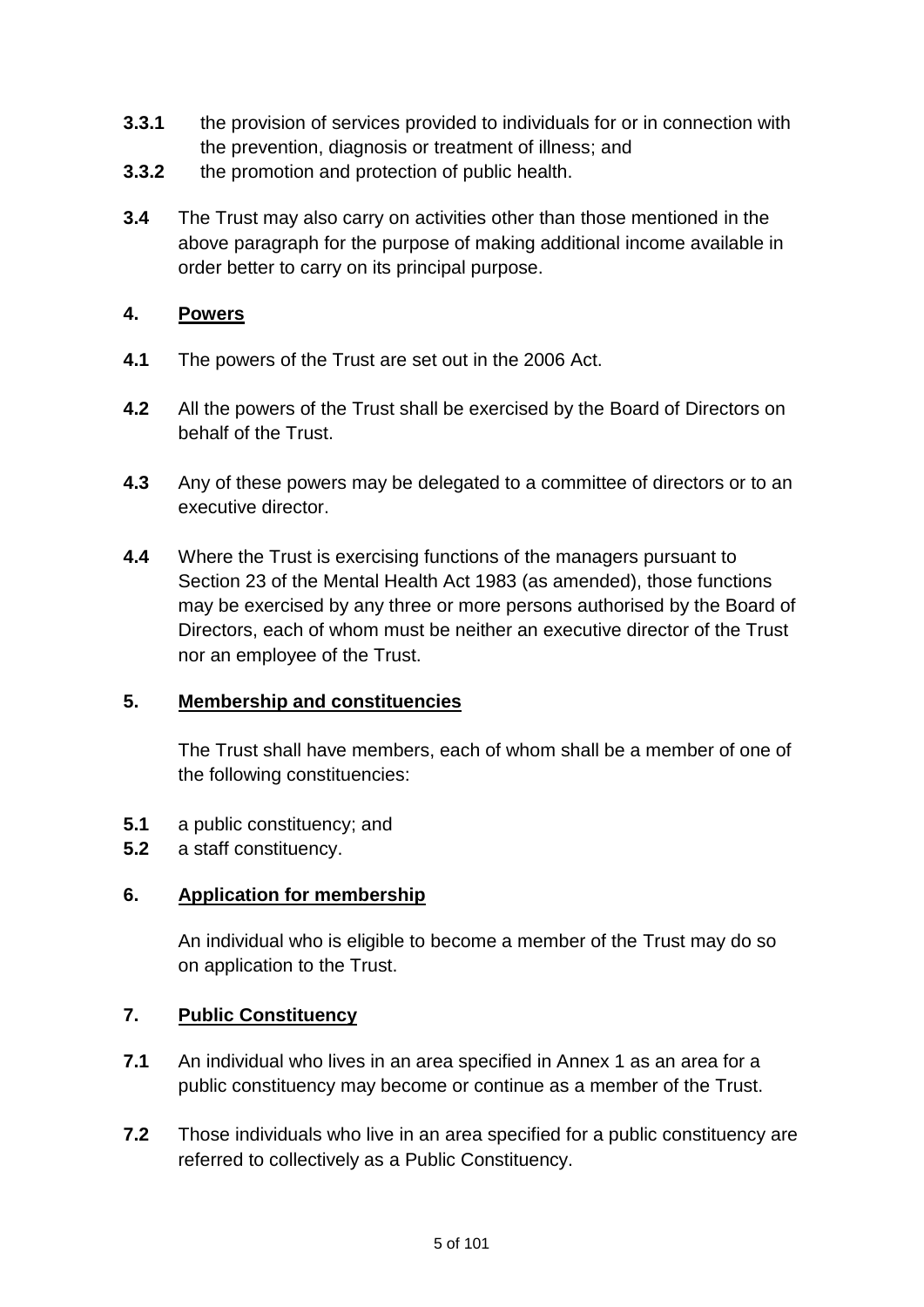**3.3.1** the provision of services provided to individuals for or in connection with the prevention, diagnosis or treatment of illness; and

**3.3.2** the promotion and protection of public health.

**3.4** The Trust may also carry on activities other than those mentioned in the above paragraph for the purpose of making additional income available in order better to carry on its principal purpose.

## 4. Powers

**4.1** The powers of the Trust are set out in the 2006 Act.

**4.2** All the powers of the Trust shall be exercised by the Board of Directors on behalf of the Trust.

**4.3** Any of these powers may be delegated to a committee of directors or to an executive director.

**4.4** Where the Trust is exercising functions of the managers pursuant to Section 23 of the Mental Health Act 1983 (as amended), those functions may be exercised by any three or more persons authorised by the Board of Directors, each of whom must be neither an executive director of the Trust nor an employee of the Trust.

## 5. Membership and constituencies

The Trust shall have members, each of whom shall be a member of one of the following constituencies:

**5.1** a public constituency; and

**5.2** a staff constituency.

## 6. Application for membership

An individual who is eligible to become a member of the Trust may do so on application to the Trust.

## 7. Public Constituency

**7.1** An individual who lives in an area specified in Annex 1 as an area for a public constituency may become or continue as a member of the Trust.

**7.2** Those individuals who live in an area specified for a public constituency are referred to collectively as a Public Constituency.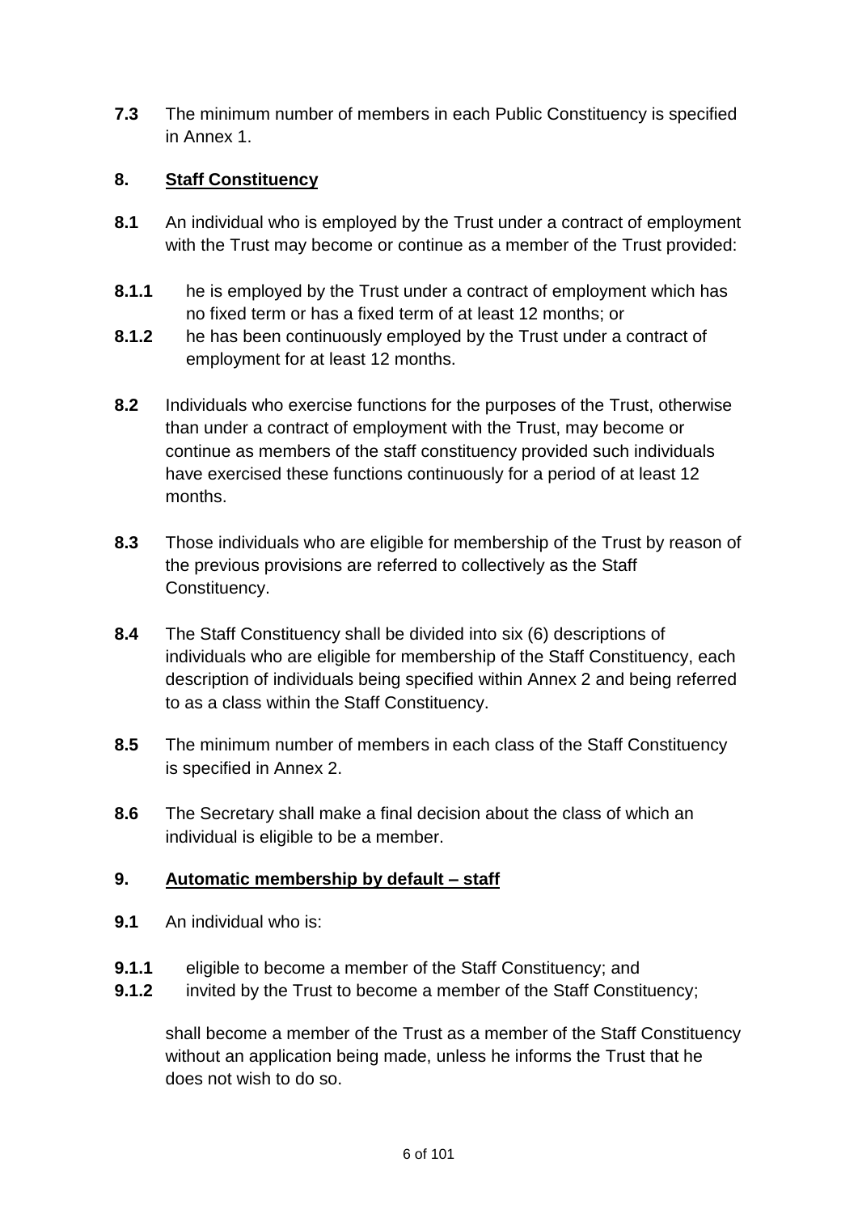**7.3** The minimum number of members in each Public Constituency is specified in Annex 1.

## 8. <u>Staff Constituency</u>

**8.1** An individual who is employed by the Trust under a contract of employment with the Trust may become or continue as a member of the Trust provided:

**8.1.1** he is employed by the Trust under a contract of employment which has no fixed term or has a fixed term of at least 12 months; or

**8.1.2** he has been continuously employed by the Trust under a contract of employment for at least 12 months.

**8.2** Individuals who exercise functions for the purposes of the Trust, otherwise than under a contract of employment with the Trust, may become or continue as members of the staff constituency provided such individuals have exercised these functions continuously for a period of at least 12 months.

**8.3** Those individuals who are eligible for membership of the Trust by reason of the previous provisions are referred to collectively as the Staff Constituency.

**8.4** The Staff Constituency shall be divided into six (6) descriptions of individuals who are eligible for membership of the Staff Constituency, each description of individuals being specified within Annex 2 and being referred to as a class within the Staff Constituency.

**8.5** The minimum number of members in each class of the Staff Constituency is specified in Annex 2.

**8.6** The Secretary shall make a final decision about the class of which an individual is eligible to be a member.

## 9. <u>Automatic membership by default – staff</u>

**9.1** An individual who is:

**9.1.1** eligible to become a member of the Staff Constituency; and

**9.1.2** invited by the Trust to become a member of the Staff Constituency;

shall become a member of the Trust as a member of the Staff Constituency without an application being made, unless he informs the Trust that he does not wish to do so.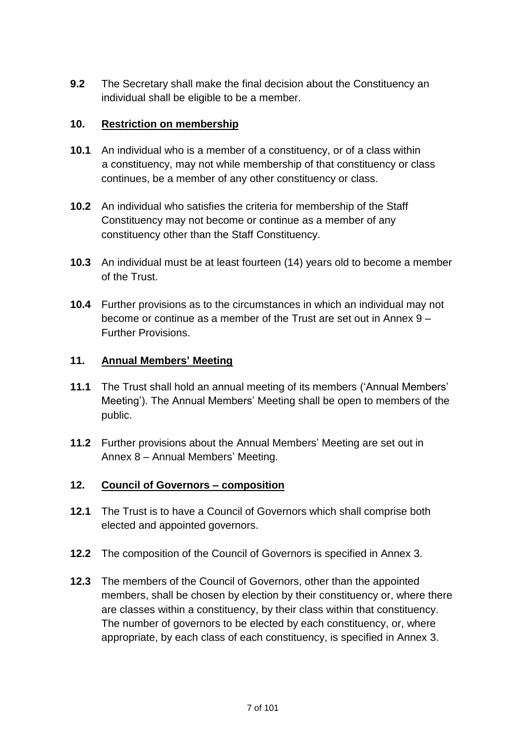**9.2** The Secretary shall make the final decision about the Constituency an individual shall be eligible to be a member.

## 10. Restriction on membership

**10.1** An individual who is a member of a constituency, or of a class within a constituency, may not while membership of that constituency or class continues, be a member of any other constituency or class.

**10.2** An individual who satisfies the criteria for membership of the Staff Constituency may not become or continue as a member of any constituency other than the Staff Constituency.

**10.3** An individual must be at least fourteen (14) years old to become a member of the Trust.

**10.4** Further provisions as to the circumstances in which an individual may not become or continue as a member of the Trust are set out in Annex 9 – Further Provisions.

## 11. Annual Members' Meeting

**11.1** The Trust shall hold an annual meeting of its members ('Annual Members' Meeting'). The Annual Members' Meeting shall be open to members of the public.

**11.2** Further provisions about the Annual Members' Meeting are set out in Annex 8 – Annual Members' Meeting.

## 12. Council of Governors – composition

**12.1** The Trust is to have a Council of Governors which shall comprise both elected and appointed governors.

**12.2** The composition of the Council of Governors is specified in Annex 3.

**12.3** The members of the Council of Governors, other than the appointed members, shall be chosen by election by their constituency or, where there are classes within a constituency, by their class within that constituency. The number of governors to be elected by each constituency, or, where appropriate, by each class of each constituency, is specified in Annex 3.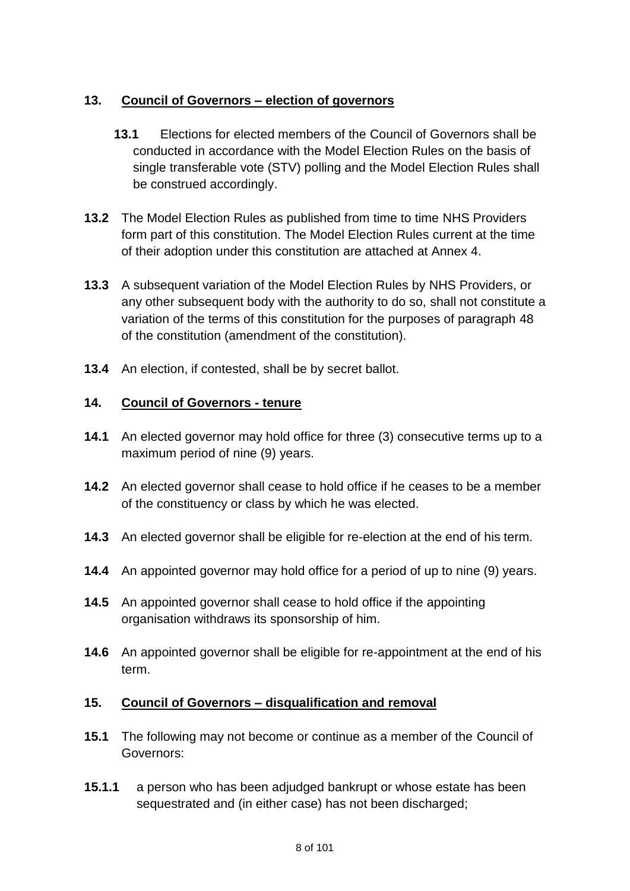## 13. Council of Governors – election of governors

**13.1** Elections for elected members of the Council of Governors shall be conducted in accordance with the Model Election Rules on the basis of single transferable vote (STV) polling and the Model Election Rules shall be construed accordingly.

**13.2** The Model Election Rules as published from time to time NHS Providers form part of this constitution. The Model Election Rules current at the time of their adoption under this constitution are attached at Annex 4.

**13.3** A subsequent variation of the Model Election Rules by NHS Providers, or any other subsequent body with the authority to do so, shall not constitute a variation of the terms of this constitution for the purposes of paragraph 48 of the constitution (amendment of the constitution).

**13.4** An election, if contested, shall be by secret ballot.

## 14. Council of Governors - tenure

**14.1** An elected governor may hold office for three (3) consecutive terms up to a maximum period of nine (9) years.

**14.2** An elected governor shall cease to hold office if he ceases to be a member of the constituency or class by which he was elected.

**14.3** An elected governor shall be eligible for re-election at the end of his term.

**14.4** An appointed governor may hold office for a period of up to nine (9) years.

**14.5** An appointed governor shall cease to hold office if the appointing organisation withdraws its sponsorship of him.

**14.6** An appointed governor shall be eligible for re-appointment at the end of his term.

## 15. Council of Governors – disqualification and removal

**15.1** The following may not become or continue as a member of the Council of Governors:

**15.1.1** a person who has been adjudged bankrupt or whose estate has been sequestrated and (in either case) has not been discharged;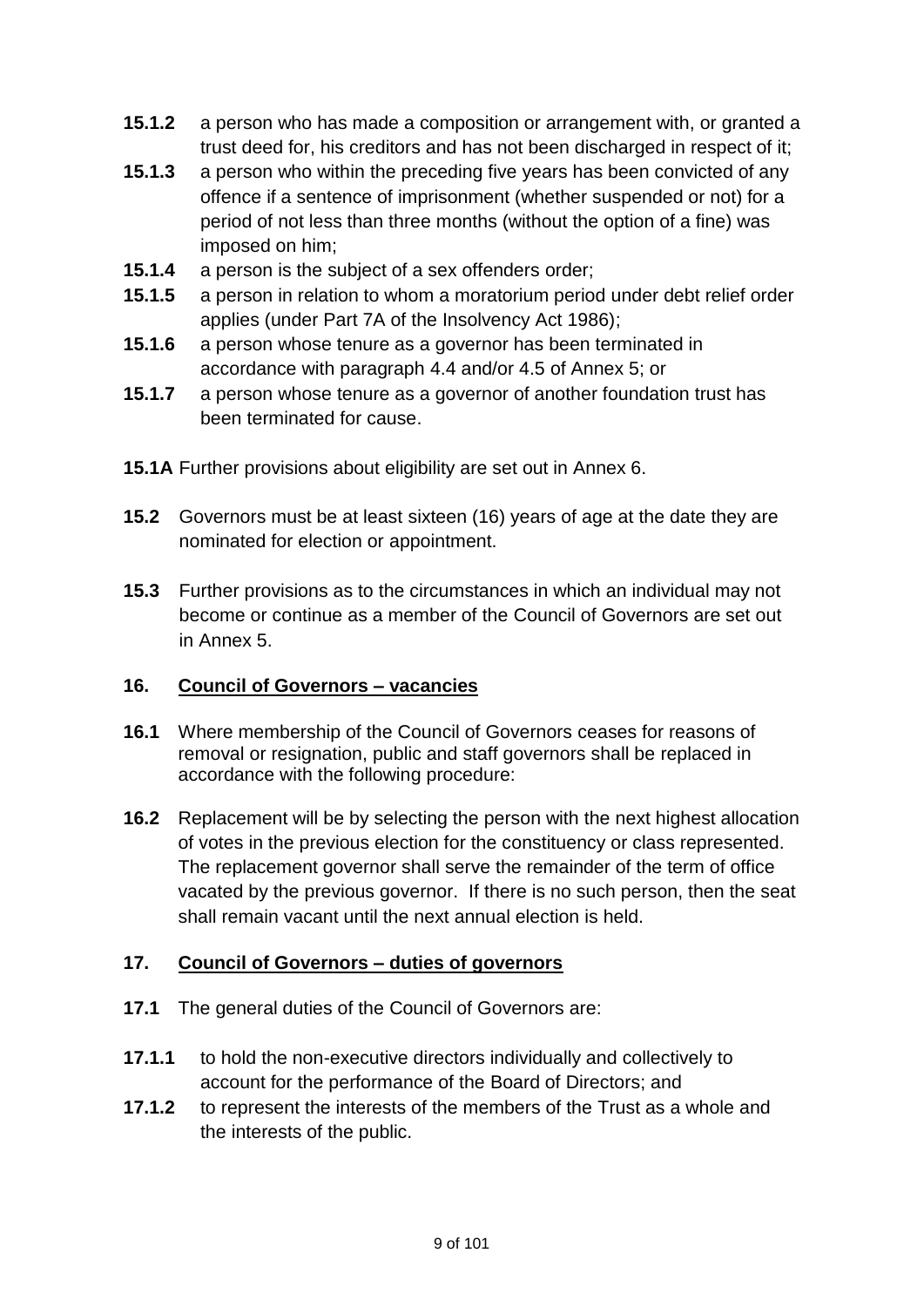**15.1.2** a person who has made a composition or arrangement with, or granted a trust deed for, his creditors and has not been discharged in respect of it;

**15.1.3** a person who within the preceding five years has been convicted of any offence if a sentence of imprisonment (whether suspended or not) for a period of not less than three months (without the option of a fine) was imposed on him;

**15.1.4** a person is the subject of a sex offenders order;

**15.1.5** a person in relation to whom a moratorium period under debt relief order applies (under Part 7A of the Insolvency Act 1986);

**15.1.6** a person whose tenure as a governor has been terminated in accordance with paragraph 4.4 and/or 4.5 of Annex 5; or

**15.1.7** a person whose tenure as a governor of another foundation trust has been terminated for cause.

**15.1A** Further provisions about eligibility are set out in Annex 6.

**15.2** Governors must be at least sixteen (16) years of age at the date they are nominated for election or appointment.

**15.3** Further provisions as to the circumstances in which an individual may not become or continue as a member of the Council of Governors are set out in Annex 5.

## 16. Council of Governors – vacancies

**16.1** Where membership of the Council of Governors ceases for reasons of removal or resignation, public and staff governors shall be replaced in accordance with the following procedure:

**16.2** Replacement will be by selecting the person with the next highest allocation of votes in the previous election for the constituency or class represented. The replacement governor shall serve the remainder of the term of office vacated by the previous governor. If there is no such person, then the seat shall remain vacant until the next annual election is held.

## 17. Council of Governors – duties of governors

**17.1** The general duties of the Council of Governors are:

**17.1.1** to hold the non-executive directors individually and collectively to account for the performance of the Board of Directors; and

**17.1.2** to represent the interests of the members of the Trust as a whole and the interests of the public.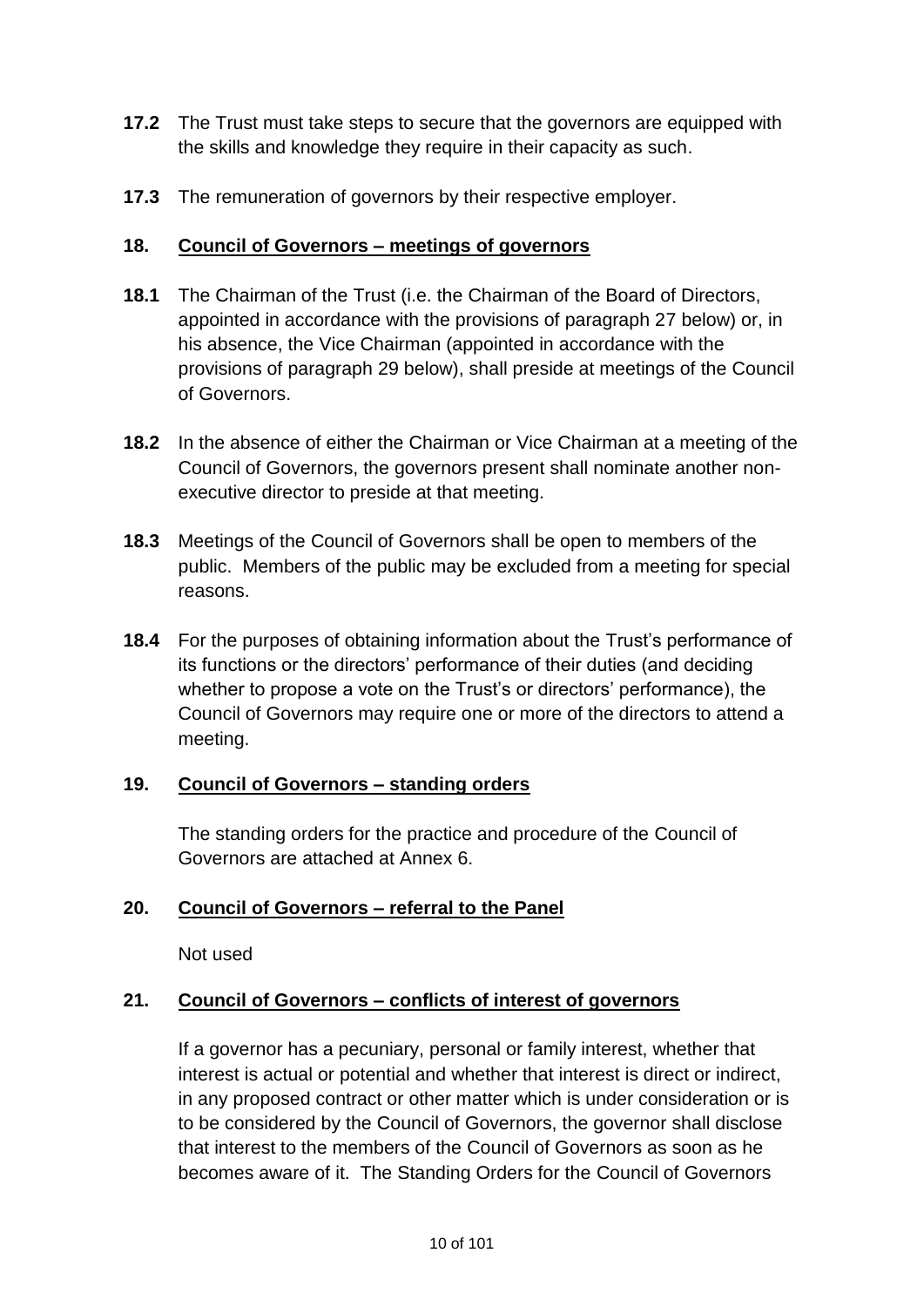**17.2** The Trust must take steps to secure that the governors are equipped with the skills and knowledge they require in their capacity as such.

**17.3** The remuneration of governors by their respective employer.

## 18. Council of Governors – meetings of governors

**18.1** The Chairman of the Trust (i.e. the Chairman of the Board of Directors, appointed in accordance with the provisions of paragraph 27 below) or, in his absence, the Vice Chairman (appointed in accordance with the provisions of paragraph 29 below), shall preside at meetings of the Council of Governors.

**18.2** In the absence of either the Chairman or Vice Chairman at a meeting of the Council of Governors, the governors present shall nominate another non-executive director to preside at that meeting.

**18.3** Meetings of the Council of Governors shall be open to members of the public. Members of the public may be excluded from a meeting for special reasons.

**18.4** For the purposes of obtaining information about the Trust's performance of its functions or the directors' performance of their duties (and deciding whether to propose a vote on the Trust's or directors' performance), the Council of Governors may require one or more of the directors to attend a meeting.

## 19. Council of Governors – standing orders

The standing orders for the practice and procedure of the Council of Governors are attached at Annex 6.

## 20. Council of Governors – referral to the Panel

Not used

## 21. Council of Governors – conflicts of interest of governors

If a governor has a pecuniary, personal or family interest, whether that interest is actual or potential and whether that interest is direct or indirect, in any proposed contract or other matter which is under consideration or is to be considered by the Council of Governors, the governor shall disclose that interest to the members of the Council of Governors as soon as he becomes aware of it. The Standing Orders for the Council of Governors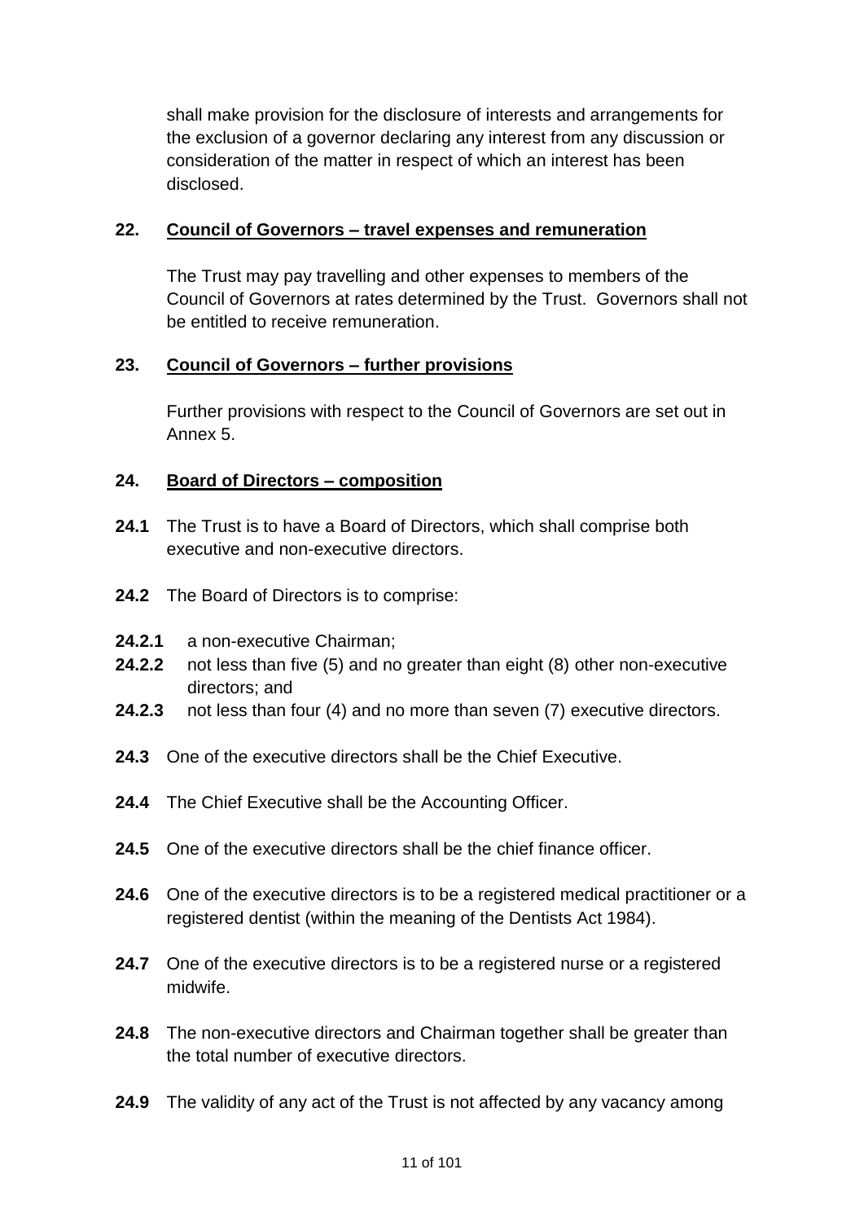shall make provision for the disclosure of interests and arrangements for the exclusion of a governor declaring any interest from any discussion or consideration of the matter in respect of which an interest has been disclosed.

## 22. Council of Governors – travel expenses and remuneration

The Trust may pay travelling and other expenses to members of the Council of Governors at rates determined by the Trust. Governors shall not be entitled to receive remuneration.

## 23. Council of Governors – further provisions

Further provisions with respect to the Council of Governors are set out in Annex 5.

## 24. Board of Directors – composition

**24.1** The Trust is to have a Board of Directors, which shall comprise both executive and non-executive directors.

**24.2** The Board of Directors is to comprise:

**24.2.1** a non-executive Chairman;

**24.2.2** not less than five (5) and no greater than eight (8) other non-executive directors; and

**24.2.3** not less than four (4) and no more than seven (7) executive directors.

**24.3** One of the executive directors shall be the Chief Executive.

**24.4** The Chief Executive shall be the Accounting Officer.

**24.5** One of the executive directors shall be the chief finance officer.

**24.6** One of the executive directors is to be a registered medical practitioner or a registered dentist (within the meaning of the Dentists Act 1984).

**24.7** One of the executive directors is to be a registered nurse or a registered midwife.

**24.8** The non-executive directors and Chairman together shall be greater than the total number of executive directors.

**24.9** The validity of any act of the Trust is not affected by any vacancy among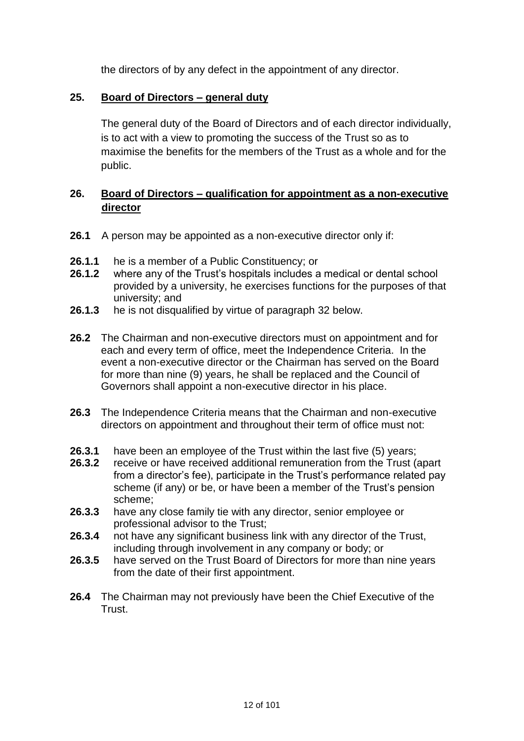the directors of by any defect in the appointment of any director.

## 25. Board of Directors – general duty

The general duty of the Board of Directors and of each director individually, is to act with a view to promoting the success of the Trust so as to maximise the benefits for the members of the Trust as a whole and for the public.

## 26. Board of Directors – qualification for appointment as a non-executive director

**26.1** A person may be appointed as a non-executive director only if:

**26.1.1** he is a member of a Public Constituency; or

**26.1.2** where any of the Trust's hospitals includes a medical or dental school provided by a university, he exercises functions for the purposes of that university; and

**26.1.3** he is not disqualified by virtue of paragraph 32 below.

**26.2** The Chairman and non-executive directors must on appointment and for each and every term of office, meet the Independence Criteria. In the event a non-executive director or the Chairman has served on the Board for more than nine (9) years, he shall be replaced and the Council of Governors shall appoint a non-executive director in his place.

**26.3** The Independence Criteria means that the Chairman and non-executive directors on appointment and throughout their term of office must not:

**26.3.1** have been an employee of the Trust within the last five (5) years;

**26.3.2** receive or have received additional remuneration from the Trust (apart from a director's fee), participate in the Trust's performance related pay scheme (if any) or be, or have been a member of the Trust's pension scheme;

**26.3.3** have any close family tie with any director, senior employee or professional advisor to the Trust;

**26.3.4** not have any significant business link with any director of the Trust, including through involvement in any company or body; or

**26.3.5** have served on the Trust Board of Directors for more than nine years from the date of their first appointment.

**26.4** The Chairman may not previously have been the Chief Executive of the Trust.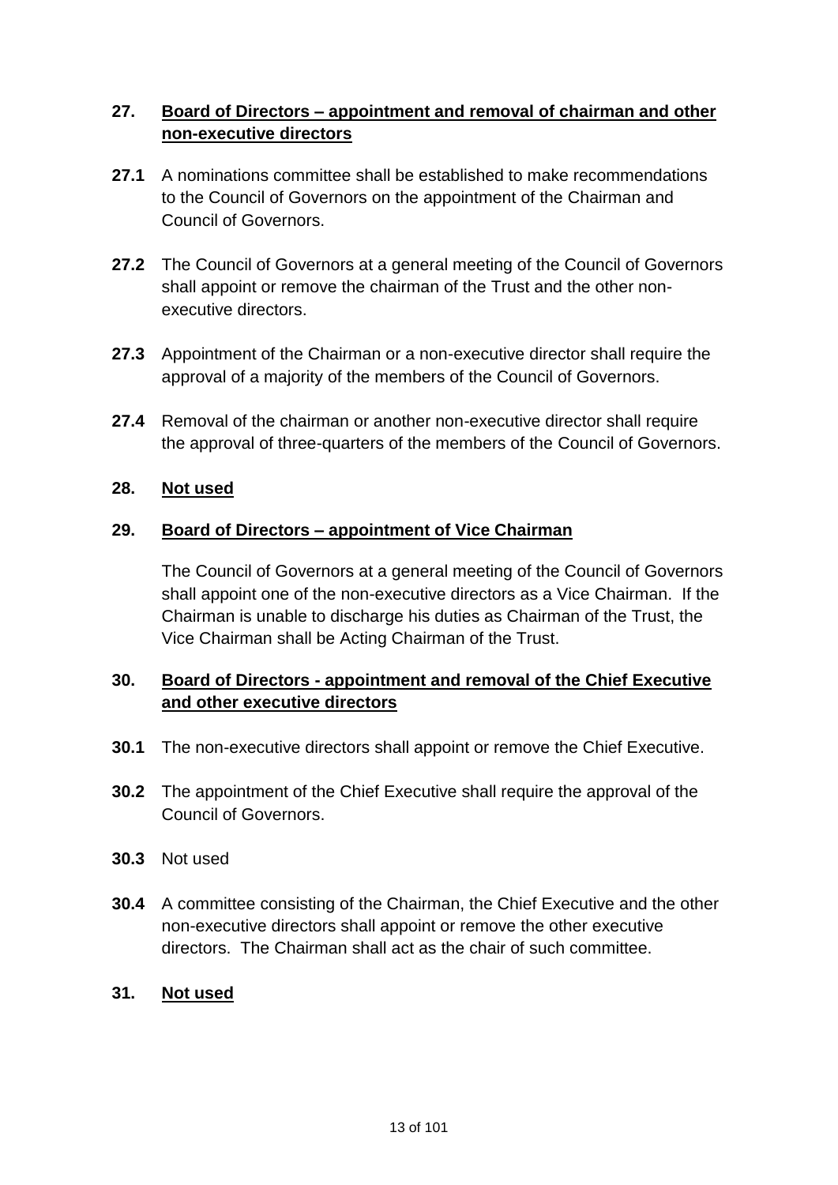**27. Board of Directors – appointment and removal of chairman and other non-executive directors**

**27.1** A nominations committee shall be established to make recommendations to the Council of Governors on the appointment of the Chairman and Council of Governors.

**27.2** The Council of Governors at a general meeting of the Council of Governors shall appoint or remove the chairman of the Trust and the other non-executive directors.

**27.3** Appointment of the Chairman or a non-executive director shall require the approval of a majority of the members of the Council of Governors.

**27.4** Removal of the chairman or another non-executive director shall require the approval of three-quarters of the members of the Council of Governors.

**28. Not used**

**29. Board of Directors – appointment of Vice Chairman**

The Council of Governors at a general meeting of the Council of Governors shall appoint one of the non-executive directors as a Vice Chairman. If the Chairman is unable to discharge his duties as Chairman of the Trust, the Vice Chairman shall be Acting Chairman of the Trust.

**30. Board of Directors - appointment and removal of the Chief Executive and other executive directors**

**30.1** The non-executive directors shall appoint or remove the Chief Executive.

**30.2** The appointment of the Chief Executive shall require the approval of the Council of Governors.

**30.3** Not used

**30.4** A committee consisting of the Chairman, the Chief Executive and the other non-executive directors shall appoint or remove the other executive directors. The Chairman shall act as the chair of such committee.

**31. Not used**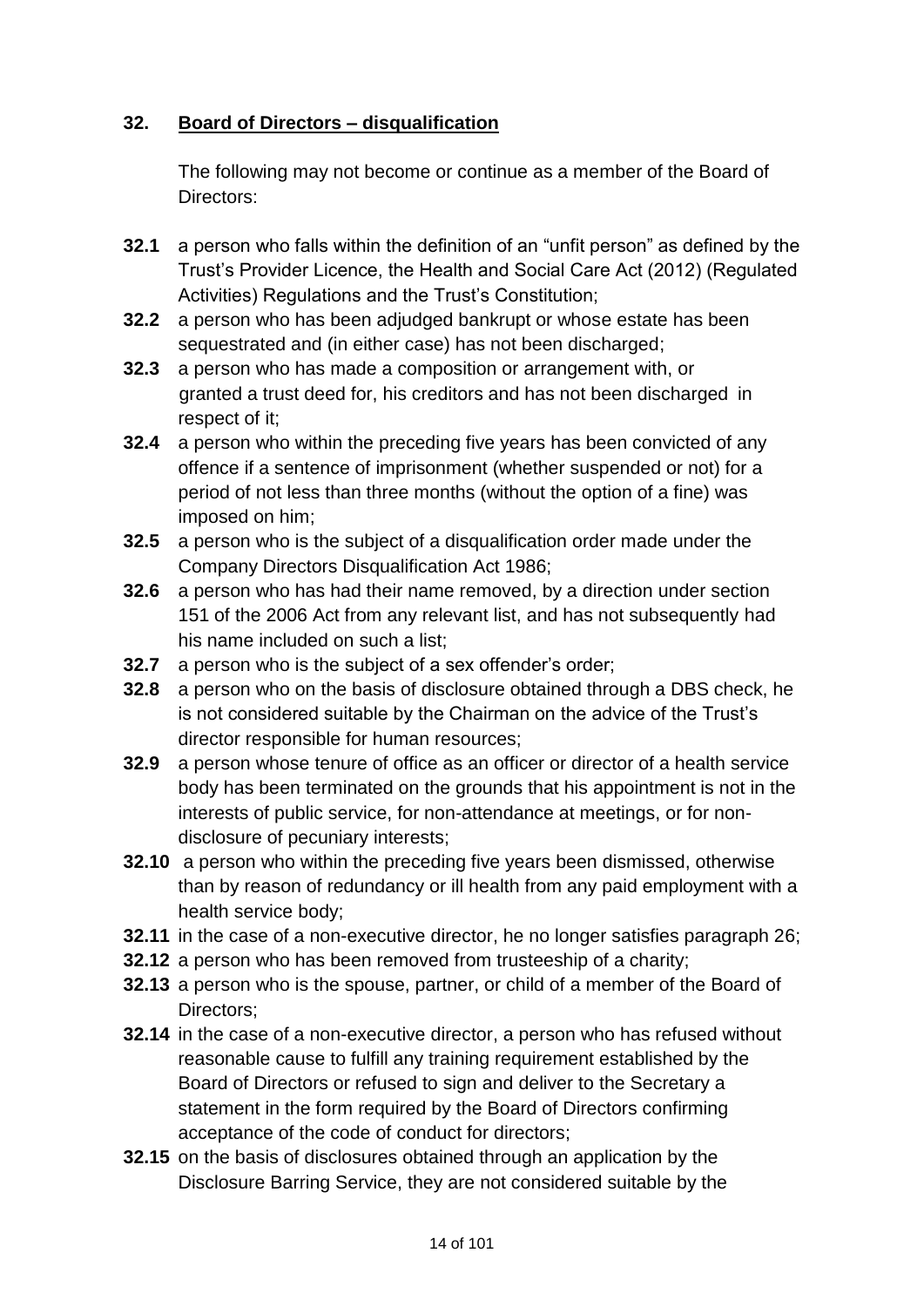## 32. **Board of Directors – disqualification**

The following may not become or continue as a member of the Board of Directors:

**32.1** a person who falls within the definition of an "unfit person" as defined by the Trust's Provider Licence, the Health and Social Care Act (2012) (Regulated Activities) Regulations and the Trust's Constitution;

**32.2** a person who has been adjudged bankrupt or whose estate has been sequestrated and (in either case) has not been discharged;

**32.3** a person who has made a composition or arrangement with, or granted a trust deed for, his creditors and has not been discharged in respect of it;

**32.4** a person who within the preceding five years has been convicted of any offence if a sentence of imprisonment (whether suspended or not) for a period of not less than three months (without the option of a fine) was imposed on him;

**32.5** a person who is the subject of a disqualification order made under the Company Directors Disqualification Act 1986;

**32.6** a person who has had their name removed, by a direction under section 151 of the 2006 Act from any relevant list, and has not subsequently had his name included on such a list;

**32.7** a person who is the subject of a sex offender's order;

**32.8** a person who on the basis of disclosure obtained through a DBS check, he is not considered suitable by the Chairman on the advice of the Trust's director responsible for human resources;

**32.9** a person whose tenure of office as an officer or director of a health service body has been terminated on the grounds that his appointment is not in the interests of public service, for non-attendance at meetings, or for non-disclosure of pecuniary interests;

**32.10** a person who within the preceding five years been dismissed, otherwise than by reason of redundancy or ill health from any paid employment with a health service body;

**32.11** in the case of a non-executive director, he no longer satisfies paragraph 26;

**32.12** a person who has been removed from trusteeship of a charity;

**32.13** a person who is the spouse, partner, or child of a member of the Board of Directors;

**32.14** in the case of a non-executive director, a person who has refused without reasonable cause to fulfill any training requirement established by the Board of Directors or refused to sign and deliver to the Secretary a statement in the form required by the Board of Directors confirming acceptance of the code of conduct for directors;

**32.15** on the basis of disclosures obtained through an application by the Disclosure Barring Service, they are not considered suitable by the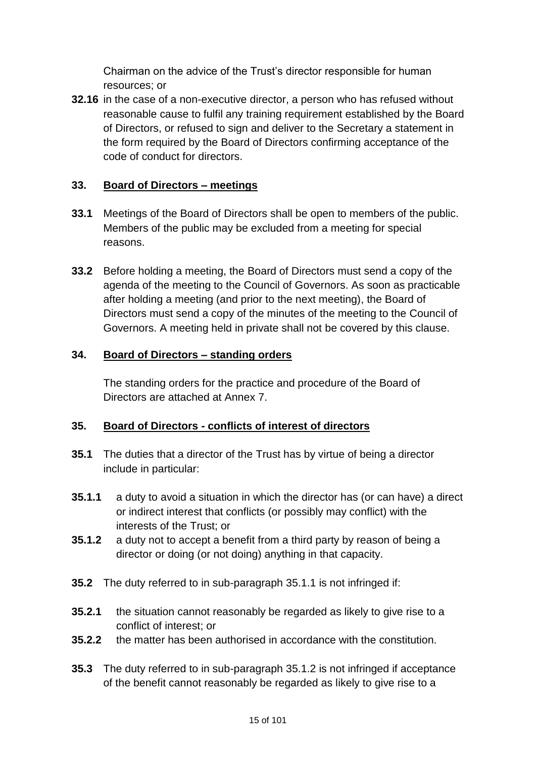Chairman on the advice of the Trust's director responsible for human resources; or

**32.16** in the case of a non-executive director, a person who has refused without reasonable cause to fulfil any training requirement established by the Board of Directors, or refused to sign and deliver to the Secretary a statement in the form required by the Board of Directors confirming acceptance of the code of conduct for directors.

## 33. Board of Directors – meetings

**33.1** Meetings of the Board of Directors shall be open to members of the public. Members of the public may be excluded from a meeting for special reasons.

**33.2** Before holding a meeting, the Board of Directors must send a copy of the agenda of the meeting to the Council of Governors. As soon as practicable after holding a meeting (and prior to the next meeting), the Board of Directors must send a copy of the minutes of the meeting to the Council of Governors. A meeting held in private shall not be covered by this clause.

## 34. Board of Directors – standing orders

The standing orders for the practice and procedure of the Board of Directors are attached at Annex 7.

## 35. Board of Directors - conflicts of interest of directors

**35.1** The duties that a director of the Trust has by virtue of being a director include in particular:

**35.1.1** a duty to avoid a situation in which the director has (or can have) a direct or indirect interest that conflicts (or possibly may conflict) with the interests of the Trust; or

**35.1.2** a duty not to accept a benefit from a third party by reason of being a director or doing (or not doing) anything in that capacity.

**35.2** The duty referred to in sub-paragraph 35.1.1 is not infringed if:

**35.2.1** the situation cannot reasonably be regarded as likely to give rise to a conflict of interest; or

**35.2.2** the matter has been authorised in accordance with the constitution.

**35.3** The duty referred to in sub-paragraph 35.1.2 is not infringed if acceptance of the benefit cannot reasonably be regarded as likely to give rise to a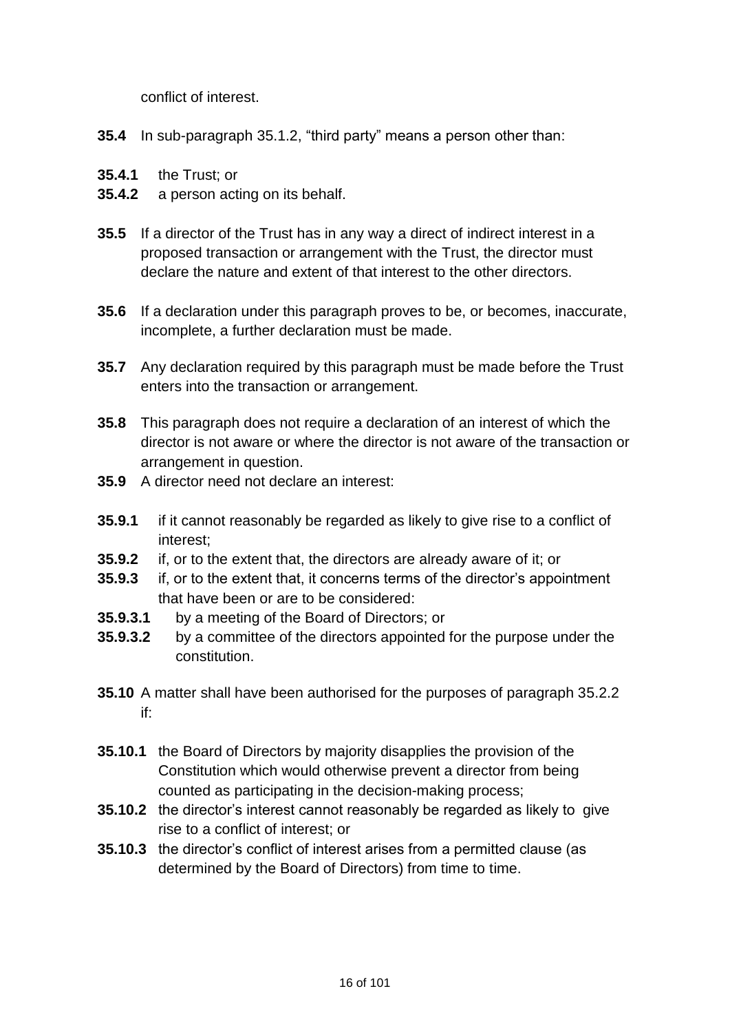conflict of interest.

**35.4** In sub-paragraph 35.1.2, “third party” means a person other than:

**35.4.1** the Trust; or
**35.4.2** a person acting on its behalf.

**35.5** If a director of the Trust has in any way a direct of indirect interest in a proposed transaction or arrangement with the Trust, the director must declare the nature and extent of that interest to the other directors.

**35.6** If a declaration under this paragraph proves to be, or becomes, inaccurate, incomplete, a further declaration must be made.

**35.7** Any declaration required by this paragraph must be made before the Trust enters into the transaction or arrangement.

**35.8** This paragraph does not require a declaration of an interest of which the director is not aware or where the director is not aware of the transaction or arrangement in question.

**35.9** A director need not declare an interest:

**35.9.1** if it cannot reasonably be regarded as likely to give rise to a conflict of interest;
**35.9.2** if, or to the extent that, the directors are already aware of it; or
**35.9.3** if, or to the extent that, it concerns terms of the director’s appointment that have been or are to be considered:
**35.9.3.1** by a meeting of the Board of Directors; or
**35.9.3.2** by a committee of the directors appointed for the purpose under the constitution.

**35.10** A matter shall have been authorised for the purposes of paragraph 35.2.2 if:

**35.10.1** the Board of Directors by majority disapplies the provision of the Constitution which would otherwise prevent a director from being counted as participating in the decision-making process;
**35.10.2** the director’s interest cannot reasonably be regarded as likely to give rise to a conflict of interest; or
**35.10.3** the director’s conflict of interest arises from a permitted clause (as determined by the Board of Directors) from time to time.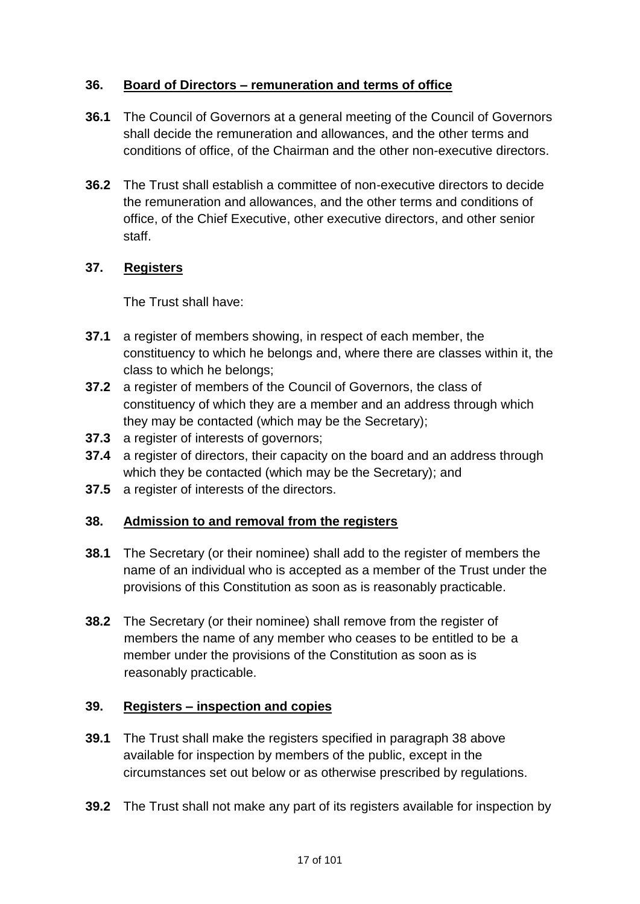## 36. Board of Directors – remuneration and terms of office

**36.1** The Council of Governors at a general meeting of the Council of Governors shall decide the remuneration and allowances, and the other terms and conditions of office, of the Chairman and the other non-executive directors.

**36.2** The Trust shall establish a committee of non-executive directors to decide the remuneration and allowances, and the other terms and conditions of office, of the Chief Executive, other executive directors, and other senior staff.

## 37. Registers

The Trust shall have:

**37.1** a register of members showing, in respect of each member, the constituency to which he belongs and, where there are classes within it, the class to which he belongs;

**37.2** a register of members of the Council of Governors, the class of constituency of which they are a member and an address through which they may be contacted (which may be the Secretary);

**37.3** a register of interests of governors;

**37.4** a register of directors, their capacity on the board and an address through which they be contacted (which may be the Secretary); and

**37.5** a register of interests of the directors.

## 38. Admission to and removal from the registers

**38.1** The Secretary (or their nominee) shall add to the register of members the name of an individual who is accepted as a member of the Trust under the provisions of this Constitution as soon as is reasonably practicable.

**38.2** The Secretary (or their nominee) shall remove from the register of members the name of any member who ceases to be entitled to be a member under the provisions of the Constitution as soon as is reasonably practicable.

## 39. Registers – inspection and copies

**39.1** The Trust shall make the registers specified in paragraph 38 above available for inspection by members of the public, except in the circumstances set out below or as otherwise prescribed by regulations.

**39.2** The Trust shall not make any part of its registers available for inspection by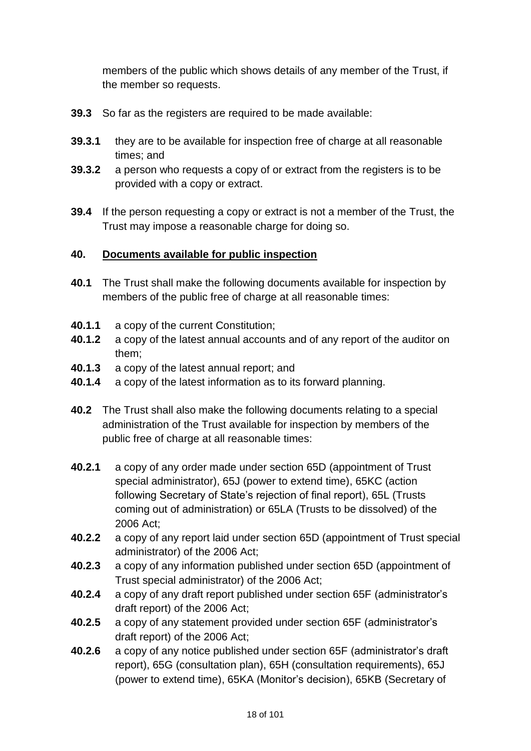members of the public which shows details of any member of the Trust, if the member so requests.

**39.3** So far as the registers are required to be made available:

**39.3.1** they are to be available for inspection free of charge at all reasonable times; and

**39.3.2** a person who requests a copy of or extract from the registers is to be provided with a copy or extract.

**39.4** If the person requesting a copy or extract is not a member of the Trust, the Trust may impose a reasonable charge for doing so.

## 40. Documents available for public inspection

**40.1** The Trust shall make the following documents available for inspection by members of the public free of charge at all reasonable times:

**40.1.1** a copy of the current Constitution;

**40.1.2** a copy of the latest annual accounts and of any report of the auditor on them;

**40.1.3** a copy of the latest annual report; and

**40.1.4** a copy of the latest information as to its forward planning.

**40.2** The Trust shall also make the following documents relating to a special administration of the Trust available for inspection by members of the public free of charge at all reasonable times:

**40.2.1** a copy of any order made under section 65D (appointment of Trust special administrator), 65J (power to extend time), 65KC (action following Secretary of State's rejection of final report), 65L (Trusts coming out of administration) or 65LA (Trusts to be dissolved) of the 2006 Act;

**40.2.2** a copy of any report laid under section 65D (appointment of Trust special administrator) of the 2006 Act;

**40.2.3** a copy of any information published under section 65D (appointment of Trust special administrator) of the 2006 Act;

**40.2.4** a copy of any draft report published under section 65F (administrator's draft report) of the 2006 Act;

**40.2.5** a copy of any statement provided under section 65F (administrator's draft report) of the 2006 Act;

**40.2.6** a copy of any notice published under section 65F (administrator's draft report), 65G (consultation plan), 65H (consultation requirements), 65J (power to extend time), 65KA (Monitor's decision), 65KB (Secretary of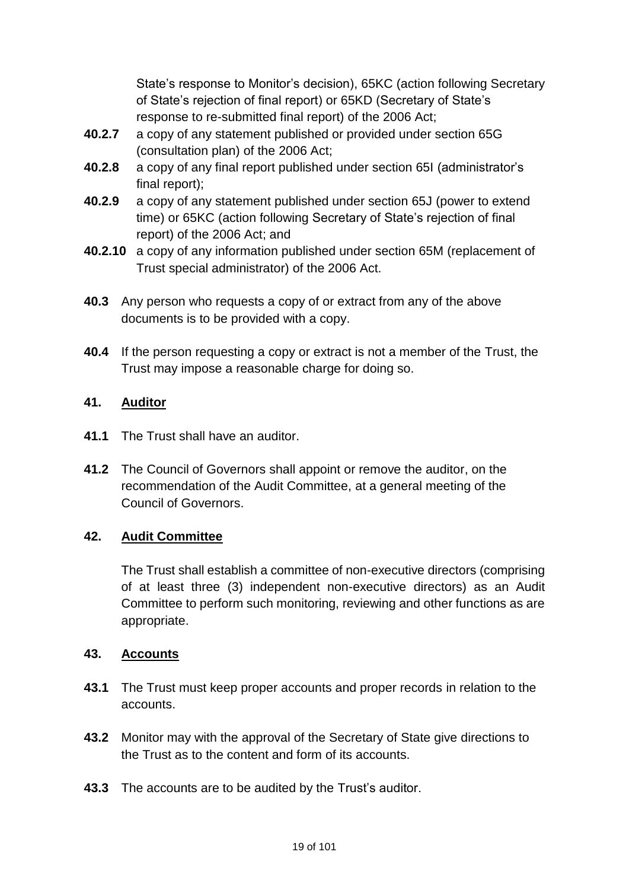State's response to Monitor's decision), 65KC (action following Secretary of State's rejection of final report) or 65KD (Secretary of State's response to re-submitted final report) of the 2006 Act;

**40.2.7** a copy of any statement published or provided under section 65G (consultation plan) of the 2006 Act;

**40.2.8** a copy of any final report published under section 65I (administrator's final report);

**40.2.9** a copy of any statement published under section 65J (power to extend time) or 65KC (action following Secretary of State's rejection of final report) of the 2006 Act; and

**40.2.10** a copy of any information published under section 65M (replacement of Trust special administrator) of the 2006 Act.

**40.3** Any person who requests a copy of or extract from any of the above documents is to be provided with a copy.

**40.4** If the person requesting a copy or extract is not a member of the Trust, the Trust may impose a reasonable charge for doing so.

## 41. Auditor

**41.1** The Trust shall have an auditor.

**41.2** The Council of Governors shall appoint or remove the auditor, on the recommendation of the Audit Committee, at a general meeting of the Council of Governors.

## 42. Audit Committee

The Trust shall establish a committee of non-executive directors (comprising of at least three (3) independent non-executive directors) as an Audit Committee to perform such monitoring, reviewing and other functions as are appropriate.

## 43. Accounts

**43.1** The Trust must keep proper accounts and proper records in relation to the accounts.

**43.2** Monitor may with the approval of the Secretary of State give directions to the Trust as to the content and form of its accounts.

**43.3** The accounts are to be audited by the Trust's auditor.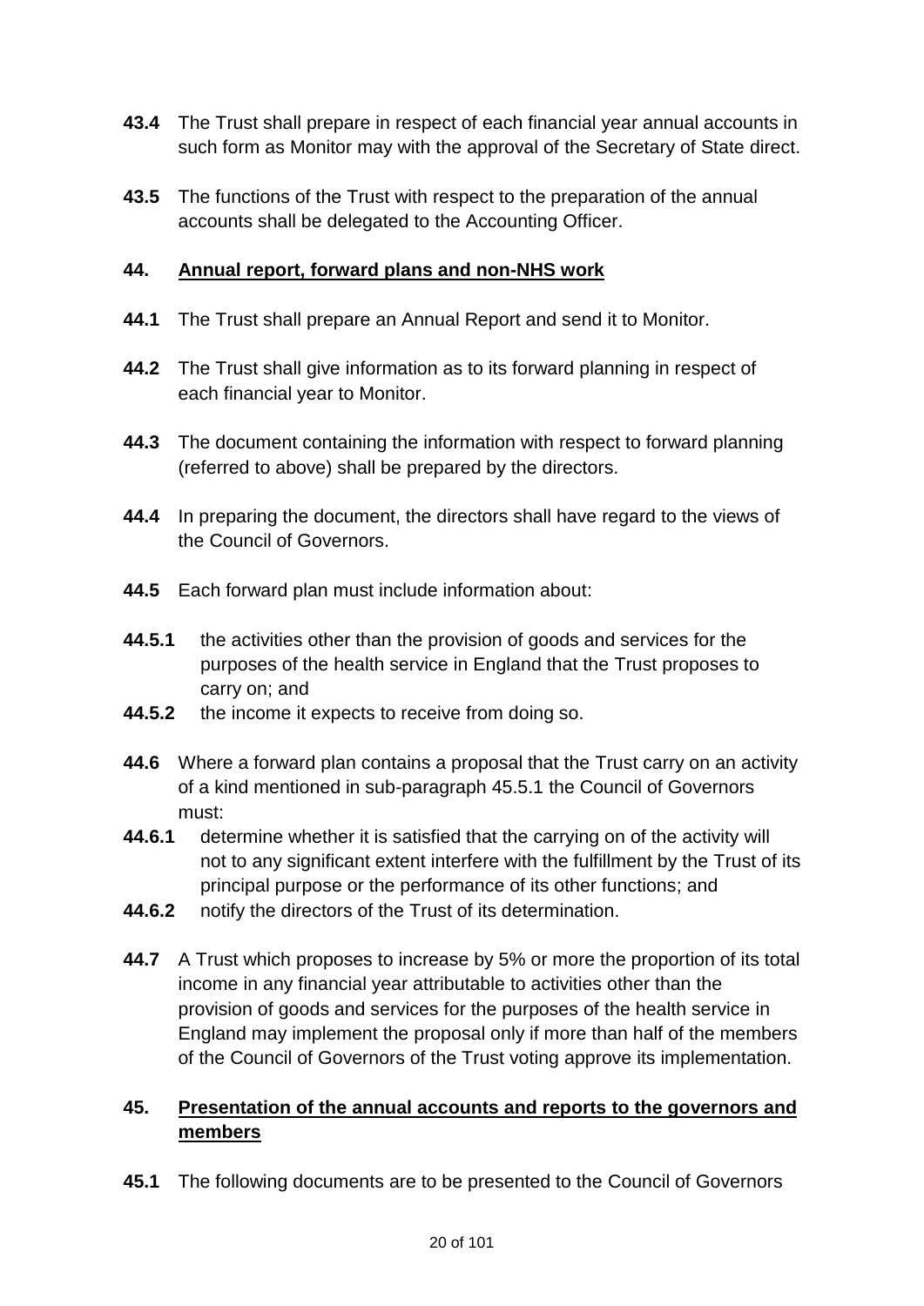**43.4** The Trust shall prepare in respect of each financial year annual accounts in such form as Monitor may with the approval of the Secretary of State direct.

**43.5** The functions of the Trust with respect to the preparation of the annual accounts shall be delegated to the Accounting Officer.

## 44. Annual report, forward plans and non-NHS work

**44.1** The Trust shall prepare an Annual Report and send it to Monitor.

**44.2** The Trust shall give information as to its forward planning in respect of each financial year to Monitor.

**44.3** The document containing the information with respect to forward planning (referred to above) shall be prepared by the directors.

**44.4** In preparing the document, the directors shall have regard to the views of the Council of Governors.

**44.5** Each forward plan must include information about:

**44.5.1** the activities other than the provision of goods and services for the purposes of the health service in England that the Trust proposes to carry on; and

**44.5.2** the income it expects to receive from doing so.

**44.6** Where a forward plan contains a proposal that the Trust carry on an activity of a kind mentioned in sub-paragraph 45.5.1 the Council of Governors must:

**44.6.1** determine whether it is satisfied that the carrying on of the activity will not to any significant extent interfere with the fulfillment by the Trust of its principal purpose or the performance of its other functions; and

**44.6.2** notify the directors of the Trust of its determination.

**44.7** A Trust which proposes to increase by 5% or more the proportion of its total income in any financial year attributable to activities other than the provision of goods and services for the purposes of the health service in England may implement the proposal only if more than half of the members of the Council of Governors of the Trust voting approve its implementation.

## 45. Presentation of the annual accounts and reports to the governors and members

**45.1** The following documents are to be presented to the Council of Governors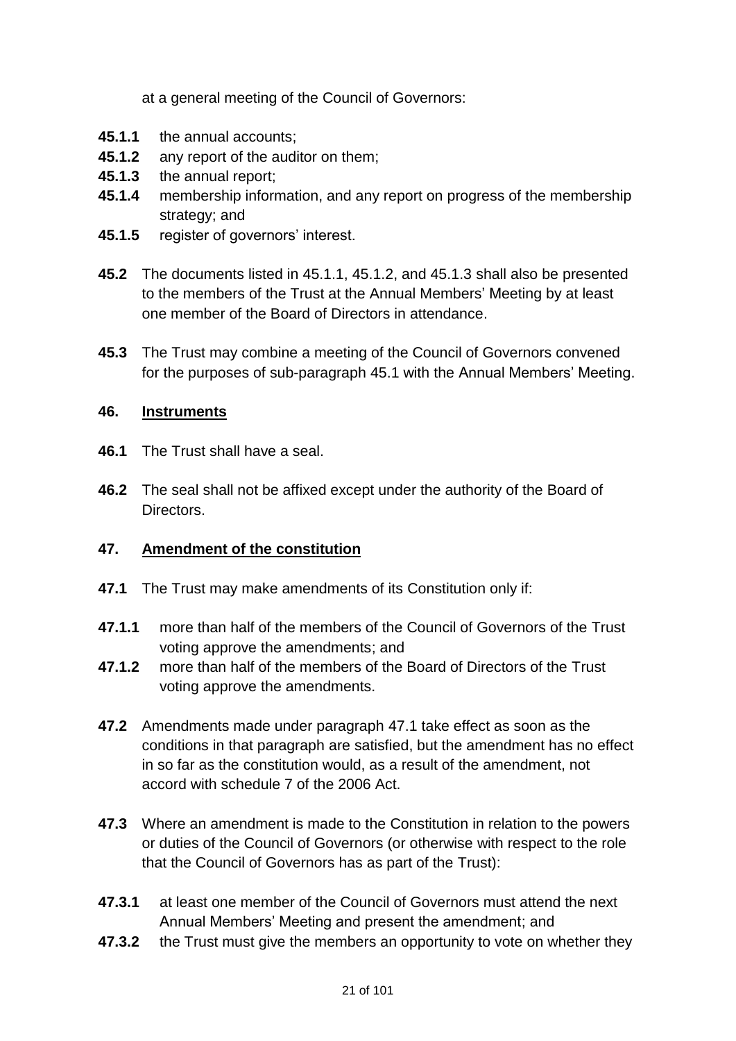at a general meeting of the Council of Governors:

**45.1.1** the annual accounts;
**45.1.2** any report of the auditor on them;
**45.1.3** the annual report;
**45.1.4** membership information, and any report on progress of the membership strategy; and
**45.1.5** register of governors' interest.

**45.2** The documents listed in 45.1.1, 45.1.2, and 45.1.3 shall also be presented to the members of the Trust at the Annual Members' Meeting by at least one member of the Board of Directors in attendance.

**45.3** The Trust may combine a meeting of the Council of Governors convened for the purposes of sub-paragraph 45.1 with the Annual Members' Meeting.

## 46. Instruments

**46.1** The Trust shall have a seal.

**46.2** The seal shall not be affixed except under the authority of the Board of Directors.

## 47. Amendment of the constitution

**47.1** The Trust may make amendments of its Constitution only if:

**47.1.1** more than half of the members of the Council of Governors of the Trust voting approve the amendments; and
**47.1.2** more than half of the members of the Board of Directors of the Trust voting approve the amendments.

**47.2** Amendments made under paragraph 47.1 take effect as soon as the conditions in that paragraph are satisfied, but the amendment has no effect in so far as the constitution would, as a result of the amendment, not accord with schedule 7 of the 2006 Act.

**47.3** Where an amendment is made to the Constitution in relation to the powers or duties of the Council of Governors (or otherwise with respect to the role that the Council of Governors has as part of the Trust):

**47.3.1** at least one member of the Council of Governors must attend the next Annual Members' Meeting and present the amendment; and
**47.3.2** the Trust must give the members an opportunity to vote on whether they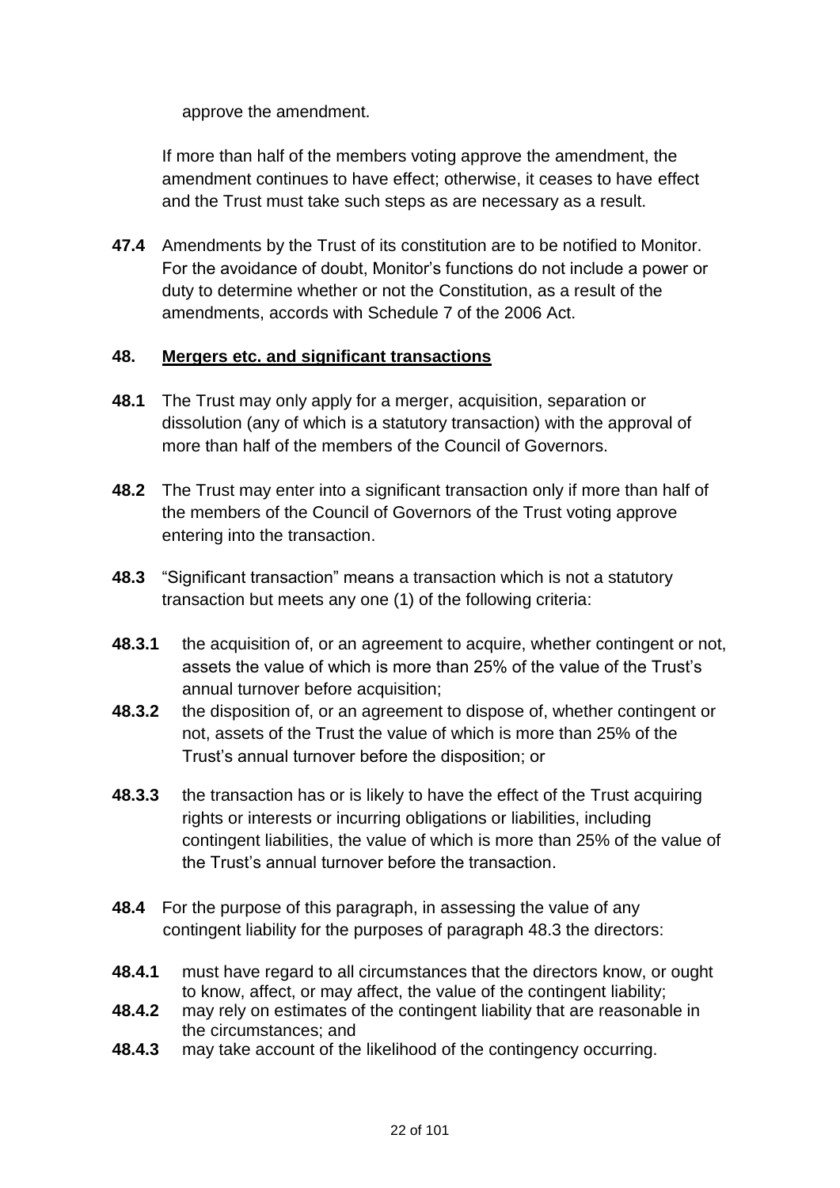approve the amendment.

If more than half of the members voting approve the amendment, the amendment continues to have effect; otherwise, it ceases to have effect and the Trust must take such steps as are necessary as a result.

**47.4** Amendments by the Trust of its constitution are to be notified to Monitor. For the avoidance of doubt, Monitor's functions do not include a power or duty to determine whether or not the Constitution, as a result of the amendments, accords with Schedule 7 of the 2006 Act.

## 48. Mergers etc. and significant transactions

**48.1** The Trust may only apply for a merger, acquisition, separation or dissolution (any of which is a statutory transaction) with the approval of more than half of the members of the Council of Governors.

**48.2** The Trust may enter into a significant transaction only if more than half of the members of the Council of Governors of the Trust voting approve entering into the transaction.

**48.3** "Significant transaction" means a transaction which is not a statutory transaction but meets any one (1) of the following criteria:

**48.3.1** the acquisition of, or an agreement to acquire, whether contingent or not, assets the value of which is more than 25% of the value of the Trust's annual turnover before acquisition;

**48.3.2** the disposition of, or an agreement to dispose of, whether contingent or not, assets of the Trust the value of which is more than 25% of the Trust's annual turnover before the disposition; or

**48.3.3** the transaction has or is likely to have the effect of the Trust acquiring rights or interests or incurring obligations or liabilities, including contingent liabilities, the value of which is more than 25% of the value of the Trust's annual turnover before the transaction.

**48.4** For the purpose of this paragraph, in assessing the value of any contingent liability for the purposes of paragraph 48.3 the directors:

**48.4.1** must have regard to all circumstances that the directors know, or ought to know, affect, or may affect, the value of the contingent liability;

**48.4.2** may rely on estimates of the contingent liability that are reasonable in the circumstances; and

**48.4.3** may take account of the likelihood of the contingency occurring.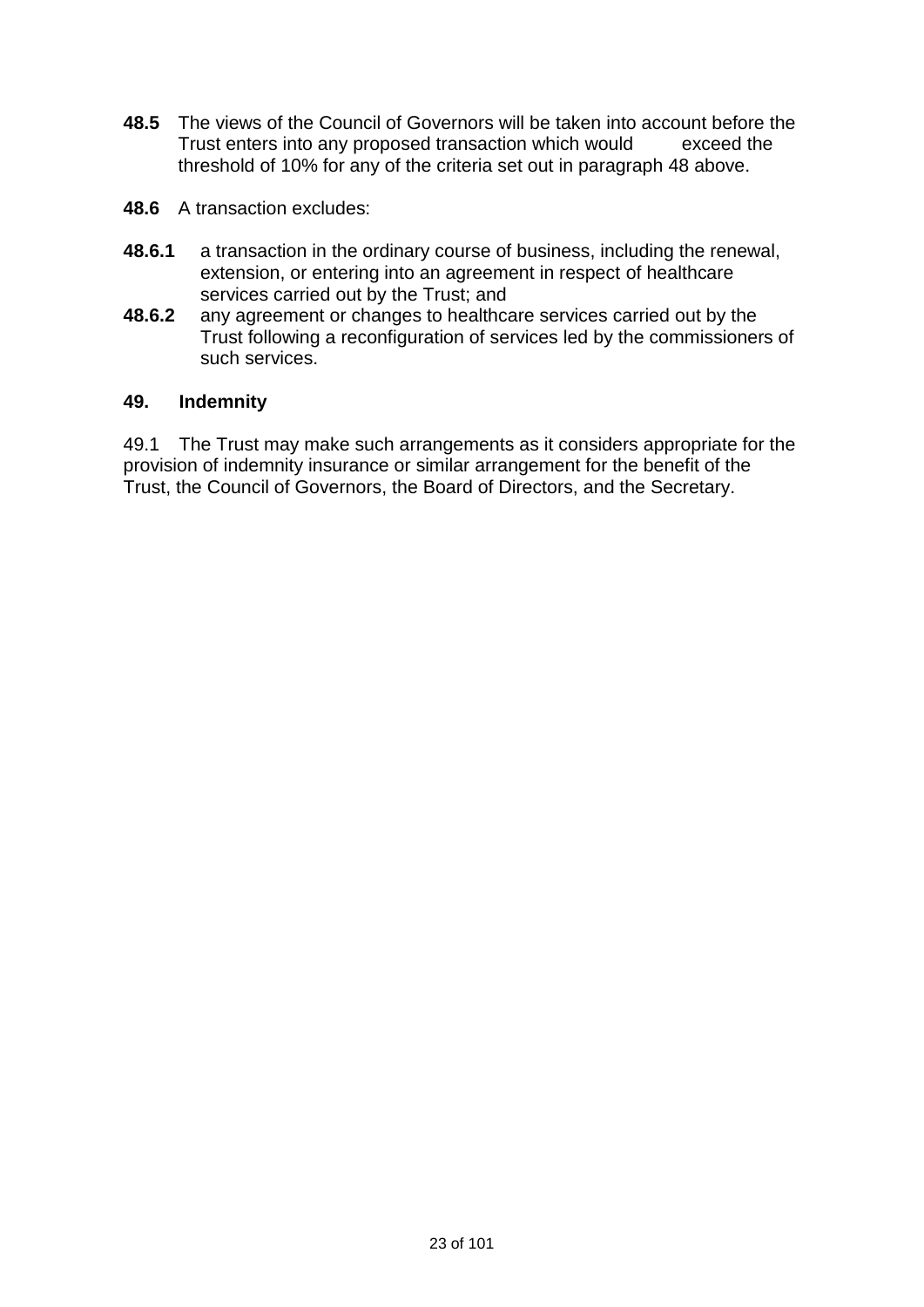**48.5** The views of the Council of Governors will be taken into account before the Trust enters into any proposed transaction which would exceed the threshold of 10% for any of the criteria set out in paragraph 48 above.

**48.6** A transaction excludes:

**48.6.1** a transaction in the ordinary course of business, including the renewal, extension, or entering into an agreement in respect of healthcare services carried out by the Trust; and

**48.6.2** any agreement or changes to healthcare services carried out by the Trust following a reconfiguration of services led by the commissioners of such services.

## 49. Indemnity

49.1 The Trust may make such arrangements as it considers appropriate for the provision of indemnity insurance or similar arrangement for the benefit of the Trust, the Council of Governors, the Board of Directors, and the Secretary.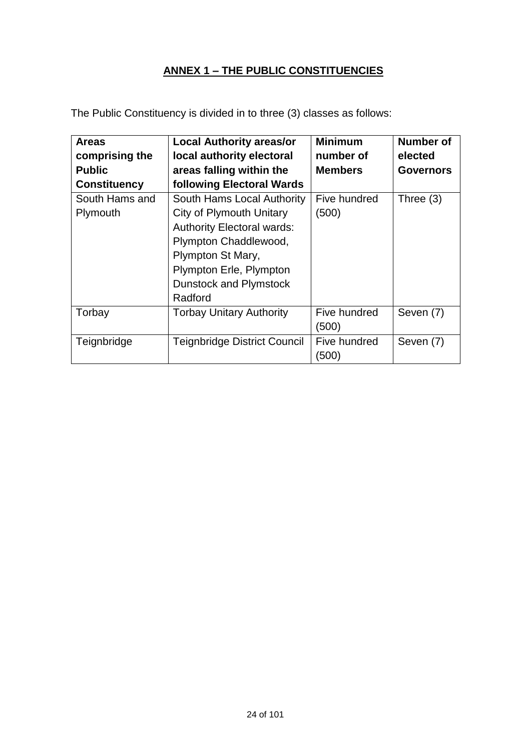## ANNEX 1 – THE PUBLIC CONSTITUENCIES

The Public Constituency is divided in to three (3) classes as follows:

| Areas comprising the Public Constituency | Local Authority areas/or local authority electoral areas falling within the following Electoral Wards | Minimum number of Members | Number of elected Governors |
|---|---|---|---|
| South Hams and Plymouth | South Hams Local Authority City of Plymouth Unitary Authority Electoral wards: Plympton Chaddlewood, Plympton St Mary, Plympton Erle, Plympton Dunstock and Plymstock Radford | Five hundred (500) | Three (3) |
| Torbay | Torbay Unitary Authority | Five hundred (500) | Seven (7) |
| Teignbridge | Teignbridge District Council | Five hundred (500) | Seven (7) |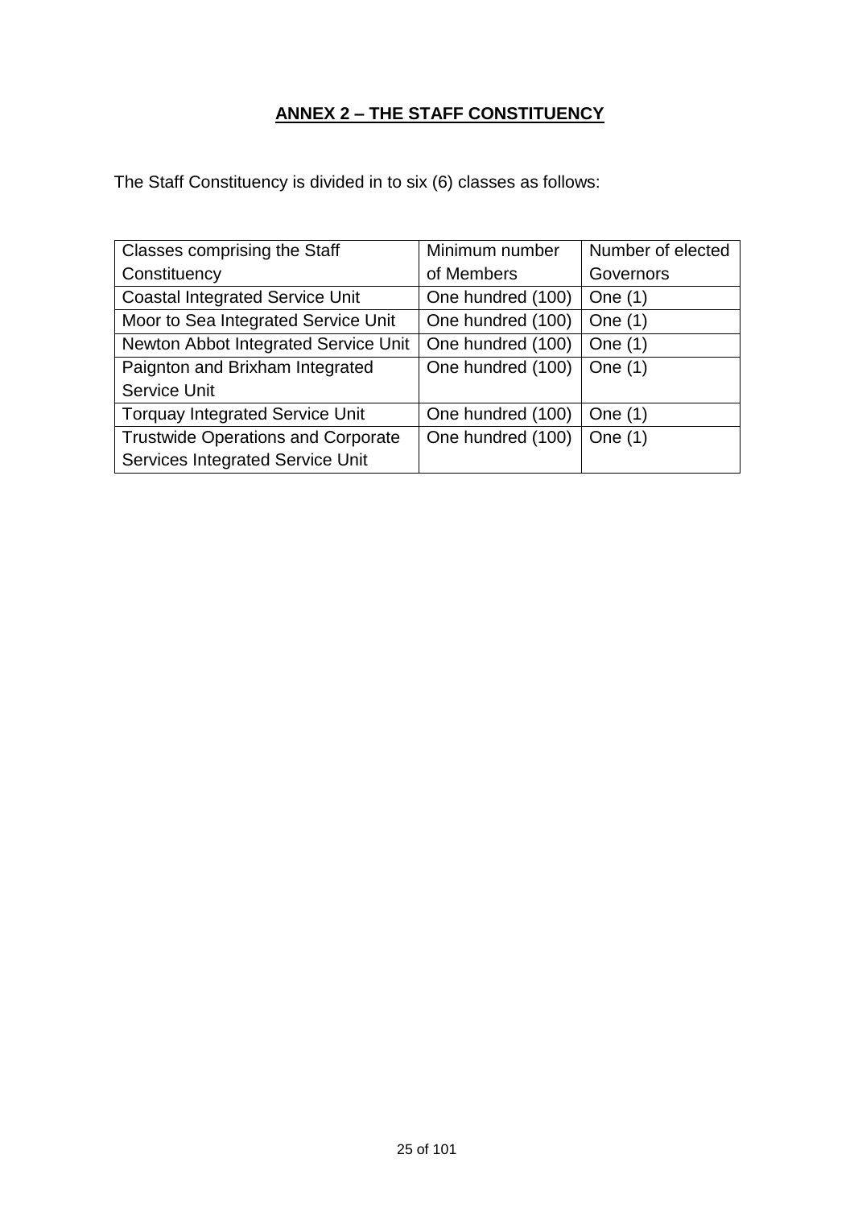## **ANNEX 2 – THE STAFF CONSTITUENCY**

The Staff Constituency is divided in to six (6) classes as follows:

| Classes comprising the Staff Constituency | Minimum number of Members | Number of elected Governors |
| --- | --- | --- |
| Coastal Integrated Service Unit | One hundred (100) | One (1) |
| Moor to Sea Integrated Service Unit | One hundred (100) | One (1) |
| Newton Abbot Integrated Service Unit | One hundred (100) | One (1) |
| Paignton and Brixham Integrated Service Unit | One hundred (100) | One (1) |
| Torquay Integrated Service Unit | One hundred (100) | One (1) |
| Trustwide Operations and Corporate Services Integrated Service Unit | One hundred (100) | One (1) |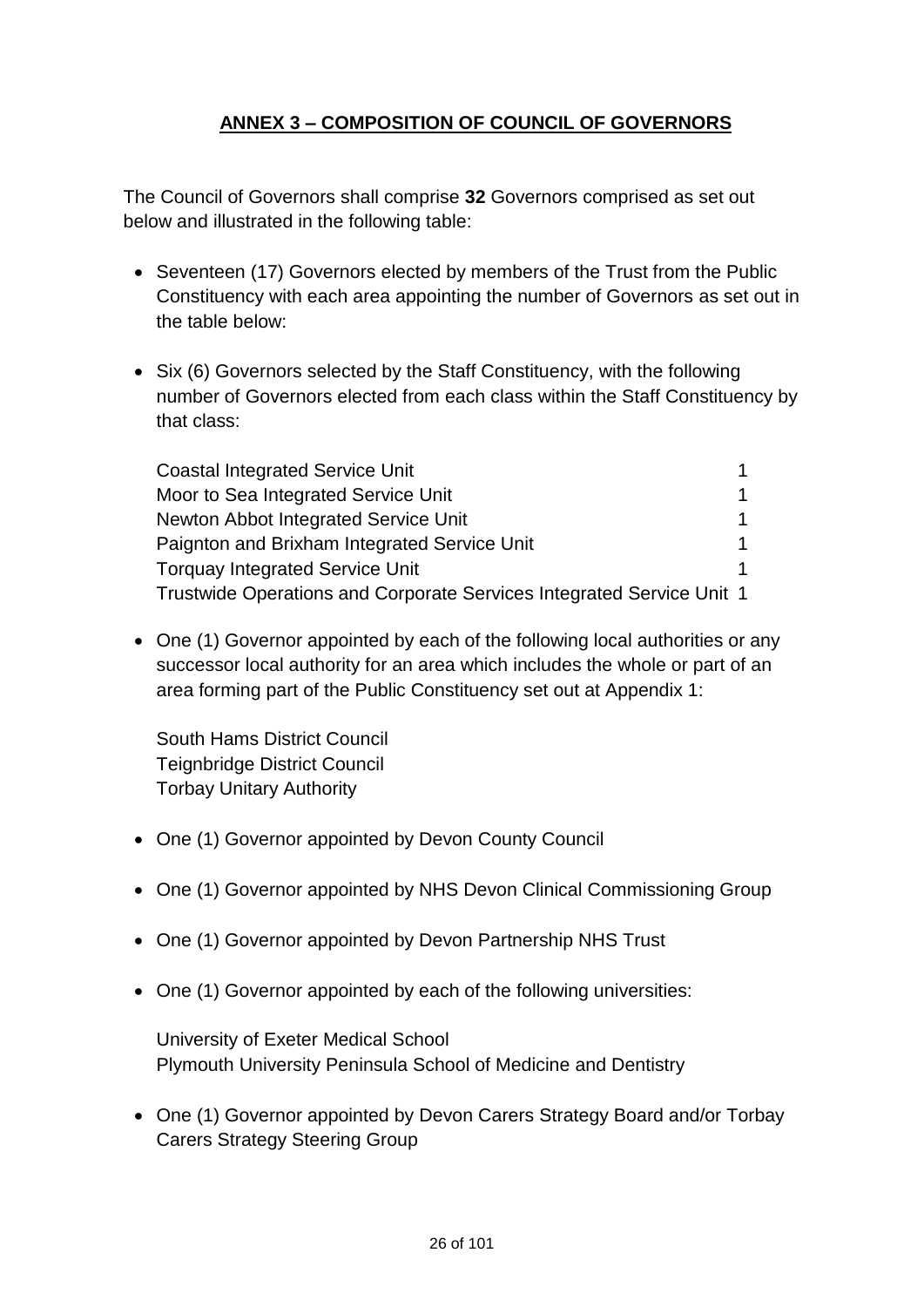## ANNEX 3 – COMPOSITION OF COUNCIL OF GOVERNORS

The Council of Governors shall comprise **32** Governors comprised as set out below and illustrated in the following table:

- Seventeen (17) Governors elected by members of the Trust from the Public Constituency with each area appointing the number of Governors as set out in the table below:

- Six (6) Governors selected by the Staff Constituency, with the following number of Governors elected from each class within the Staff Constituency by that class:

| | |
|---|---|
| Coastal Integrated Service Unit | 1 |
| Moor to Sea Integrated Service Unit | 1 |
| Newton Abbot Integrated Service Unit | 1 |
| Paignton and Brixham Integrated Service Unit | 1 |
| Torquay Integrated Service Unit | 1 |
| Trustwide Operations and Corporate Services Integrated Service Unit | 1 |

- One (1) Governor appointed by each of the following local authorities or any successor local authority for an area which includes the whole or part of an area forming part of the Public Constituency set out at Appendix 1:

  South Hams District Council
  Teignbridge District Council
  Torbay Unitary Authority

- One (1) Governor appointed by Devon County Council

- One (1) Governor appointed by NHS Devon Clinical Commissioning Group

- One (1) Governor appointed by Devon Partnership NHS Trust

- One (1) Governor appointed by each of the following universities:

  University of Exeter Medical School
  Plymouth University Peninsula School of Medicine and Dentistry

- One (1) Governor appointed by Devon Carers Strategy Board and/or Torbay Carers Strategy Steering Group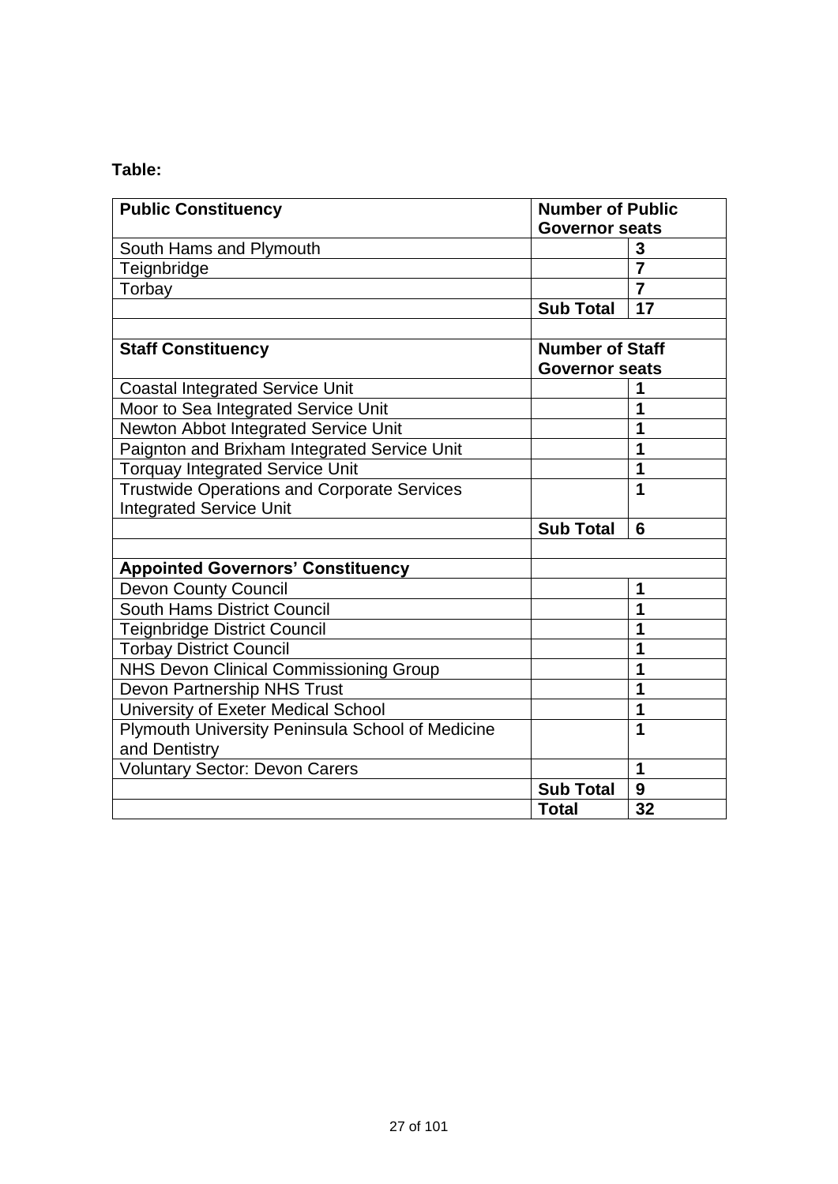**Table:**

| Public Constituency | Number of Public Governor seats | |
|---|---|---|
| South Hams and Plymouth | | **3** |
| Teignbridge | | **7** |
| Torbay | | **7** |
| | **Sub Total** | **17** |
| | | |
| **Staff Constituency** | **Number of Staff Governor seats** | |
| Coastal Integrated Service Unit | | **1** |
| Moor to Sea Integrated Service Unit | | **1** |
| Newton Abbot Integrated Service Unit | | **1** |
| Paignton and Brixham Integrated Service Unit | | **1** |
| Torquay Integrated Service Unit | | **1** |
| Trustwide Operations and Corporate Services Integrated Service Unit | | **1** |
| | **Sub Total** | **6** |
| | | |
| **Appointed Governors' Constituency** | | |
| Devon County Council | | **1** |
| South Hams District Council | | **1** |
| Teignbridge District Council | | **1** |
| Torbay District Council | | **1** |
| NHS Devon Clinical Commissioning Group | | **1** |
| Devon Partnership NHS Trust | | **1** |
| University of Exeter Medical School | | **1** |
| Plymouth University Peninsula School of Medicine and Dentistry | | **1** |
| Voluntary Sector: Devon Carers | | **1** |
| | **Sub Total** | **9** |
| | **Total** | **32** |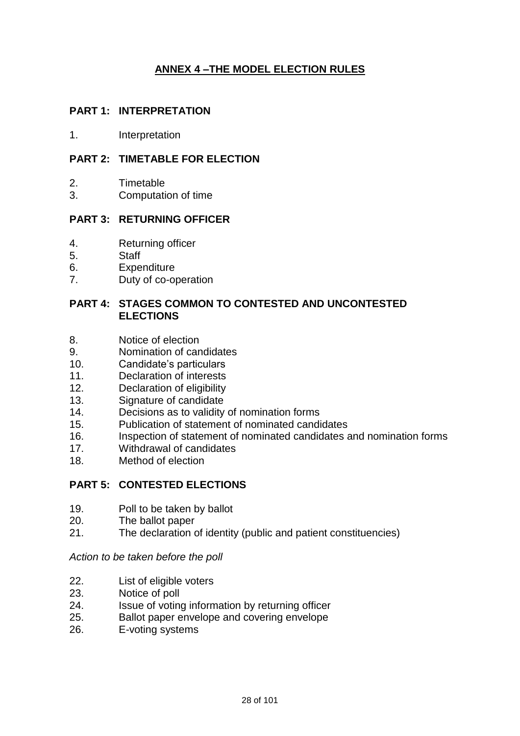# ANNEX 4 –THE MODEL ELECTION RULES

## PART 1: INTERPRETATION

1. Interpretation

## PART 2: TIMETABLE FOR ELECTION

2. Timetable
3. Computation of time

## PART 3: RETURNING OFFICER

4. Returning officer
5. Staff
6. Expenditure
7. Duty of co-operation

## PART 4: STAGES COMMON TO CONTESTED AND UNCONTESTED ELECTIONS

8. Notice of election
9. Nomination of candidates
10. Candidate's particulars
11. Declaration of interests
12. Declaration of eligibility
13. Signature of candidate
14. Decisions as to validity of nomination forms
15. Publication of statement of nominated candidates
16. Inspection of statement of nominated candidates and nomination forms
17. Withdrawal of candidates
18. Method of election

## PART 5: CONTESTED ELECTIONS

19. Poll to be taken by ballot
20. The ballot paper
21. The declaration of identity (public and patient constituencies)

*Action to be taken before the poll*

22. List of eligible voters
23. Notice of poll
24. Issue of voting information by returning officer
25. Ballot paper envelope and covering envelope
26. E-voting systems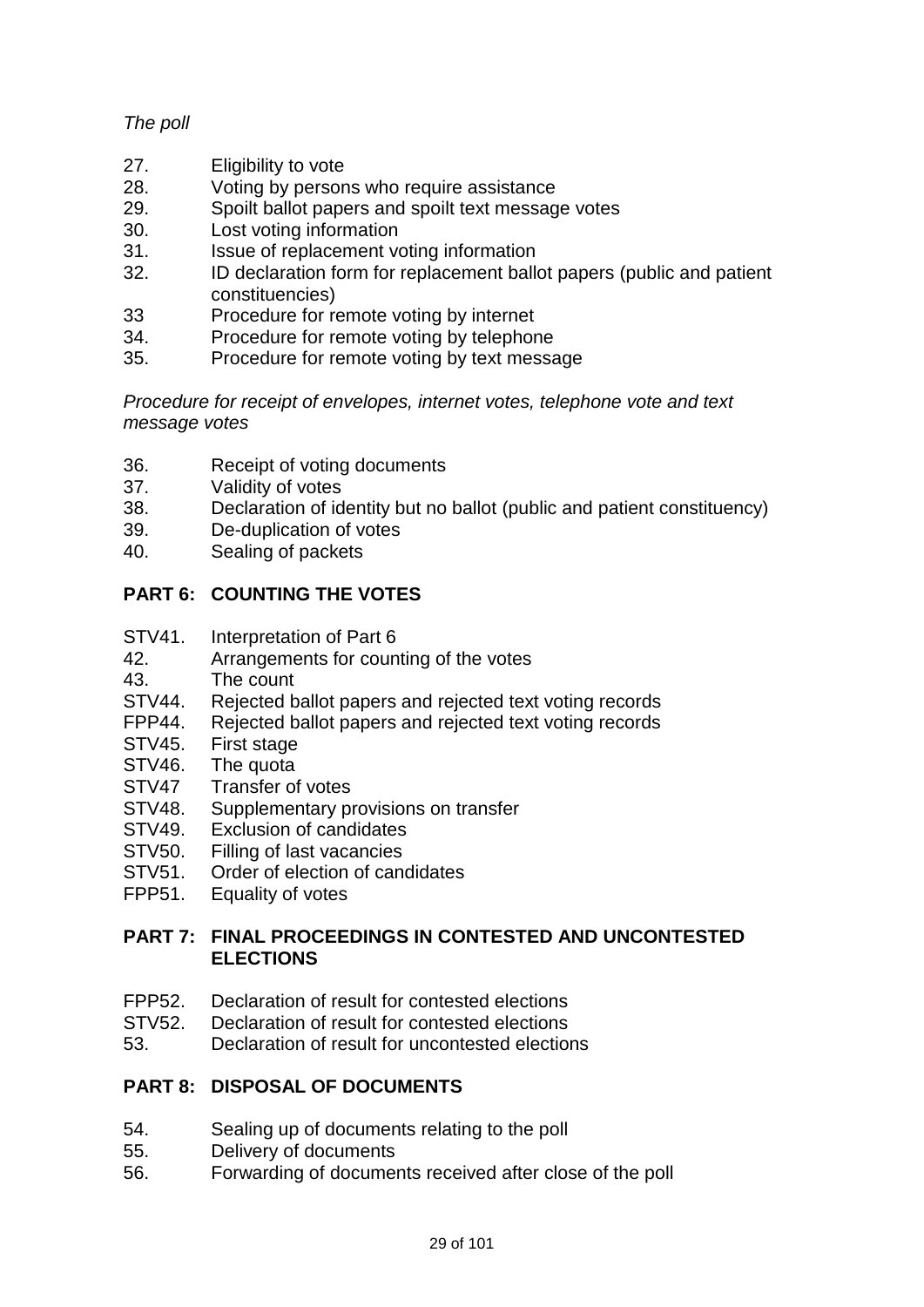*The poll*

27. Eligibility to vote
28. Voting by persons who require assistance
29. Spoilt ballot papers and spoilt text message votes
30. Lost voting information
31. Issue of replacement voting information
32. ID declaration form for replacement ballot papers (public and patient constituencies)
33 Procedure for remote voting by internet
34. Procedure for remote voting by telephone
35. Procedure for remote voting by text message

*Procedure for receipt of envelopes, internet votes, telephone vote and text message votes*

36. Receipt of voting documents
37. Validity of votes
38. Declaration of identity but no ballot (public and patient constituency)
39. De-duplication of votes
40. Sealing of packets

**PART 6: COUNTING THE VOTES**

STV41. Interpretation of Part 6
42. Arrangements for counting of the votes
43. The count
STV44. Rejected ballot papers and rejected text voting records
FPP44. Rejected ballot papers and rejected text voting records
STV45. First stage
STV46. The quota
STV47 Transfer of votes
STV48. Supplementary provisions on transfer
STV49. Exclusion of candidates
STV50. Filling of last vacancies
STV51. Order of election of candidates
FPP51. Equality of votes

**PART 7: FINAL PROCEEDINGS IN CONTESTED AND UNCONTESTED ELECTIONS**

FPP52. Declaration of result for contested elections
STV52. Declaration of result for contested elections
53. Declaration of result for uncontested elections

**PART 8: DISPOSAL OF DOCUMENTS**

54. Sealing up of documents relating to the poll
55. Delivery of documents
56. Forwarding of documents received after close of the poll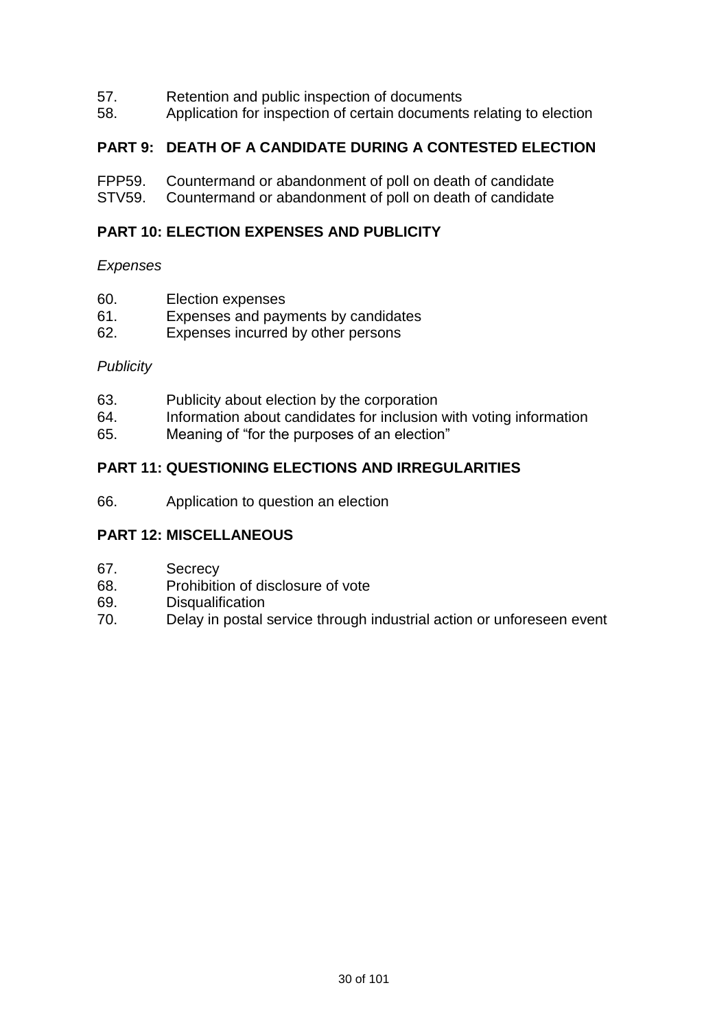57. Retention and public inspection of documents
58. Application for inspection of certain documents relating to election

**PART 9: DEATH OF A CANDIDATE DURING A CONTESTED ELECTION**

FPP59. Countermand or abandonment of poll on death of candidate
STV59. Countermand or abandonment of poll on death of candidate

**PART 10: ELECTION EXPENSES AND PUBLICITY**

*Expenses*

60. Election expenses
61. Expenses and payments by candidates
62. Expenses incurred by other persons

*Publicity*

63. Publicity about election by the corporation
64. Information about candidates for inclusion with voting information
65. Meaning of "for the purposes of an election"

**PART 11: QUESTIONING ELECTIONS AND IRREGULARITIES**

66. Application to question an election

**PART 12: MISCELLANEOUS**

67. Secrecy
68. Prohibition of disclosure of vote
69. Disqualification
70. Delay in postal service through industrial action or unforeseen event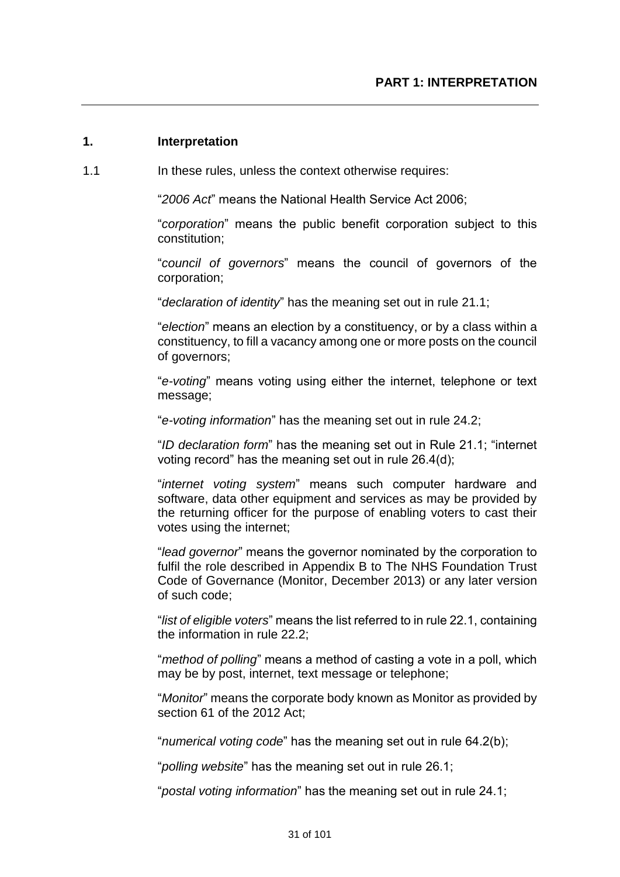## PART 1: INTERPRETATION

### 1. Interpretation

1.1 In these rules, unless the context otherwise requires:

"*2006 Act*" means the National Health Service Act 2006;

"*corporation*" means the public benefit corporation subject to this constitution;

"*council of governors*" means the council of governors of the corporation;

"*declaration of identity*" has the meaning set out in rule 21.1;

"*election*" means an election by a constituency, or by a class within a constituency, to fill a vacancy among one or more posts on the council of governors;

"*e-voting*" means voting using either the internet, telephone or text message;

"*e-voting information*" has the meaning set out in rule 24.2;

"*ID declaration form*" has the meaning set out in Rule 21.1; "internet voting record" has the meaning set out in rule 26.4(d);

"*internet voting system*" means such computer hardware and software, data other equipment and services as may be provided by the returning officer for the purpose of enabling voters to cast their votes using the internet;

"*lead governor*" means the governor nominated by the corporation to fulfil the role described in Appendix B to The NHS Foundation Trust Code of Governance (Monitor, December 2013) or any later version of such code;

"*list of eligible voters*" means the list referred to in rule 22.1, containing the information in rule 22.2;

"*method of polling*" means a method of casting a vote in a poll, which may be by post, internet, text message or telephone;

"*Monitor*" means the corporate body known as Monitor as provided by section 61 of the 2012 Act;

"*numerical voting code*" has the meaning set out in rule 64.2(b);

"*polling website*" has the meaning set out in rule 26.1;

"*postal voting information*" has the meaning set out in rule 24.1;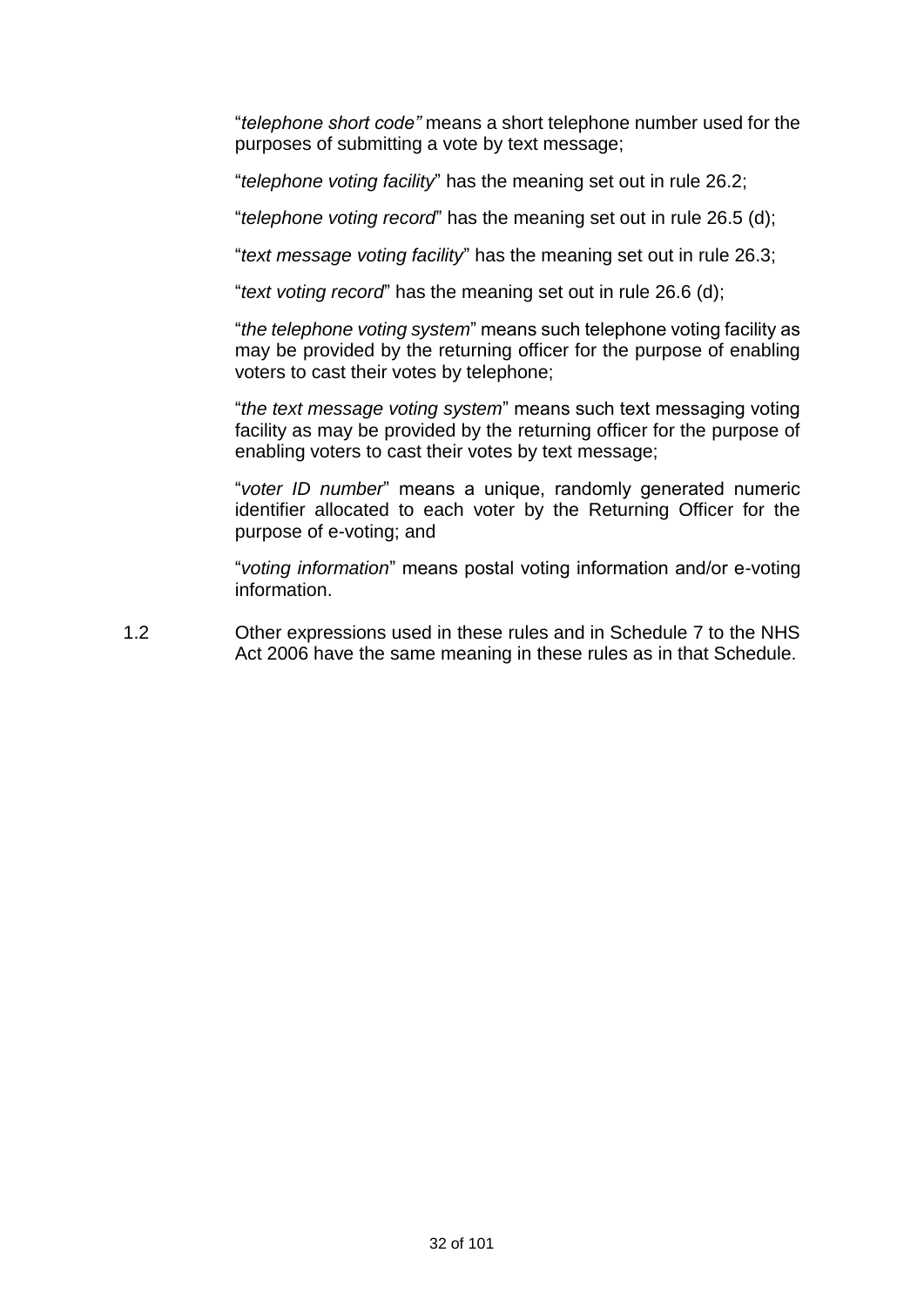"*telephone short code"* means a short telephone number used for the purposes of submitting a vote by text message;

"*telephone voting facility*" has the meaning set out in rule 26.2;

"*telephone voting record*" has the meaning set out in rule 26.5 (d);

"*text message voting facility*" has the meaning set out in rule 26.3;

"*text voting record*" has the meaning set out in rule 26.6 (d);

"*the telephone voting system*" means such telephone voting facility as may be provided by the returning officer for the purpose of enabling voters to cast their votes by telephone;

"*the text message voting system*" means such text messaging voting facility as may be provided by the returning officer for the purpose of enabling voters to cast their votes by text message;

"*voter ID number*" means a unique, randomly generated numeric identifier allocated to each voter by the Returning Officer for the purpose of e-voting; and

"*voting information*" means postal voting information and/or e-voting information.

1.2 Other expressions used in these rules and in Schedule 7 to the NHS Act 2006 have the same meaning in these rules as in that Schedule.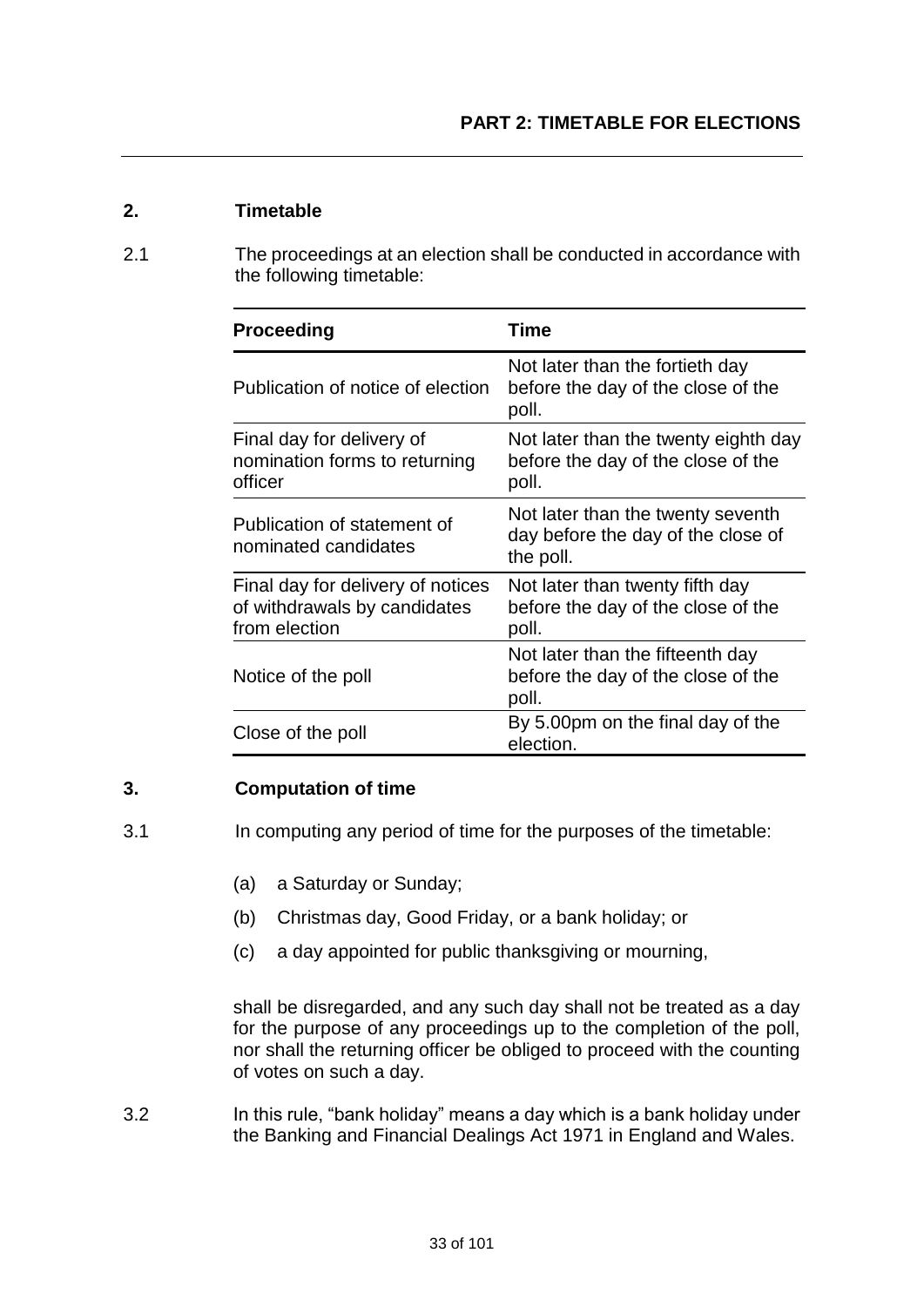## PART 2: TIMETABLE FOR ELECTIONS

### 2. Timetable

2.1 The proceedings at an election shall be conducted in accordance with the following timetable:

| Proceeding | Time |
|---|---|
| Publication of notice of election | Not later than the fortieth day before the day of the close of the poll. |
| Final day for delivery of nomination forms to returning officer | Not later than the twenty eighth day before the day of the close of the poll. |
| Publication of statement of nominated candidates | Not later than the twenty seventh day before the day of the close of the poll. |
| Final day for delivery of notices of withdrawals by candidates from election | Not later than twenty fifth day before the day of the close of the poll. |
| Notice of the poll | Not later than the fifteenth day before the day of the close of the poll. |
| Close of the poll | By 5.00pm on the final day of the election. |

### 3. Computation of time

3.1 In computing any period of time for the purposes of the timetable:

(a) a Saturday or Sunday;

(b) Christmas day, Good Friday, or a bank holiday; or

(c) a day appointed for public thanksgiving or mourning,

shall be disregarded, and any such day shall not be treated as a day for the purpose of any proceedings up to the completion of the poll, nor shall the returning officer be obliged to proceed with the counting of votes on such a day.

3.2 In this rule, "bank holiday" means a day which is a bank holiday under the Banking and Financial Dealings Act 1971 in England and Wales.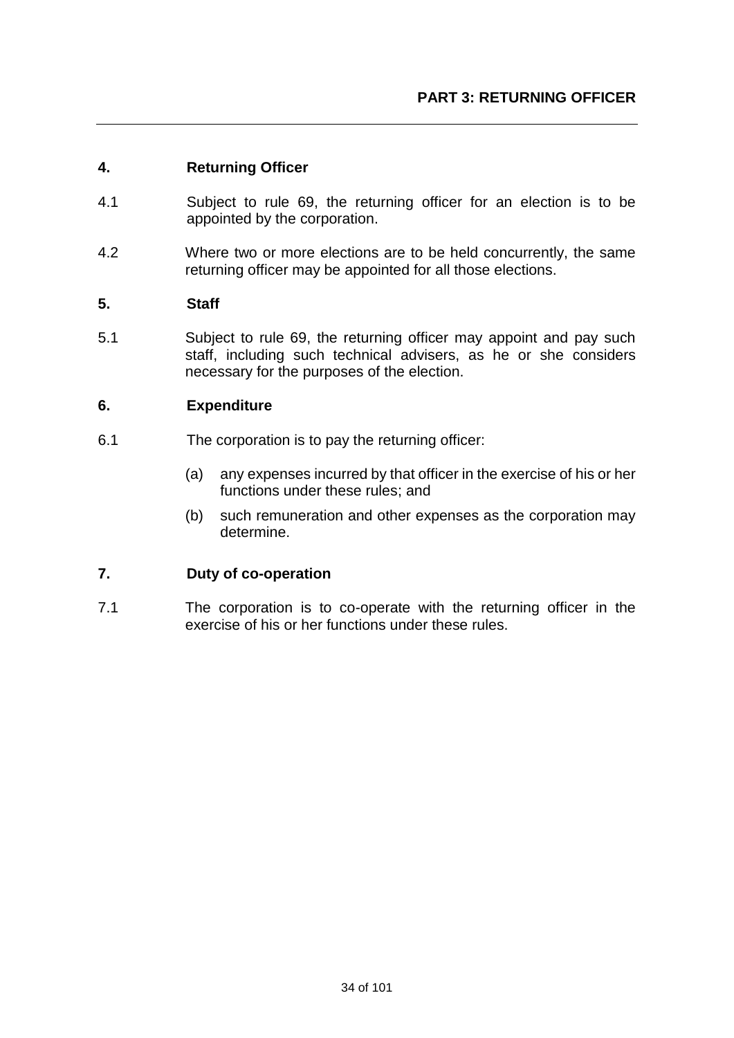## PART 3: RETURNING OFFICER

### 4. Returning Officer

4.1 Subject to rule 69, the returning officer for an election is to be appointed by the corporation.

4.2 Where two or more elections are to be held concurrently, the same returning officer may be appointed for all those elections.

### 5. Staff

5.1 Subject to rule 69, the returning officer may appoint and pay such staff, including such technical advisers, as he or she considers necessary for the purposes of the election.

### 6. Expenditure

6.1 The corporation is to pay the returning officer:

(a) any expenses incurred by that officer in the exercise of his or her functions under these rules; and

(b) such remuneration and other expenses as the corporation may determine.

### 7. Duty of co-operation

7.1 The corporation is to co-operate with the returning officer in the exercise of his or her functions under these rules.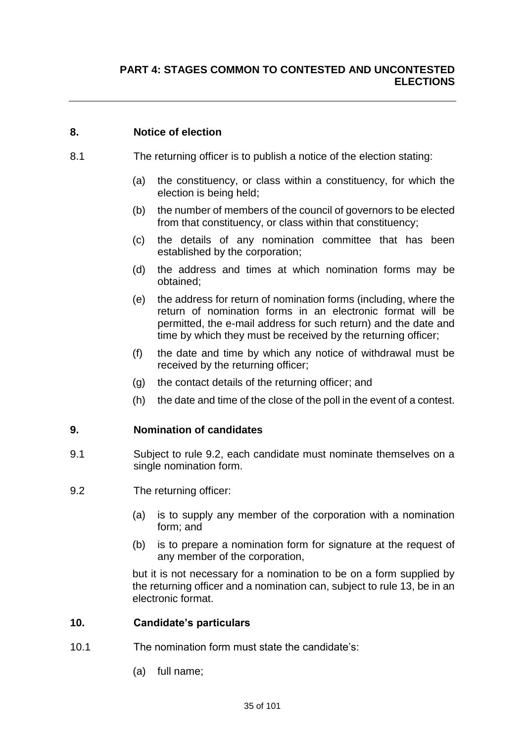## PART 4: STAGES COMMON TO CONTESTED AND UNCONTESTED ELECTIONS

### 8. Notice of election

8.1 The returning officer is to publish a notice of the election stating:

(a) the constituency, or class within a constituency, for which the election is being held;

(b) the number of members of the council of governors to be elected from that constituency, or class within that constituency;

(c) the details of any nomination committee that has been established by the corporation;

(d) the address and times at which nomination forms may be obtained;

(e) the address for return of nomination forms (including, where the return of nomination forms in an electronic format will be permitted, the e-mail address for such return) and the date and time by which they must be received by the returning officer;

(f) the date and time by which any notice of withdrawal must be received by the returning officer;

(g) the contact details of the returning officer; and

(h) the date and time of the close of the poll in the event of a contest.

### 9. Nomination of candidates

9.1 Subject to rule 9.2, each candidate must nominate themselves on a single nomination form.

9.2 The returning officer:

(a) is to supply any member of the corporation with a nomination form; and

(b) is to prepare a nomination form for signature at the request of any member of the corporation,

but it is not necessary for a nomination to be on a form supplied by the returning officer and a nomination can, subject to rule 13, be in an electronic format.

### 10. Candidate's particulars

10.1 The nomination form must state the candidate's:

(a) full name;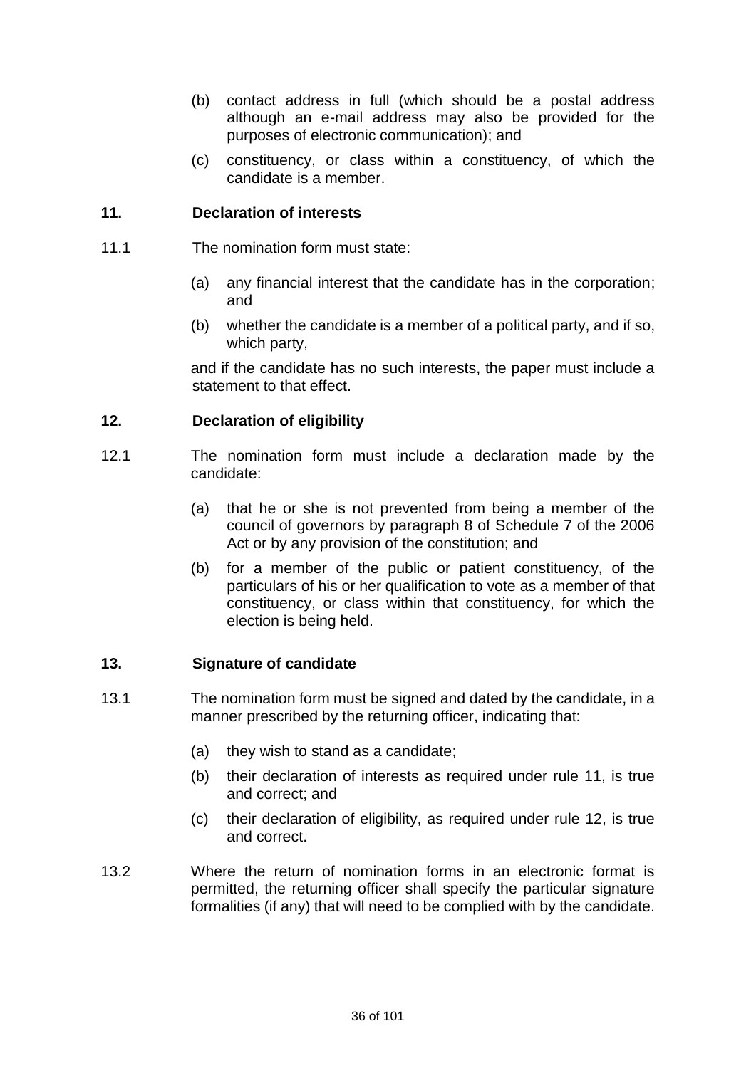(b) contact address in full (which should be a postal address although an e-mail address may also be provided for the purposes of electronic communication); and

(c) constituency, or class within a constituency, of which the candidate is a member.

### 11. Declaration of interests

11.1 The nomination form must state:

(a) any financial interest that the candidate has in the corporation; and

(b) whether the candidate is a member of a political party, and if so, which party,

and if the candidate has no such interests, the paper must include a statement to that effect.

### 12. Declaration of eligibility

12.1 The nomination form must include a declaration made by the candidate:

(a) that he or she is not prevented from being a member of the council of governors by paragraph 8 of Schedule 7 of the 2006 Act or by any provision of the constitution; and

(b) for a member of the public or patient constituency, of the particulars of his or her qualification to vote as a member of that constituency, or class within that constituency, for which the election is being held.

### 13. Signature of candidate

13.1 The nomination form must be signed and dated by the candidate, in a manner prescribed by the returning officer, indicating that:

(a) they wish to stand as a candidate;

(b) their declaration of interests as required under rule 11, is true and correct; and

(c) their declaration of eligibility, as required under rule 12, is true and correct.

13.2 Where the return of nomination forms in an electronic format is permitted, the returning officer shall specify the particular signature formalities (if any) that will need to be complied with by the candidate.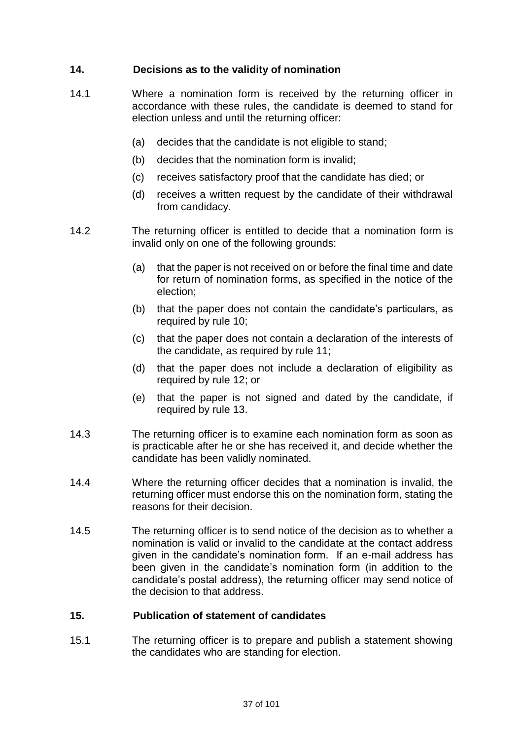## 14. Decisions as to the validity of nomination

14.1 Where a nomination form is received by the returning officer in accordance with these rules, the candidate is deemed to stand for election unless and until the returning officer:

(a) decides that the candidate is not eligible to stand;

(b) decides that the nomination form is invalid;

(c) receives satisfactory proof that the candidate has died; or

(d) receives a written request by the candidate of their withdrawal from candidacy.

14.2 The returning officer is entitled to decide that a nomination form is invalid only on one of the following grounds:

(a) that the paper is not received on or before the final time and date for return of nomination forms, as specified in the notice of the election;

(b) that the paper does not contain the candidate's particulars, as required by rule 10;

(c) that the paper does not contain a declaration of the interests of the candidate, as required by rule 11;

(d) that the paper does not include a declaration of eligibility as required by rule 12; or

(e) that the paper is not signed and dated by the candidate, if required by rule 13.

14.3 The returning officer is to examine each nomination form as soon as is practicable after he or she has received it, and decide whether the candidate has been validly nominated.

14.4 Where the returning officer decides that a nomination is invalid, the returning officer must endorse this on the nomination form, stating the reasons for their decision.

14.5 The returning officer is to send notice of the decision as to whether a nomination is valid or invalid to the candidate at the contact address given in the candidate's nomination form. If an e-mail address has been given in the candidate's nomination form (in addition to the candidate's postal address), the returning officer may send notice of the decision to that address.

## 15. Publication of statement of candidates

15.1 The returning officer is to prepare and publish a statement showing the candidates who are standing for election.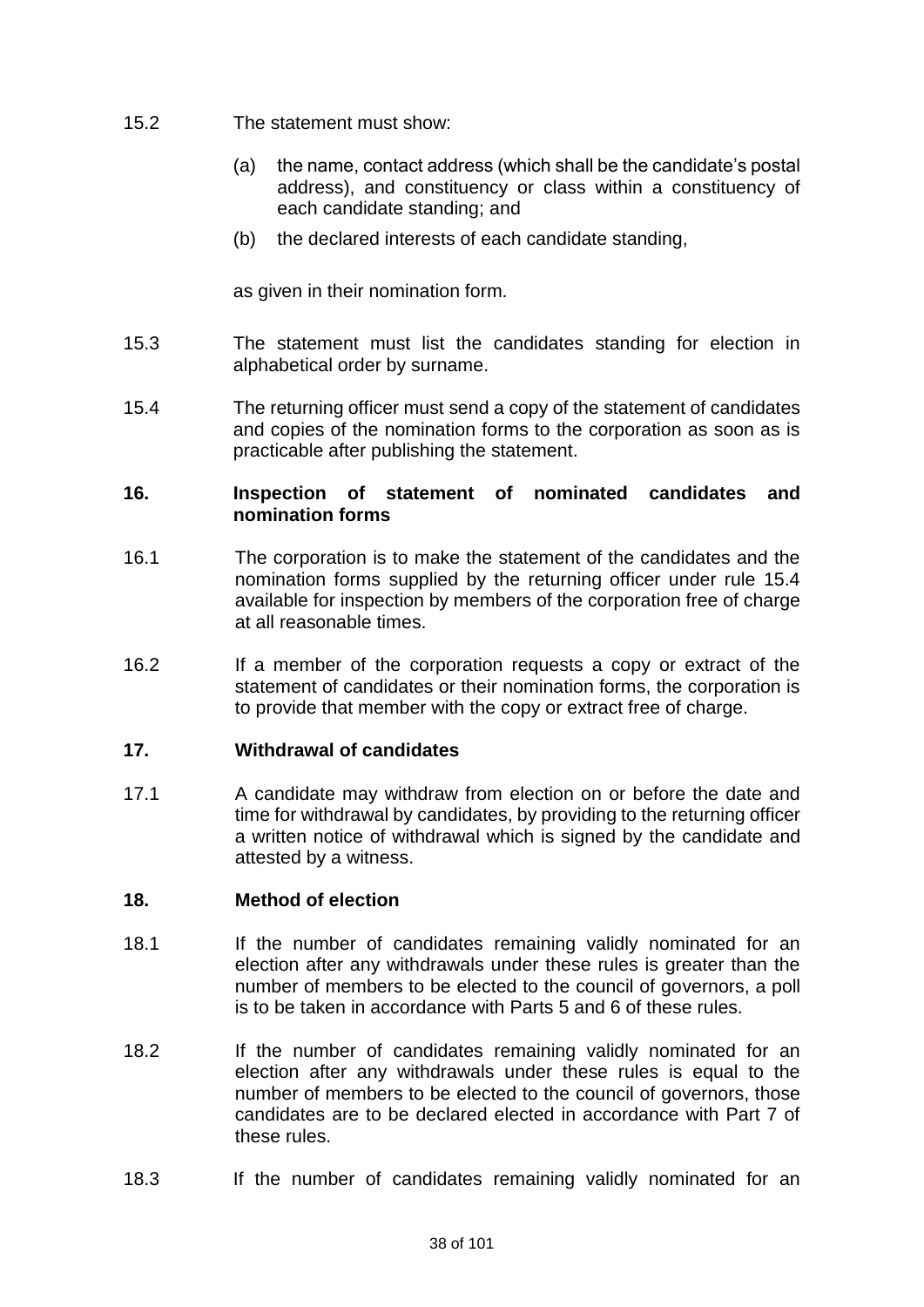15.2 The statement must show:

(a) the name, contact address (which shall be the candidate's postal address), and constituency or class within a constituency of each candidate standing; and

(b) the declared interests of each candidate standing,

as given in their nomination form.

15.3 The statement must list the candidates standing for election in alphabetical order by surname.

15.4 The returning officer must send a copy of the statement of candidates and copies of the nomination forms to the corporation as soon as is practicable after publishing the statement.

## 16. Inspection of statement of nominated candidates and nomination forms

16.1 The corporation is to make the statement of the candidates and the nomination forms supplied by the returning officer under rule 15.4 available for inspection by members of the corporation free of charge at all reasonable times.

16.2 If a member of the corporation requests a copy or extract of the statement of candidates or their nomination forms, the corporation is to provide that member with the copy or extract free of charge.

## 17. Withdrawal of candidates

17.1 A candidate may withdraw from election on or before the date and time for withdrawal by candidates, by providing to the returning officer a written notice of withdrawal which is signed by the candidate and attested by a witness.

## 18. Method of election

18.1 If the number of candidates remaining validly nominated for an election after any withdrawals under these rules is greater than the number of members to be elected to the council of governors, a poll is to be taken in accordance with Parts 5 and 6 of these rules.

18.2 If the number of candidates remaining validly nominated for an election after any withdrawals under these rules is equal to the number of members to be elected to the council of governors, those candidates are to be declared elected in accordance with Part 7 of these rules.

18.3 If the number of candidates remaining validly nominated for an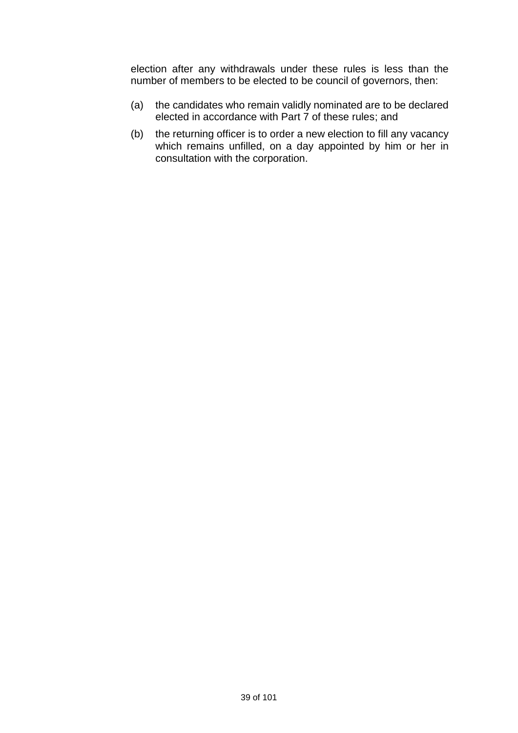election after any withdrawals under these rules is less than the number of members to be elected to be council of governors, then:

(a) the candidates who remain validly nominated are to be declared elected in accordance with Part 7 of these rules; and

(b) the returning officer is to order a new election to fill any vacancy which remains unfilled, on a day appointed by him or her in consultation with the corporation.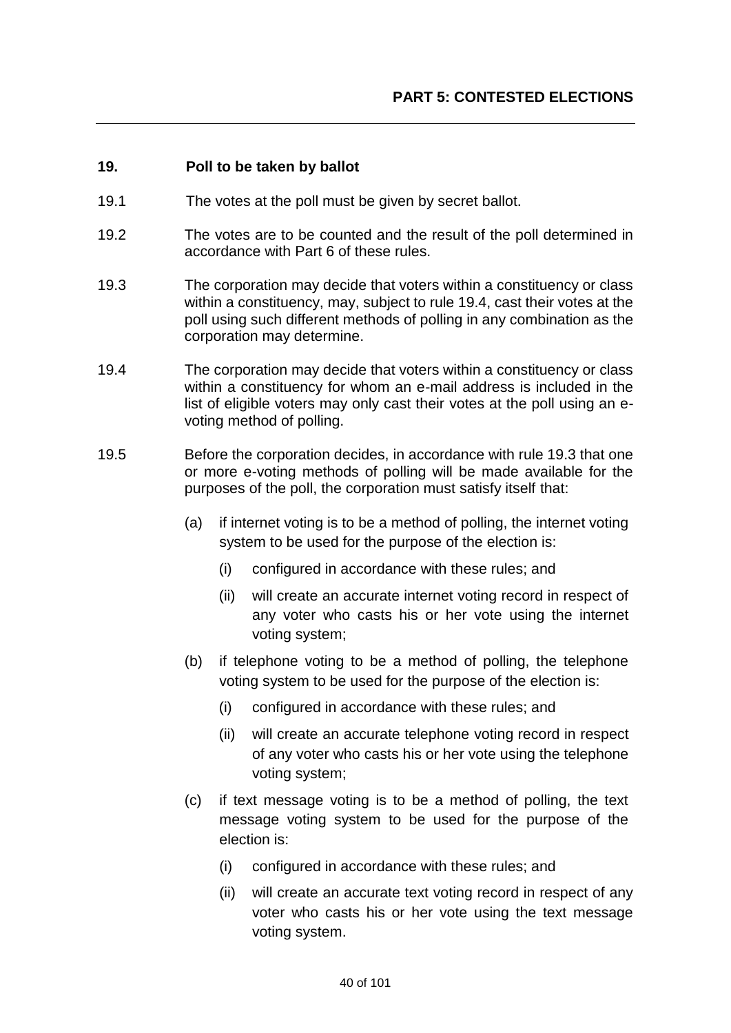# PART 5: CONTESTED ELECTIONS

## 19. Poll to be taken by ballot

19.1 The votes at the poll must be given by secret ballot.

19.2 The votes are to be counted and the result of the poll determined in accordance with Part 6 of these rules.

19.3 The corporation may decide that voters within a constituency or class within a constituency, may, subject to rule 19.4, cast their votes at the poll using such different methods of polling in any combination as the corporation may determine.

19.4 The corporation may decide that voters within a constituency or class within a constituency for whom an e-mail address is included in the list of eligible voters may only cast their votes at the poll using an e-voting method of polling.

19.5 Before the corporation decides, in accordance with rule 19.3 that one or more e-voting methods of polling will be made available for the purposes of the poll, the corporation must satisfy itself that:

- (a) if internet voting is to be a method of polling, the internet voting system to be used for the purpose of the election is:
    - (i) configured in accordance with these rules; and
    - (ii) will create an accurate internet voting record in respect of any voter who casts his or her vote using the internet voting system;
- (b) if telephone voting to be a method of polling, the telephone voting system to be used for the purpose of the election is:
    - (i) configured in accordance with these rules; and
    - (ii) will create an accurate telephone voting record in respect of any voter who casts his or her vote using the telephone voting system;
- (c) if text message voting is to be a method of polling, the text message voting system to be used for the purpose of the election is:
    - (i) configured in accordance with these rules; and
    - (ii) will create an accurate text voting record in respect of any voter who casts his or her vote using the text message voting system.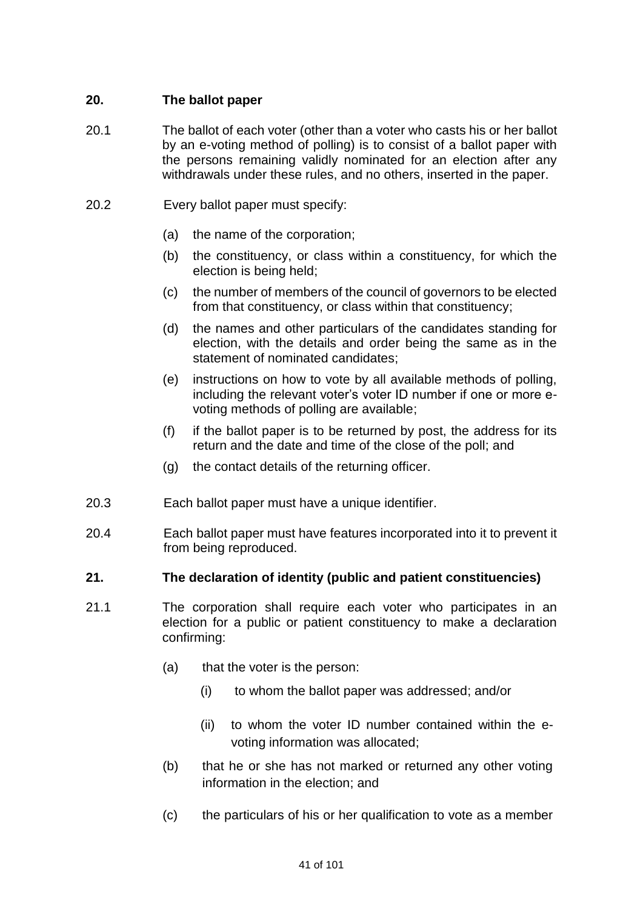## 20. The ballot paper

20.1 The ballot of each voter (other than a voter who casts his or her ballot by an e-voting method of polling) is to consist of a ballot paper with the persons remaining validly nominated for an election after any withdrawals under these rules, and no others, inserted in the paper.

20.2 Every ballot paper must specify:

(a) the name of the corporation;

(b) the constituency, or class within a constituency, for which the election is being held;

(c) the number of members of the council of governors to be elected from that constituency, or class within that constituency;

(d) the names and other particulars of the candidates standing for election, with the details and order being the same as in the statement of nominated candidates;

(e) instructions on how to vote by all available methods of polling, including the relevant voter's voter ID number if one or more e-voting methods of polling are available;

(f) if the ballot paper is to be returned by post, the address for its return and the date and time of the close of the poll; and

(g) the contact details of the returning officer.

20.3 Each ballot paper must have a unique identifier.

20.4 Each ballot paper must have features incorporated into it to prevent it from being reproduced.

## 21. The declaration of identity (public and patient constituencies)

21.1 The corporation shall require each voter who participates in an election for a public or patient constituency to make a declaration confirming:

(a) that the voter is the person:

(i) to whom the ballot paper was addressed; and/or

(ii) to whom the voter ID number contained within the e-voting information was allocated;

(b) that he or she has not marked or returned any other voting information in the election; and

(c) the particulars of his or her qualification to vote as a member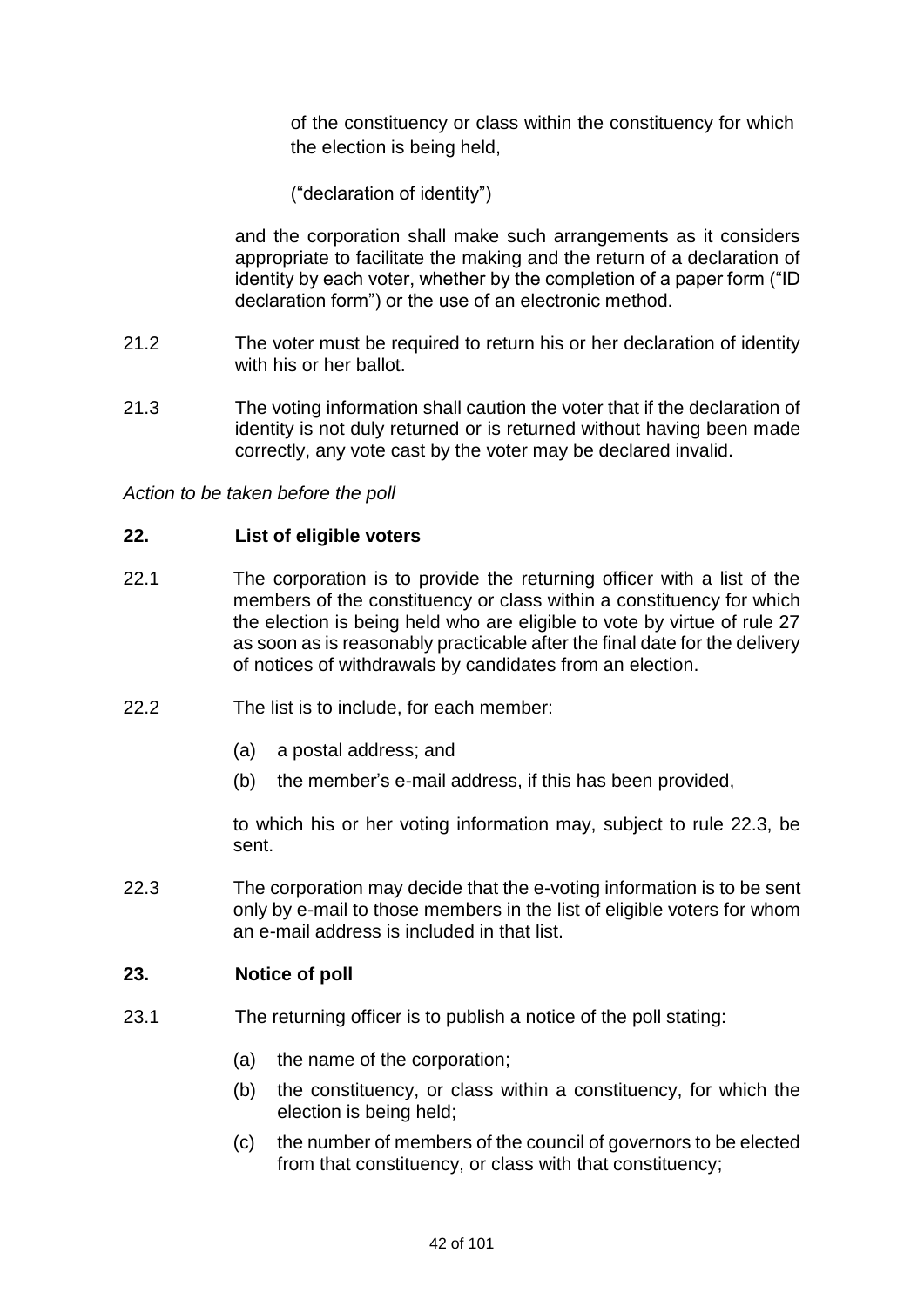of the constituency or class within the constituency for which the election is being held,

("declaration of identity")

and the corporation shall make such arrangements as it considers appropriate to facilitate the making and the return of a declaration of identity by each voter, whether by the completion of a paper form ("ID declaration form") or the use of an electronic method.

21.2 The voter must be required to return his or her declaration of identity with his or her ballot.

21.3 The voting information shall caution the voter that if the declaration of identity is not duly returned or is returned without having been made correctly, any vote cast by the voter may be declared invalid.

*Action to be taken before the poll*

**22. List of eligible voters**

22.1 The corporation is to provide the returning officer with a list of the members of the constituency or class within a constituency for which the election is being held who are eligible to vote by virtue of rule 27 as soon as is reasonably practicable after the final date for the delivery of notices of withdrawals by candidates from an election.

22.2 The list is to include, for each member:

(a) a postal address; and

(b) the member's e-mail address, if this has been provided,

to which his or her voting information may, subject to rule 22.3, be sent.

22.3 The corporation may decide that the e-voting information is to be sent only by e-mail to those members in the list of eligible voters for whom an e-mail address is included in that list.

**23. Notice of poll**

23.1 The returning officer is to publish a notice of the poll stating:

(a) the name of the corporation;

(b) the constituency, or class within a constituency, for which the election is being held;

(c) the number of members of the council of governors to be elected from that constituency, or class with that constituency;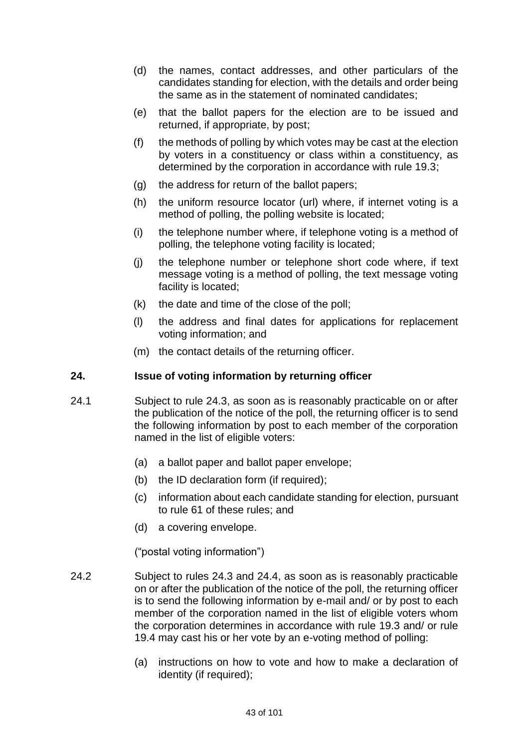(d) the names, contact addresses, and other particulars of the candidates standing for election, with the details and order being the same as in the statement of nominated candidates;

(e) that the ballot papers for the election are to be issued and returned, if appropriate, by post;

(f) the methods of polling by which votes may be cast at the election by voters in a constituency or class within a constituency, as determined by the corporation in accordance with rule 19.3;

(g) the address for return of the ballot papers;

(h) the uniform resource locator (url) where, if internet voting is a method of polling, the polling website is located;

(i) the telephone number where, if telephone voting is a method of polling, the telephone voting facility is located;

(j) the telephone number or telephone short code where, if text message voting is a method of polling, the text message voting facility is located;

(k) the date and time of the close of the poll;

(l) the address and final dates for applications for replacement voting information; and

(m) the contact details of the returning officer.

## 24. Issue of voting information by returning officer

24.1 Subject to rule 24.3, as soon as is reasonably practicable on or after the publication of the notice of the poll, the returning officer is to send the following information by post to each member of the corporation named in the list of eligible voters:

(a) a ballot paper and ballot paper envelope;

(b) the ID declaration form (if required);

(c) information about each candidate standing for election, pursuant to rule 61 of these rules; and

(d) a covering envelope.

("postal voting information")

24.2 Subject to rules 24.3 and 24.4, as soon as is reasonably practicable on or after the publication of the notice of the poll, the returning officer is to send the following information by e-mail and/ or by post to each member of the corporation named in the list of eligible voters whom the corporation determines in accordance with rule 19.3 and/ or rule 19.4 may cast his or her vote by an e-voting method of polling:

(a) instructions on how to vote and how to make a declaration of identity (if required);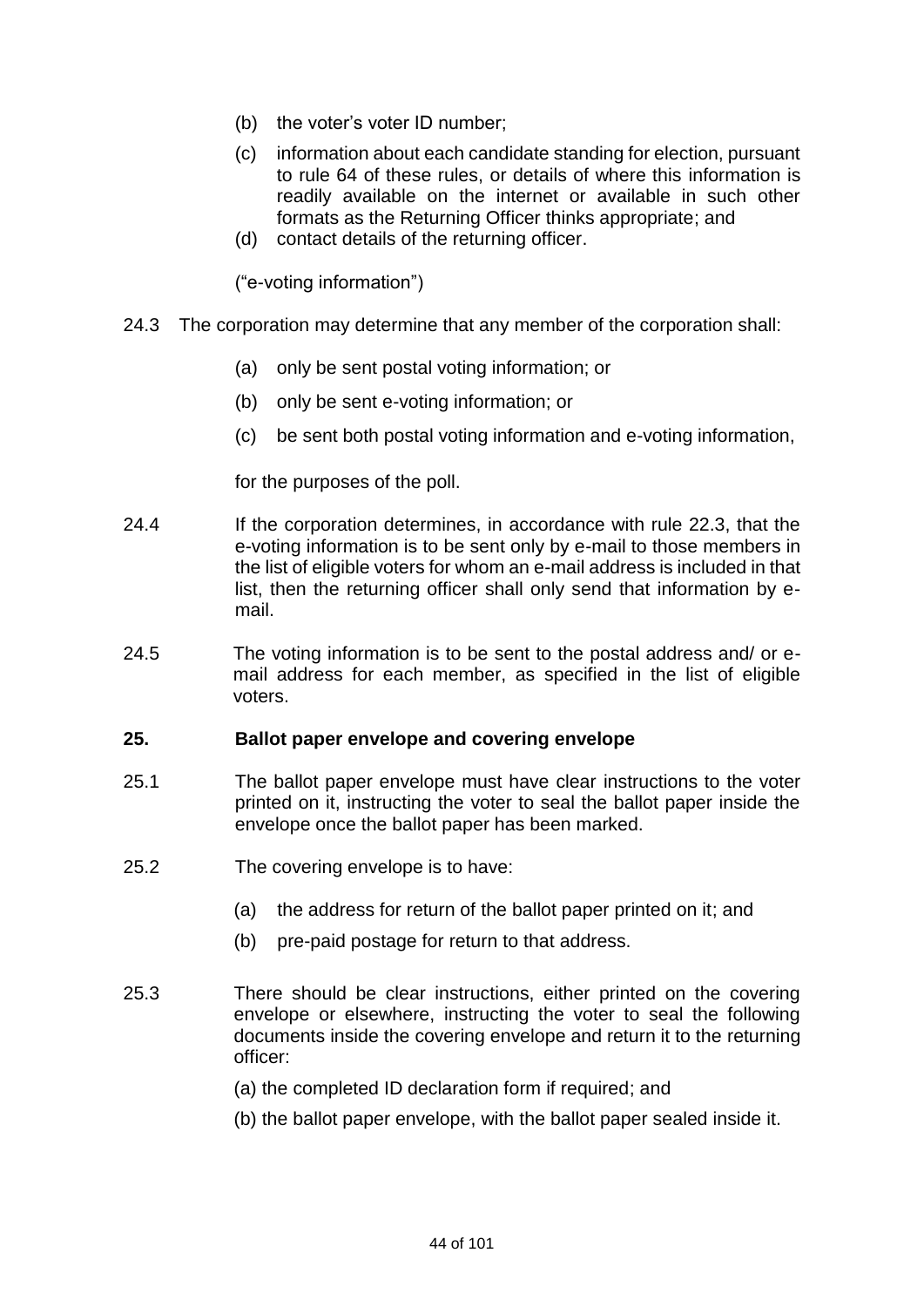(b) the voter's voter ID number;

(c) information about each candidate standing for election, pursuant to rule 64 of these rules, or details of where this information is readily available on the internet or available in such other formats as the Returning Officer thinks appropriate; and

(d) contact details of the returning officer.

("e-voting information")

24.3 The corporation may determine that any member of the corporation shall:

(a) only be sent postal voting information; or

(b) only be sent e-voting information; or

(c) be sent both postal voting information and e-voting information,

for the purposes of the poll.

24.4 If the corporation determines, in accordance with rule 22.3, that the e-voting information is to be sent only by e-mail to those members in the list of eligible voters for whom an e-mail address is included in that list, then the returning officer shall only send that information by e-mail.

24.5 The voting information is to be sent to the postal address and/ or e-mail address for each member, as specified in the list of eligible voters.

## 25. Ballot paper envelope and covering envelope

25.1 The ballot paper envelope must have clear instructions to the voter printed on it, instructing the voter to seal the ballot paper inside the envelope once the ballot paper has been marked.

25.2 The covering envelope is to have:

(a) the address for return of the ballot paper printed on it; and

(b) pre-paid postage for return to that address.

25.3 There should be clear instructions, either printed on the covering envelope or elsewhere, instructing the voter to seal the following documents inside the covering envelope and return it to the returning officer:

(a) the completed ID declaration form if required; and

(b) the ballot paper envelope, with the ballot paper sealed inside it.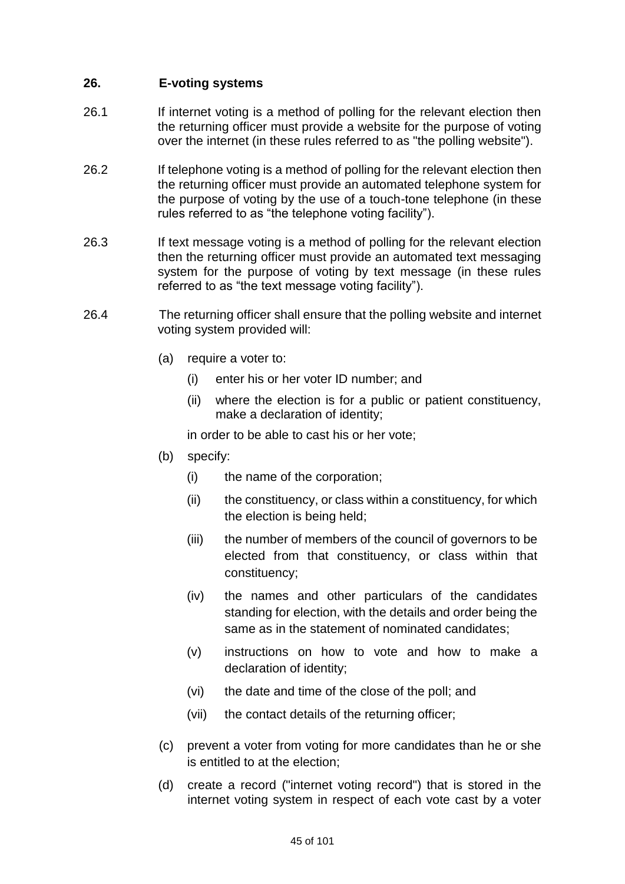## 26. E-voting systems

26.1 If internet voting is a method of polling for the relevant election then the returning officer must provide a website for the purpose of voting over the internet (in these rules referred to as "the polling website").

26.2 If telephone voting is a method of polling for the relevant election then the returning officer must provide an automated telephone system for the purpose of voting by the use of a touch-tone telephone (in these rules referred to as "the telephone voting facility").

26.3 If text message voting is a method of polling for the relevant election then the returning officer must provide an automated text messaging system for the purpose of voting by text message (in these rules referred to as "the text message voting facility").

26.4 The returning officer shall ensure that the polling website and internet voting system provided will:

- (a) require a voter to:
  - (i) enter his or her voter ID number; and
  - (ii) where the election is for a public or patient constituency, make a declaration of identity;

  in order to be able to cast his or her vote;
- (b) specify:
  - (i) the name of the corporation;
  - (ii) the constituency, or class within a constituency, for which the election is being held;
  - (iii) the number of members of the council of governors to be elected from that constituency, or class within that constituency;
  - (iv) the names and other particulars of the candidates standing for election, with the details and order being the same as in the statement of nominated candidates;
  - (v) instructions on how to vote and how to make a declaration of identity;
  - (vi) the date and time of the close of the poll; and
  - (vii) the contact details of the returning officer;
- (c) prevent a voter from voting for more candidates than he or she is entitled to at the election;
- (d) create a record ("internet voting record") that is stored in the internet voting system in respect of each vote cast by a voter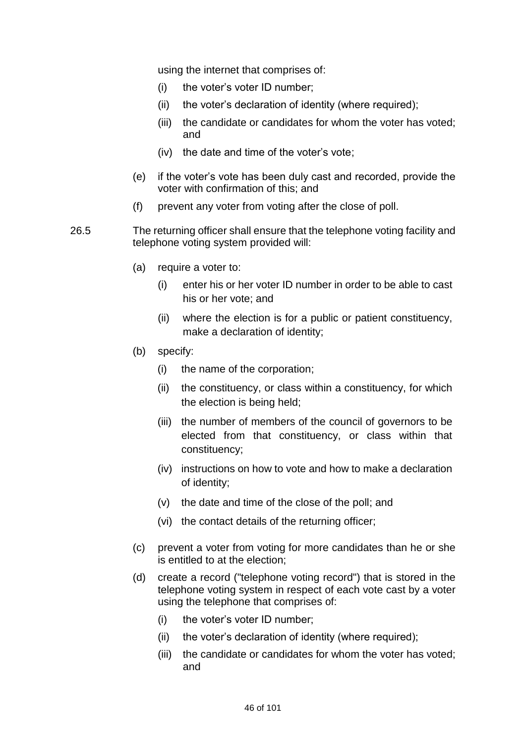using the internet that comprises of:

  - (i) the voter's voter ID number;
  - (ii) the voter's declaration of identity (where required);
  - (iii) the candidate or candidates for whom the voter has voted; and
  - (iv) the date and time of the voter's vote;

- (e) if the voter's vote has been duly cast and recorded, provide the voter with confirmation of this; and
- (f) prevent any voter from voting after the close of poll.

26.5 The returning officer shall ensure that the telephone voting facility and telephone voting system provided will:

- (a) require a voter to:
  - (i) enter his or her voter ID number in order to be able to cast his or her vote; and
  - (ii) where the election is for a public or patient constituency, make a declaration of identity;
- (b) specify:
  - (i) the name of the corporation;
  - (ii) the constituency, or class within a constituency, for which the election is being held;
  - (iii) the number of members of the council of governors to be elected from that constituency, or class within that constituency;
  - (iv) instructions on how to vote and how to make a declaration of identity;
  - (v) the date and time of the close of the poll; and
  - (vi) the contact details of the returning officer;
- (c) prevent a voter from voting for more candidates than he or she is entitled to at the election;
- (d) create a record ("telephone voting record") that is stored in the telephone voting system in respect of each vote cast by a voter using the telephone that comprises of:
  - (i) the voter's voter ID number;
  - (ii) the voter's declaration of identity (where required);
  - (iii) the candidate or candidates for whom the voter has voted; and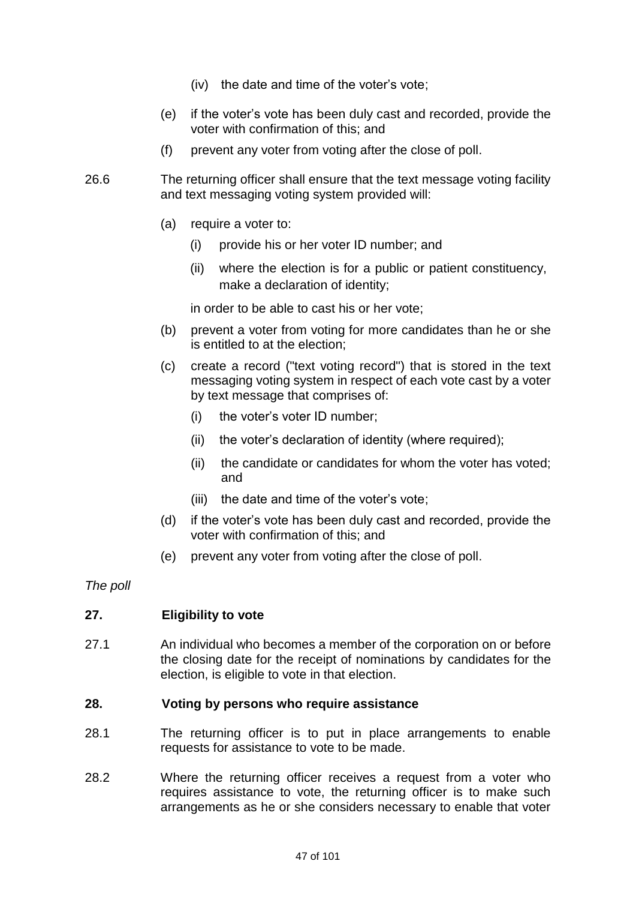(iv) the date and time of the voter's vote;

(e) if the voter's vote has been duly cast and recorded, provide the voter with confirmation of this; and

(f) prevent any voter from voting after the close of poll.

26.6 The returning officer shall ensure that the text message voting facility and text messaging voting system provided will:

(a) require a voter to:

   (i) provide his or her voter ID number; and

   (ii) where the election is for a public or patient constituency, make a declaration of identity;

   in order to be able to cast his or her vote;

(b) prevent a voter from voting for more candidates than he or she is entitled to at the election;

(c) create a record ("text voting record") that is stored in the text messaging voting system in respect of each vote cast by a voter by text message that comprises of:

   (i) the voter's voter ID number;

   (ii) the voter's declaration of identity (where required);

   (ii) the candidate or candidates for whom the voter has voted; and

   (iii) the date and time of the voter's vote;

(d) if the voter's vote has been duly cast and recorded, provide the voter with confirmation of this; and

(e) prevent any voter from voting after the close of poll.

*The poll*

**27. Eligibility to vote**

27.1 An individual who becomes a member of the corporation on or before the closing date for the receipt of nominations by candidates for the election, is eligible to vote in that election.

**28. Voting by persons who require assistance**

28.1 The returning officer is to put in place arrangements to enable requests for assistance to vote to be made.

28.2 Where the returning officer receives a request from a voter who requires assistance to vote, the returning officer is to make such arrangements as he or she considers necessary to enable that voter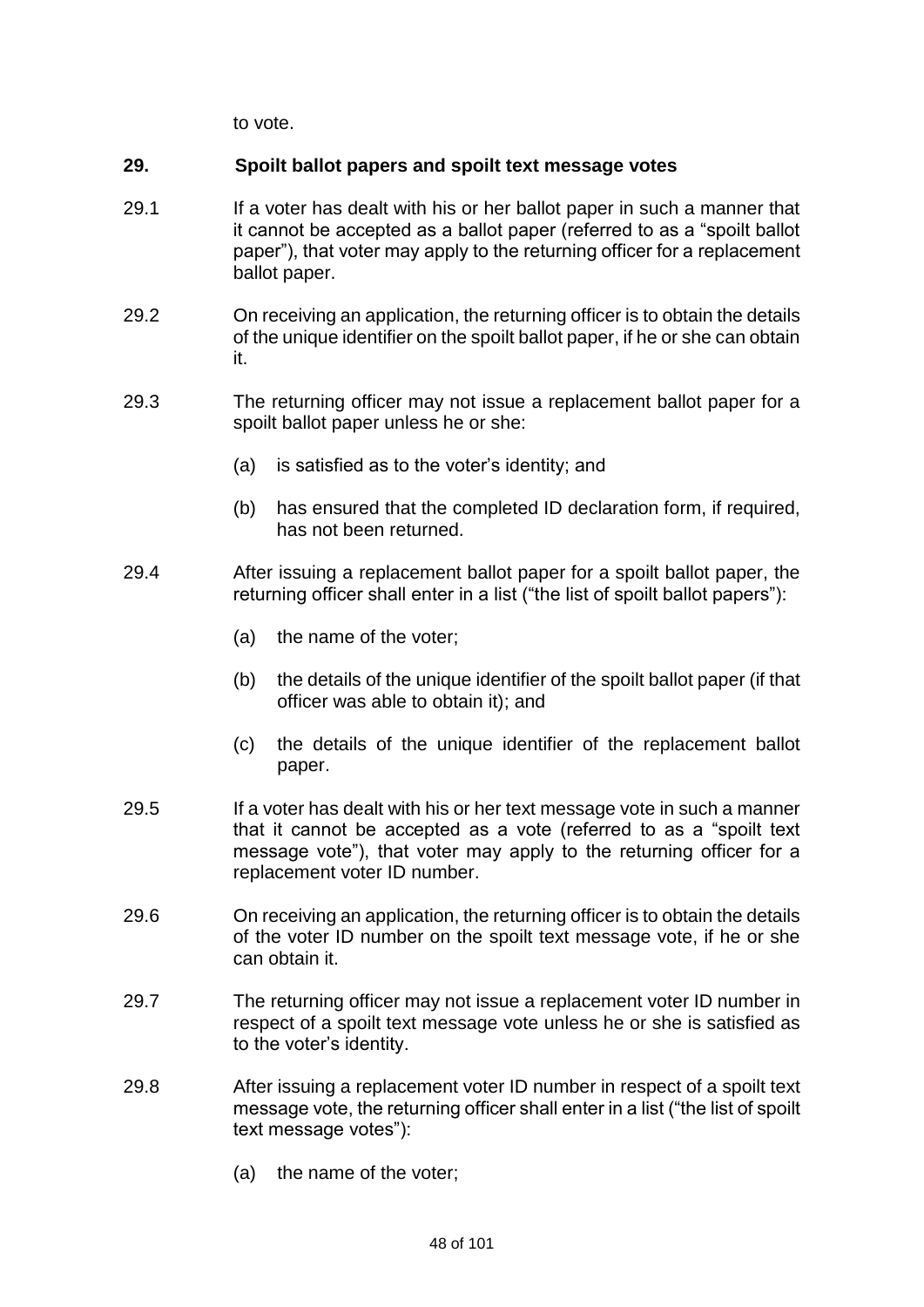to vote.

## 29. Spoilt ballot papers and spoilt text message votes

29.1 If a voter has dealt with his or her ballot paper in such a manner that it cannot be accepted as a ballot paper (referred to as a "spoilt ballot paper"), that voter may apply to the returning officer for a replacement ballot paper.

29.2 On receiving an application, the returning officer is to obtain the details of the unique identifier on the spoilt ballot paper, if he or she can obtain it.

29.3 The returning officer may not issue a replacement ballot paper for a spoilt ballot paper unless he or she:

(a) is satisfied as to the voter's identity; and

(b) has ensured that the completed ID declaration form, if required, has not been returned.

29.4 After issuing a replacement ballot paper for a spoilt ballot paper, the returning officer shall enter in a list ("the list of spoilt ballot papers"):

(a) the name of the voter;

(b) the details of the unique identifier of the spoilt ballot paper (if that officer was able to obtain it); and

(c) the details of the unique identifier of the replacement ballot paper.

29.5 If a voter has dealt with his or her text message vote in such a manner that it cannot be accepted as a vote (referred to as a "spoilt text message vote"), that voter may apply to the returning officer for a replacement voter ID number.

29.6 On receiving an application, the returning officer is to obtain the details of the voter ID number on the spoilt text message vote, if he or she can obtain it.

29.7 The returning officer may not issue a replacement voter ID number in respect of a spoilt text message vote unless he or she is satisfied as to the voter's identity.

29.8 After issuing a replacement voter ID number in respect of a spoilt text message vote, the returning officer shall enter in a list ("the list of spoilt text message votes"):

(a) the name of the voter;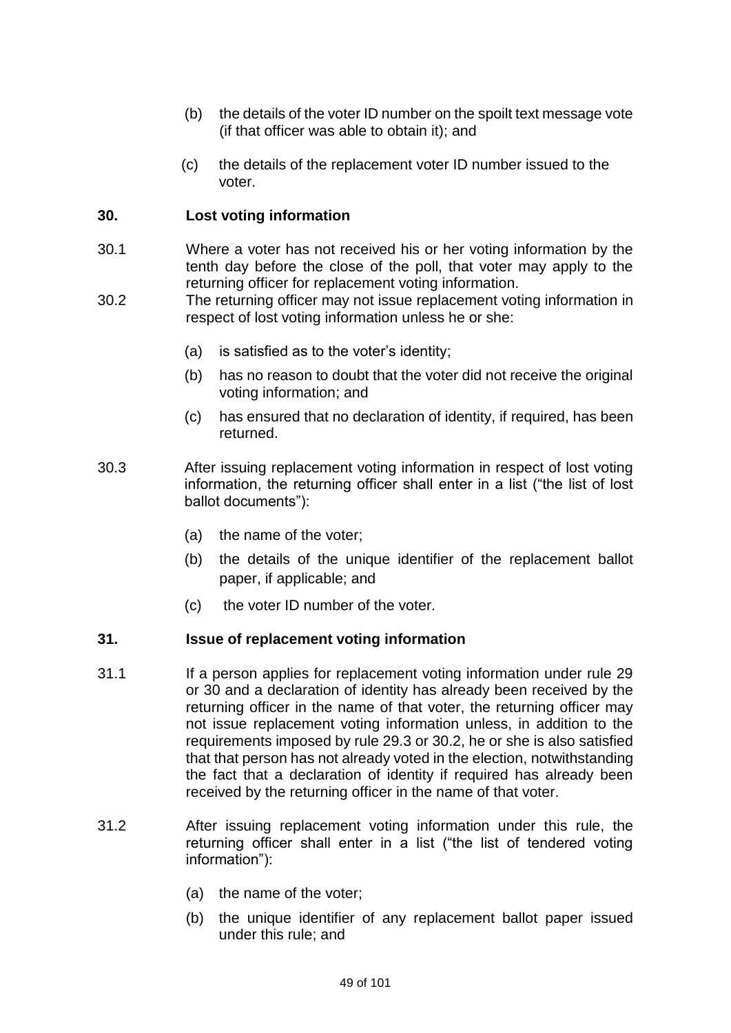(b) the details of the voter ID number on the spoilt text message vote (if that officer was able to obtain it); and

(c) the details of the replacement voter ID number issued to the voter.

## 30. Lost voting information

30.1 Where a voter has not received his or her voting information by the tenth day before the close of the poll, that voter may apply to the returning officer for replacement voting information.

30.2 The returning officer may not issue replacement voting information in respect of lost voting information unless he or she:

(a) is satisfied as to the voter's identity;

(b) has no reason to doubt that the voter did not receive the original voting information; and

(c) has ensured that no declaration of identity, if required, has been returned.

30.3 After issuing replacement voting information in respect of lost voting information, the returning officer shall enter in a list ("the list of lost ballot documents"):

(a) the name of the voter;

(b) the details of the unique identifier of the replacement ballot paper, if applicable; and

(c) the voter ID number of the voter.

## 31. Issue of replacement voting information

31.1 If a person applies for replacement voting information under rule 29 or 30 and a declaration of identity has already been received by the returning officer in the name of that voter, the returning officer may not issue replacement voting information unless, in addition to the requirements imposed by rule 29.3 or 30.2, he or she is also satisfied that that person has not already voted in the election, notwithstanding the fact that a declaration of identity if required has already been received by the returning officer in the name of that voter.

31.2 After issuing replacement voting information under this rule, the returning officer shall enter in a list ("the list of tendered voting information"):

(a) the name of the voter;

(b) the unique identifier of any replacement ballot paper issued under this rule; and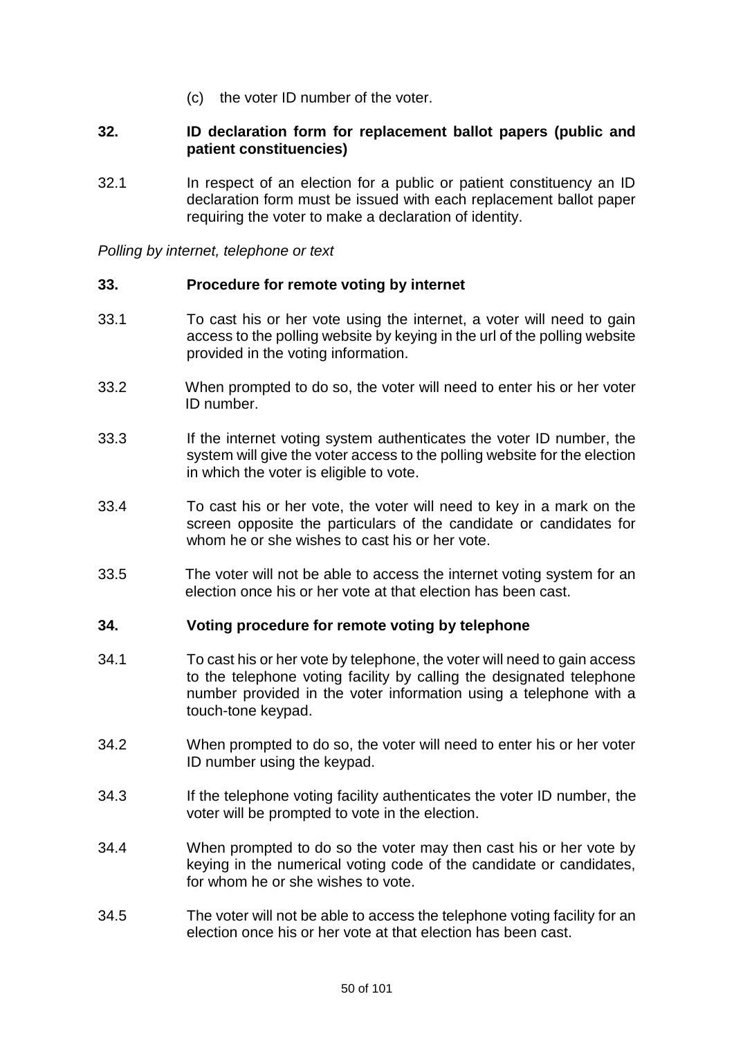(c) the voter ID number of the voter.

### 32. ID declaration form for replacement ballot papers (public and patient constituencies)

32.1 In respect of an election for a public or patient constituency an ID declaration form must be issued with each replacement ballot paper requiring the voter to make a declaration of identity.

*Polling by internet, telephone or text*

### 33. Procedure for remote voting by internet

33.1 To cast his or her vote using the internet, a voter will need to gain access to the polling website by keying in the url of the polling website provided in the voting information.

33.2 When prompted to do so, the voter will need to enter his or her voter ID number.

33.3 If the internet voting system authenticates the voter ID number, the system will give the voter access to the polling website for the election in which the voter is eligible to vote.

33.4 To cast his or her vote, the voter will need to key in a mark on the screen opposite the particulars of the candidate or candidates for whom he or she wishes to cast his or her vote.

33.5 The voter will not be able to access the internet voting system for an election once his or her vote at that election has been cast.

### 34. Voting procedure for remote voting by telephone

34.1 To cast his or her vote by telephone, the voter will need to gain access to the telephone voting facility by calling the designated telephone number provided in the voter information using a telephone with a touch-tone keypad.

34.2 When prompted to do so, the voter will need to enter his or her voter ID number using the keypad.

34.3 If the telephone voting facility authenticates the voter ID number, the voter will be prompted to vote in the election.

34.4 When prompted to do so the voter may then cast his or her vote by keying in the numerical voting code of the candidate or candidates, for whom he or she wishes to vote.

34.5 The voter will not be able to access the telephone voting facility for an election once his or her vote at that election has been cast.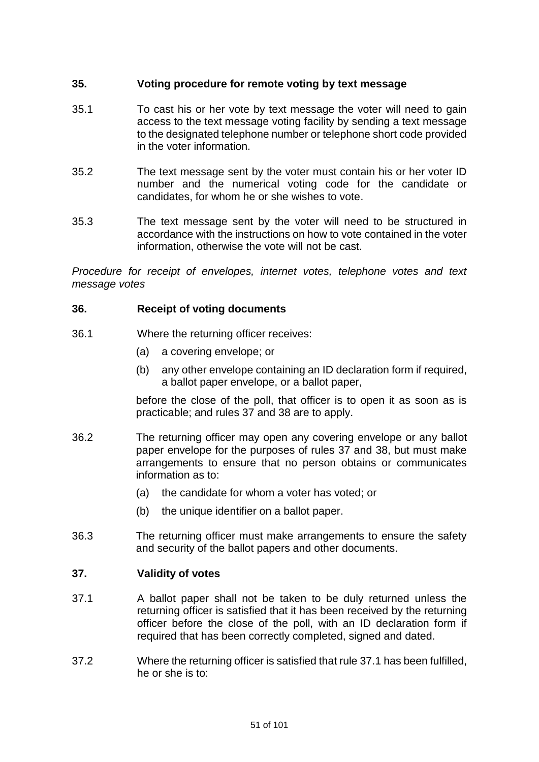## 35. Voting procedure for remote voting by text message

35.1 To cast his or her vote by text message the voter will need to gain access to the text message voting facility by sending a text message to the designated telephone number or telephone short code provided in the voter information.

35.2 The text message sent by the voter must contain his or her voter ID number and the numerical voting code for the candidate or candidates, for whom he or she wishes to vote.

35.3 The text message sent by the voter will need to be structured in accordance with the instructions on how to vote contained in the voter information, otherwise the vote will not be cast.

*Procedure for receipt of envelopes, internet votes, telephone votes and text message votes*

## 36. Receipt of voting documents

36.1 Where the returning officer receives:

(a) a covering envelope; or

(b) any other envelope containing an ID declaration form if required, a ballot paper envelope, or a ballot paper,

before the close of the poll, that officer is to open it as soon as is practicable; and rules 37 and 38 are to apply.

36.2 The returning officer may open any covering envelope or any ballot paper envelope for the purposes of rules 37 and 38, but must make arrangements to ensure that no person obtains or communicates information as to:

(a) the candidate for whom a voter has voted; or

(b) the unique identifier on a ballot paper.

36.3 The returning officer must make arrangements to ensure the safety and security of the ballot papers and other documents.

## 37. Validity of votes

37.1 A ballot paper shall not be taken to be duly returned unless the returning officer is satisfied that it has been received by the returning officer before the close of the poll, with an ID declaration form if required that has been correctly completed, signed and dated.

37.2 Where the returning officer is satisfied that rule 37.1 has been fulfilled, he or she is to: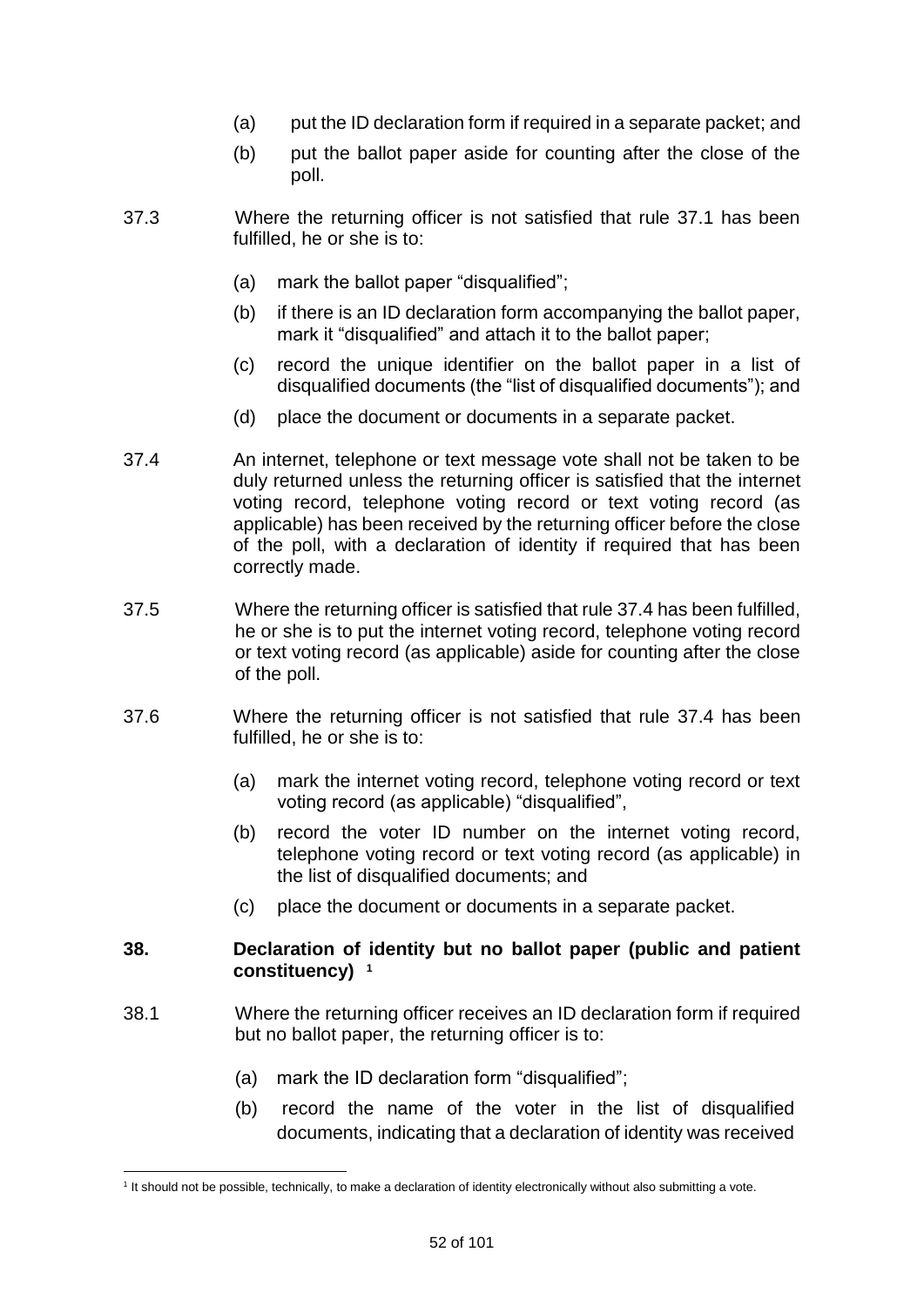(a) put the ID declaration form if required in a separate packet; and

(b) put the ballot paper aside for counting after the close of the poll.

37.3 Where the returning officer is not satisfied that rule 37.1 has been fulfilled, he or she is to:

(a) mark the ballot paper "disqualified";

(b) if there is an ID declaration form accompanying the ballot paper, mark it "disqualified" and attach it to the ballot paper;

(c) record the unique identifier on the ballot paper in a list of disqualified documents (the "list of disqualified documents"); and

(d) place the document or documents in a separate packet.

37.4 An internet, telephone or text message vote shall not be taken to be duly returned unless the returning officer is satisfied that the internet voting record, telephone voting record or text voting record (as applicable) has been received by the returning officer before the close of the poll, with a declaration of identity if required that has been correctly made.

37.5 Where the returning officer is satisfied that rule 37.4 has been fulfilled, he or she is to put the internet voting record, telephone voting record or text voting record (as applicable) aside for counting after the close of the poll.

37.6 Where the returning officer is not satisfied that rule 37.4 has been fulfilled, he or she is to:

(a) mark the internet voting record, telephone voting record or text voting record (as applicable) "disqualified",

(b) record the voter ID number on the internet voting record, telephone voting record or text voting record (as applicable) in the list of disqualified documents; and

(c) place the document or documents in a separate packet.

## 38. Declaration of identity but no ballot paper (public and patient constituency) [1]

38.1 Where the returning officer receives an ID declaration form if required but no ballot paper, the returning officer is to:

(a) mark the ID declaration form "disqualified";

(b) record the name of the voter in the list of disqualified documents, indicating that a declaration of identity was received

---

[1] It should not be possible, technically, to make a declaration of identity electronically without also submitting a vote.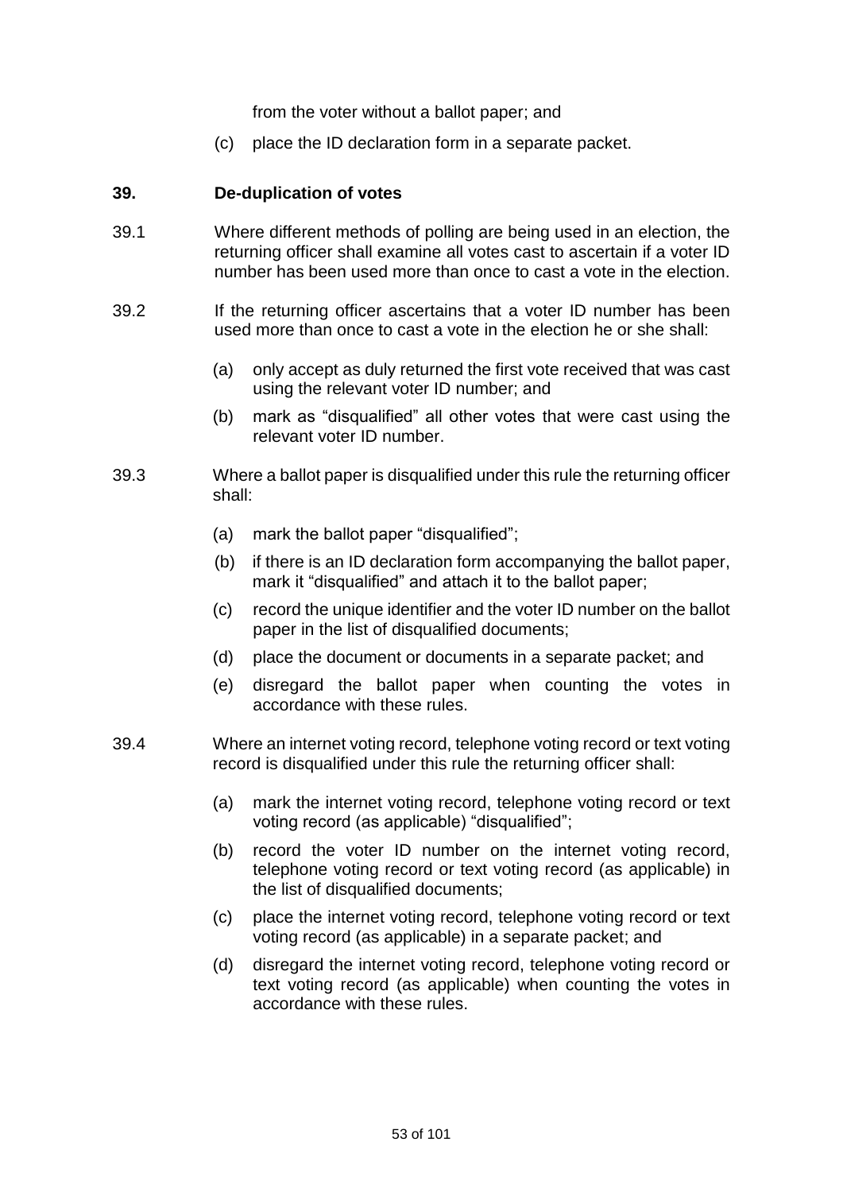from the voter without a ballot paper; and

(c) place the ID declaration form in a separate packet.

## 39. De-duplication of votes

39.1 Where different methods of polling are being used in an election, the returning officer shall examine all votes cast to ascertain if a voter ID number has been used more than once to cast a vote in the election.

39.2 If the returning officer ascertains that a voter ID number has been used more than once to cast a vote in the election he or she shall:

(a) only accept as duly returned the first vote received that was cast using the relevant voter ID number; and

(b) mark as "disqualified" all other votes that were cast using the relevant voter ID number.

39.3 Where a ballot paper is disqualified under this rule the returning officer shall:

(a) mark the ballot paper "disqualified";

(b) if there is an ID declaration form accompanying the ballot paper, mark it "disqualified" and attach it to the ballot paper;

(c) record the unique identifier and the voter ID number on the ballot paper in the list of disqualified documents;

(d) place the document or documents in a separate packet; and

(e) disregard the ballot paper when counting the votes in accordance with these rules.

39.4 Where an internet voting record, telephone voting record or text voting record is disqualified under this rule the returning officer shall:

(a) mark the internet voting record, telephone voting record or text voting record (as applicable) "disqualified";

(b) record the voter ID number on the internet voting record, telephone voting record or text voting record (as applicable) in the list of disqualified documents;

(c) place the internet voting record, telephone voting record or text voting record (as applicable) in a separate packet; and

(d) disregard the internet voting record, telephone voting record or text voting record (as applicable) when counting the votes in accordance with these rules.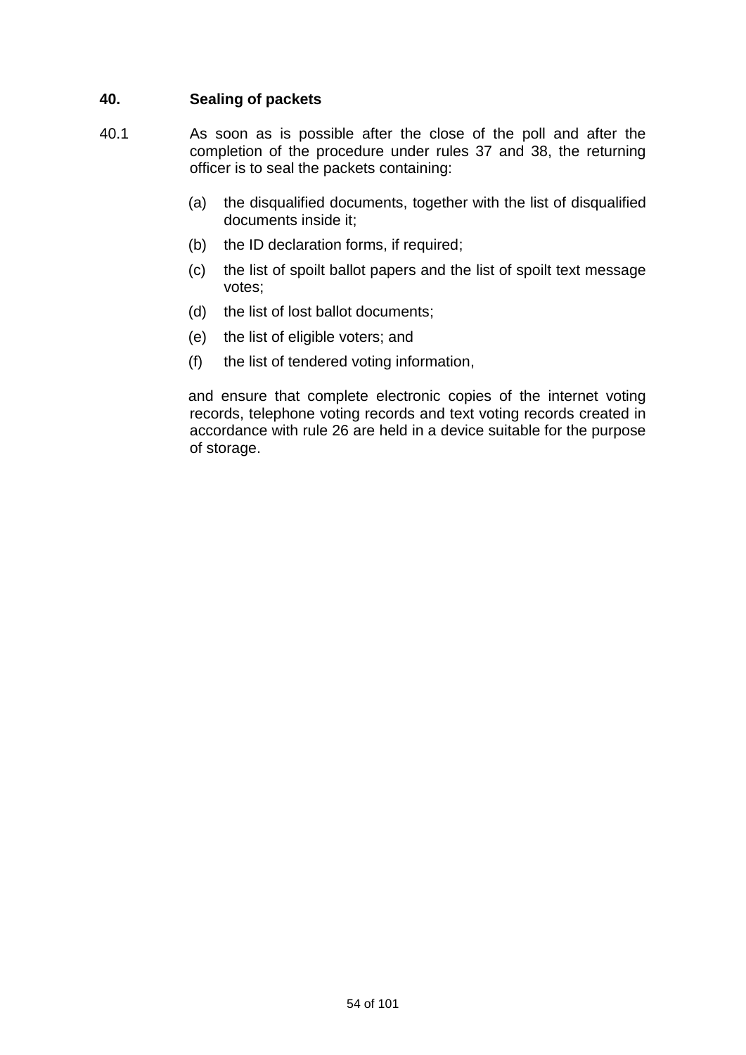### 40. Sealing of packets

40.1 As soon as is possible after the close of the poll and after the completion of the procedure under rules 37 and 38, the returning officer is to seal the packets containing:

(a) the disqualified documents, together with the list of disqualified documents inside it;

(b) the ID declaration forms, if required;

(c) the list of spoilt ballot papers and the list of spoilt text message votes;

(d) the list of lost ballot documents;

(e) the list of eligible voters; and

(f) the list of tendered voting information,

and ensure that complete electronic copies of the internet voting records, telephone voting records and text voting records created in accordance with rule 26 are held in a device suitable for the purpose of storage.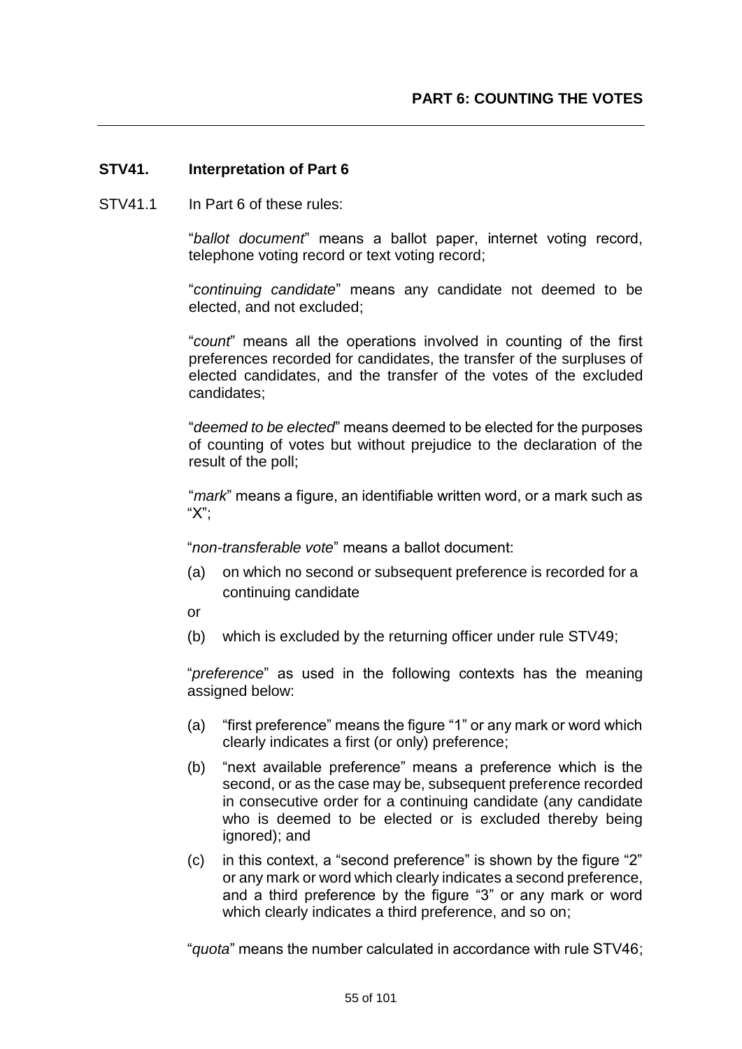## PART 6: COUNTING THE VOTES

---

### STV41. Interpretation of Part 6

STV41.1 In Part 6 of these rules:

"*ballot document*" means a ballot paper, internet voting record, telephone voting record or text voting record;

"*continuing candidate*" means any candidate not deemed to be elected, and not excluded;

"*count*" means all the operations involved in counting of the first preferences recorded for candidates, the transfer of the surpluses of elected candidates, and the transfer of the votes of the excluded candidates;

"*deemed to be elected*" means deemed to be elected for the purposes of counting of votes but without prejudice to the declaration of the result of the poll;

"*mark*" means a figure, an identifiable written word, or a mark such as "X";

"*non-transferable vote*" means a ballot document:

(a) on which no second or subsequent preference is recorded for a continuing candidate

or

(b) which is excluded by the returning officer under rule STV49;

"*preference*" as used in the following contexts has the meaning assigned below:

(a) "first preference" means the figure "1" or any mark or word which clearly indicates a first (or only) preference;

(b) "next available preference" means a preference which is the second, or as the case may be, subsequent preference recorded in consecutive order for a continuing candidate (any candidate who is deemed to be elected or is excluded thereby being ignored); and

(c) in this context, a "second preference" is shown by the figure "2" or any mark or word which clearly indicates a second preference, and a third preference by the figure "3" or any mark or word which clearly indicates a third preference, and so on;

"*quota*" means the number calculated in accordance with rule STV46;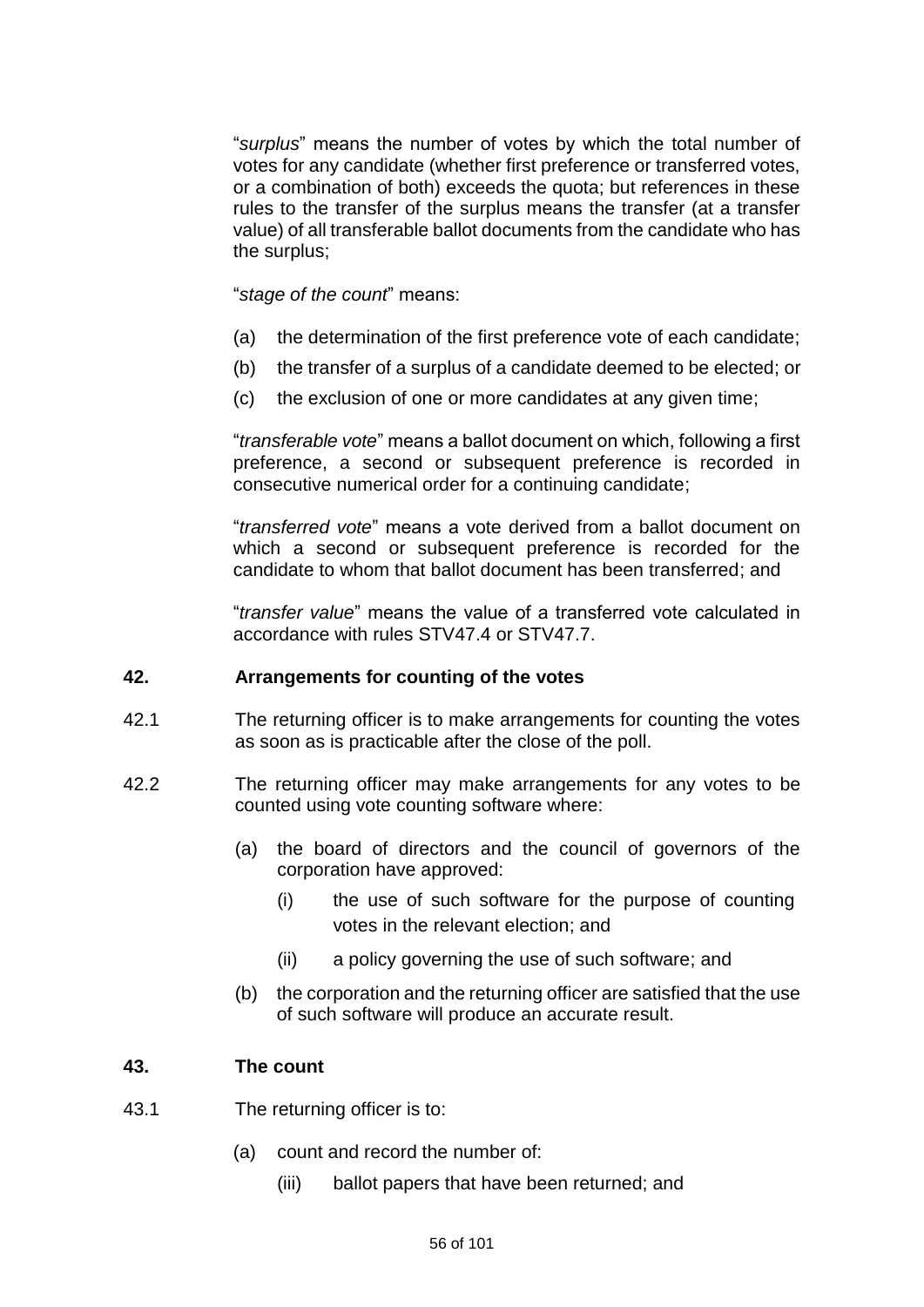"*surplus*" means the number of votes by which the total number of votes for any candidate (whether first preference or transferred votes, or a combination of both) exceeds the quota; but references in these rules to the transfer of the surplus means the transfer (at a transfer value) of all transferable ballot documents from the candidate who has the surplus;

"*stage of the count*" means:

(a) the determination of the first preference vote of each candidate;

(b) the transfer of a surplus of a candidate deemed to be elected; or

(c) the exclusion of one or more candidates at any given time;

"*transferable vote*" means a ballot document on which, following a first preference, a second or subsequent preference is recorded in consecutive numerical order for a continuing candidate;

"*transferred vote*" means a vote derived from a ballot document on which a second or subsequent preference is recorded for the candidate to whom that ballot document has been transferred; and

"*transfer value*" means the value of a transferred vote calculated in accordance with rules STV47.4 or STV47.7.

## 42. Arrangements for counting of the votes

42.1 The returning officer is to make arrangements for counting the votes as soon as is practicable after the close of the poll.

42.2 The returning officer may make arrangements for any votes to be counted using vote counting software where:

(a) the board of directors and the council of governors of the corporation have approved:

(i) the use of such software for the purpose of counting votes in the relevant election; and

(ii) a policy governing the use of such software; and

(b) the corporation and the returning officer are satisfied that the use of such software will produce an accurate result.

## 43. The count

43.1 The returning officer is to:

(a) count and record the number of:

(iii) ballot papers that have been returned; and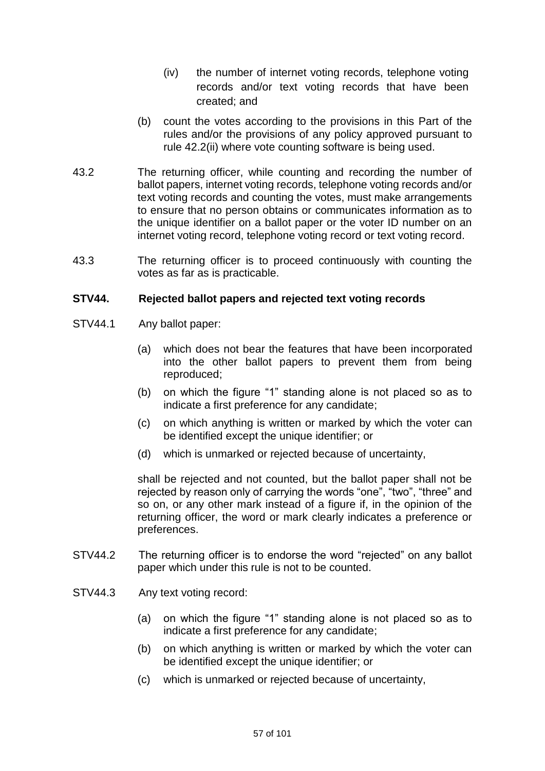(iv) the number of internet voting records, telephone voting records and/or text voting records that have been created; and

(b) count the votes according to the provisions in this Part of the rules and/or the provisions of any policy approved pursuant to rule 42.2(ii) where vote counting software is being used.

43.2 The returning officer, while counting and recording the number of ballot papers, internet voting records, telephone voting records and/or text voting records and counting the votes, must make arrangements to ensure that no person obtains or communicates information as to the unique identifier on a ballot paper or the voter ID number on an internet voting record, telephone voting record or text voting record.

43.3 The returning officer is to proceed continuously with counting the votes as far as is practicable.

**STV44. Rejected ballot papers and rejected text voting records**

STV44.1 Any ballot paper:

(a) which does not bear the features that have been incorporated into the other ballot papers to prevent them from being reproduced;

(b) on which the figure "1" standing alone is not placed so as to indicate a first preference for any candidate;

(c) on which anything is written or marked by which the voter can be identified except the unique identifier; or

(d) which is unmarked or rejected because of uncertainty,

shall be rejected and not counted, but the ballot paper shall not be rejected by reason only of carrying the words "one", "two", "three" and so on, or any other mark instead of a figure if, in the opinion of the returning officer, the word or mark clearly indicates a preference or preferences.

STV44.2 The returning officer is to endorse the word "rejected" on any ballot paper which under this rule is not to be counted.

STV44.3 Any text voting record:

(a) on which the figure "1" standing alone is not placed so as to indicate a first preference for any candidate;

(b) on which anything is written or marked by which the voter can be identified except the unique identifier; or

(c) which is unmarked or rejected because of uncertainty,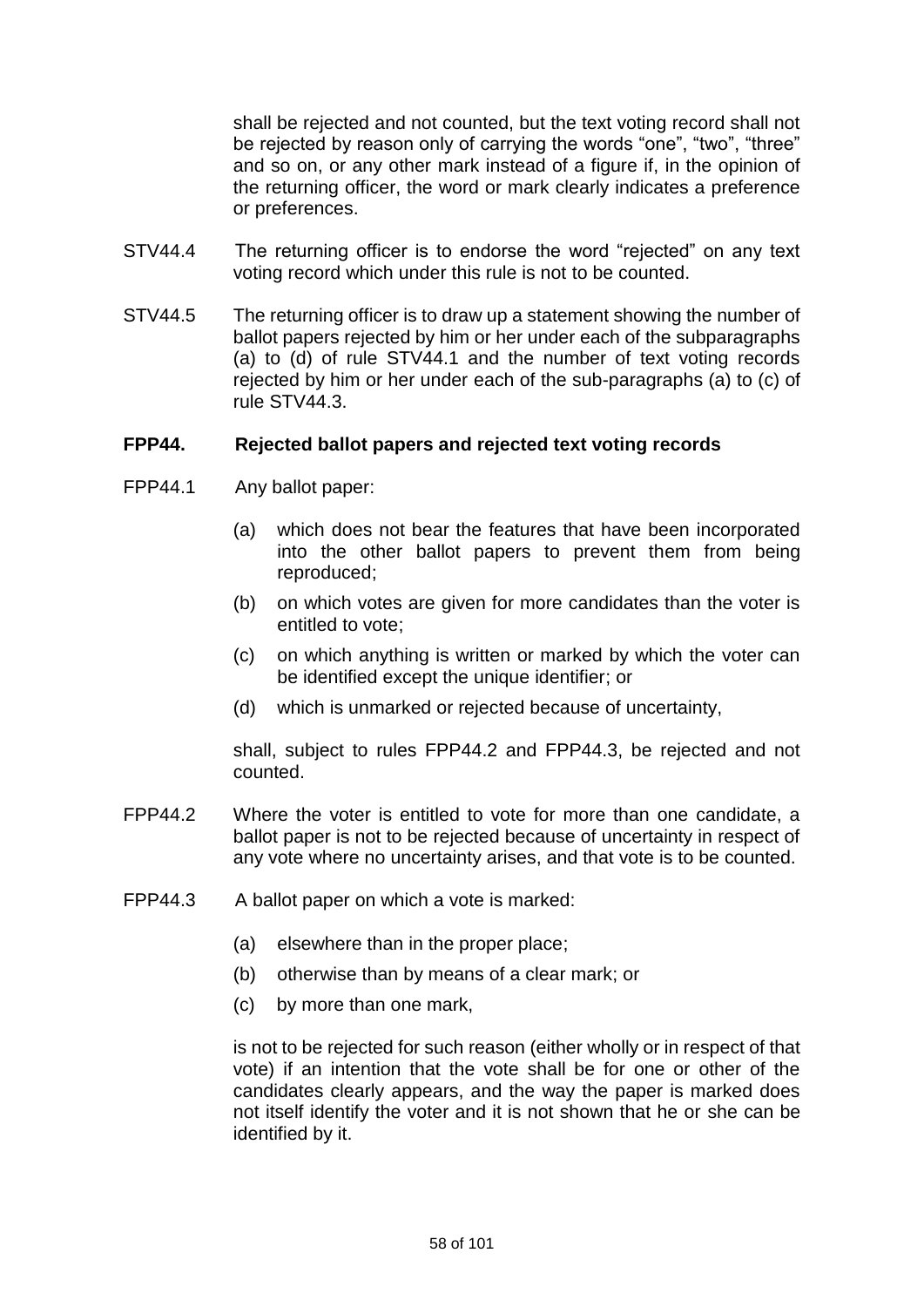shall be rejected and not counted, but the text voting record shall not be rejected by reason only of carrying the words "one", "two", "three" and so on, or any other mark instead of a figure if, in the opinion of the returning officer, the word or mark clearly indicates a preference or preferences.

STV44.4 The returning officer is to endorse the word "rejected" on any text voting record which under this rule is not to be counted.

STV44.5 The returning officer is to draw up a statement showing the number of ballot papers rejected by him or her under each of the subparagraphs (a) to (d) of rule STV44.1 and the number of text voting records rejected by him or her under each of the sub-paragraphs (a) to (c) of rule STV44.3.

**FPP44. Rejected ballot papers and rejected text voting records**

FPP44.1 Any ballot paper:

(a) which does not bear the features that have been incorporated into the other ballot papers to prevent them from being reproduced;

(b) on which votes are given for more candidates than the voter is entitled to vote;

(c) on which anything is written or marked by which the voter can be identified except the unique identifier; or

(d) which is unmarked or rejected because of uncertainty,

shall, subject to rules FPP44.2 and FPP44.3, be rejected and not counted.

FPP44.2 Where the voter is entitled to vote for more than one candidate, a ballot paper is not to be rejected because of uncertainty in respect of any vote where no uncertainty arises, and that vote is to be counted.

FPP44.3 A ballot paper on which a vote is marked:

(a) elsewhere than in the proper place;

(b) otherwise than by means of a clear mark; or

(c) by more than one mark,

is not to be rejected for such reason (either wholly or in respect of that vote) if an intention that the vote shall be for one or other of the candidates clearly appears, and the way the paper is marked does not itself identify the voter and it is not shown that he or she can be identified by it.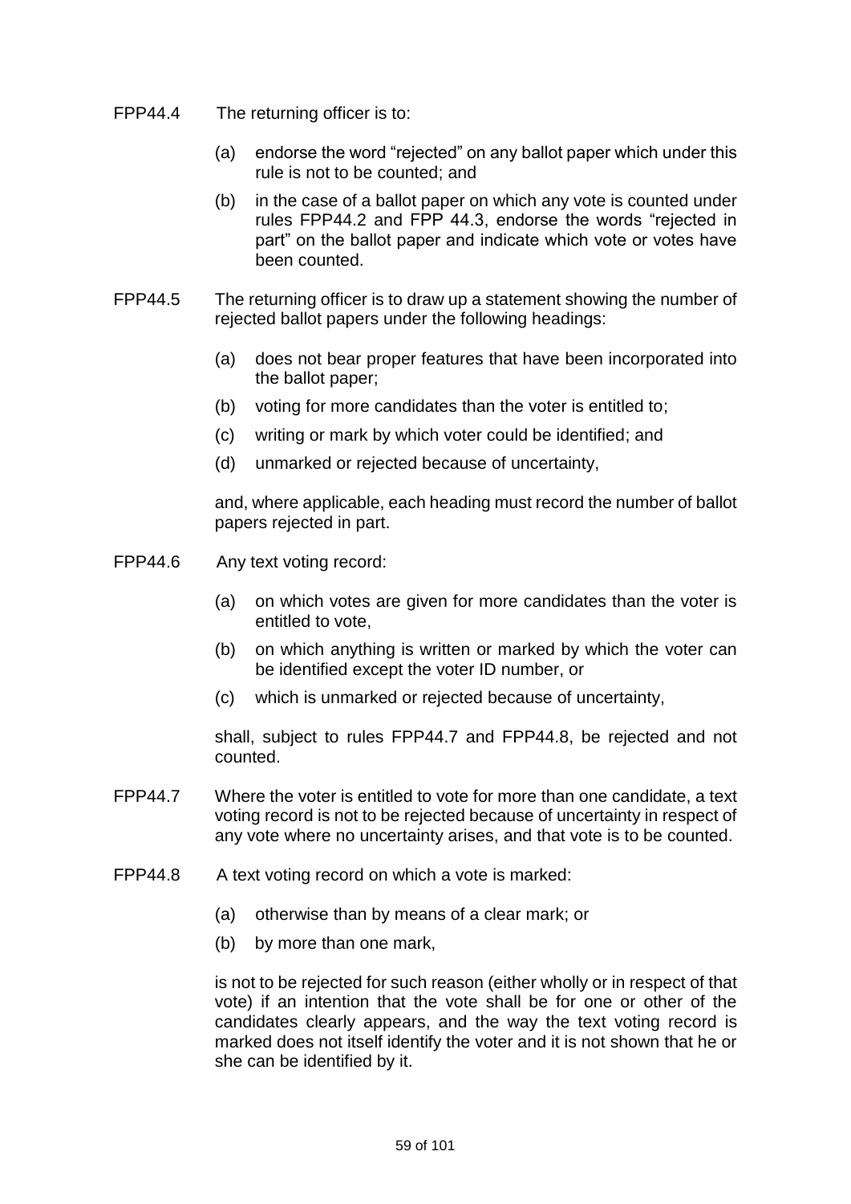FPP44.4 The returning officer is to:

(a) endorse the word "rejected" on any ballot paper which under this rule is not to be counted; and

(b) in the case of a ballot paper on which any vote is counted under rules FPP44.2 and FPP 44.3, endorse the words "rejected in part" on the ballot paper and indicate which vote or votes have been counted.

FPP44.5 The returning officer is to draw up a statement showing the number of rejected ballot papers under the following headings:

(a) does not bear proper features that have been incorporated into the ballot paper;

(b) voting for more candidates than the voter is entitled to;

(c) writing or mark by which voter could be identified; and

(d) unmarked or rejected because of uncertainty,

and, where applicable, each heading must record the number of ballot papers rejected in part.

FPP44.6 Any text voting record:

(a) on which votes are given for more candidates than the voter is entitled to vote,

(b) on which anything is written or marked by which the voter can be identified except the voter ID number, or

(c) which is unmarked or rejected because of uncertainty,

shall, subject to rules FPP44.7 and FPP44.8, be rejected and not counted.

FPP44.7 Where the voter is entitled to vote for more than one candidate, a text voting record is not to be rejected because of uncertainty in respect of any vote where no uncertainty arises, and that vote is to be counted.

FPP44.8 A text voting record on which a vote is marked:

(a) otherwise than by means of a clear mark; or

(b) by more than one mark,

is not to be rejected for such reason (either wholly or in respect of that vote) if an intention that the vote shall be for one or other of the candidates clearly appears, and the way the text voting record is marked does not itself identify the voter and it is not shown that he or she can be identified by it.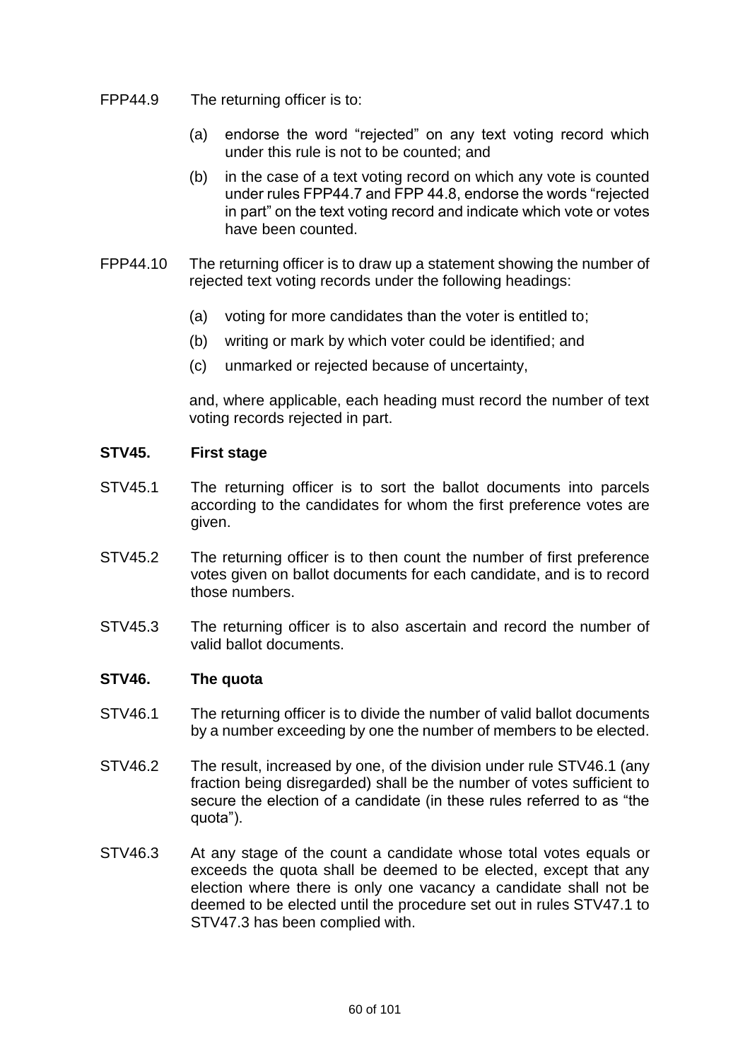FPP44.9 The returning officer is to:

(a) endorse the word "rejected" on any text voting record which under this rule is not to be counted; and

(b) in the case of a text voting record on which any vote is counted under rules FPP44.7 and FPP 44.8, endorse the words "rejected in part" on the text voting record and indicate which vote or votes have been counted.

FPP44.10 The returning officer is to draw up a statement showing the number of rejected text voting records under the following headings:

(a) voting for more candidates than the voter is entitled to;

(b) writing or mark by which voter could be identified; and

(c) unmarked or rejected because of uncertainty,

and, where applicable, each heading must record the number of text voting records rejected in part.

**STV45. First stage**

STV45.1 The returning officer is to sort the ballot documents into parcels according to the candidates for whom the first preference votes are given.

STV45.2 The returning officer is to then count the number of first preference votes given on ballot documents for each candidate, and is to record those numbers.

STV45.3 The returning officer is to also ascertain and record the number of valid ballot documents.

**STV46. The quota**

STV46.1 The returning officer is to divide the number of valid ballot documents by a number exceeding by one the number of members to be elected.

STV46.2 The result, increased by one, of the division under rule STV46.1 (any fraction being disregarded) shall be the number of votes sufficient to secure the election of a candidate (in these rules referred to as "the quota").

STV46.3 At any stage of the count a candidate whose total votes equals or exceeds the quota shall be deemed to be elected, except that any election where there is only one vacancy a candidate shall not be deemed to be elected until the procedure set out in rules STV47.1 to STV47.3 has been complied with.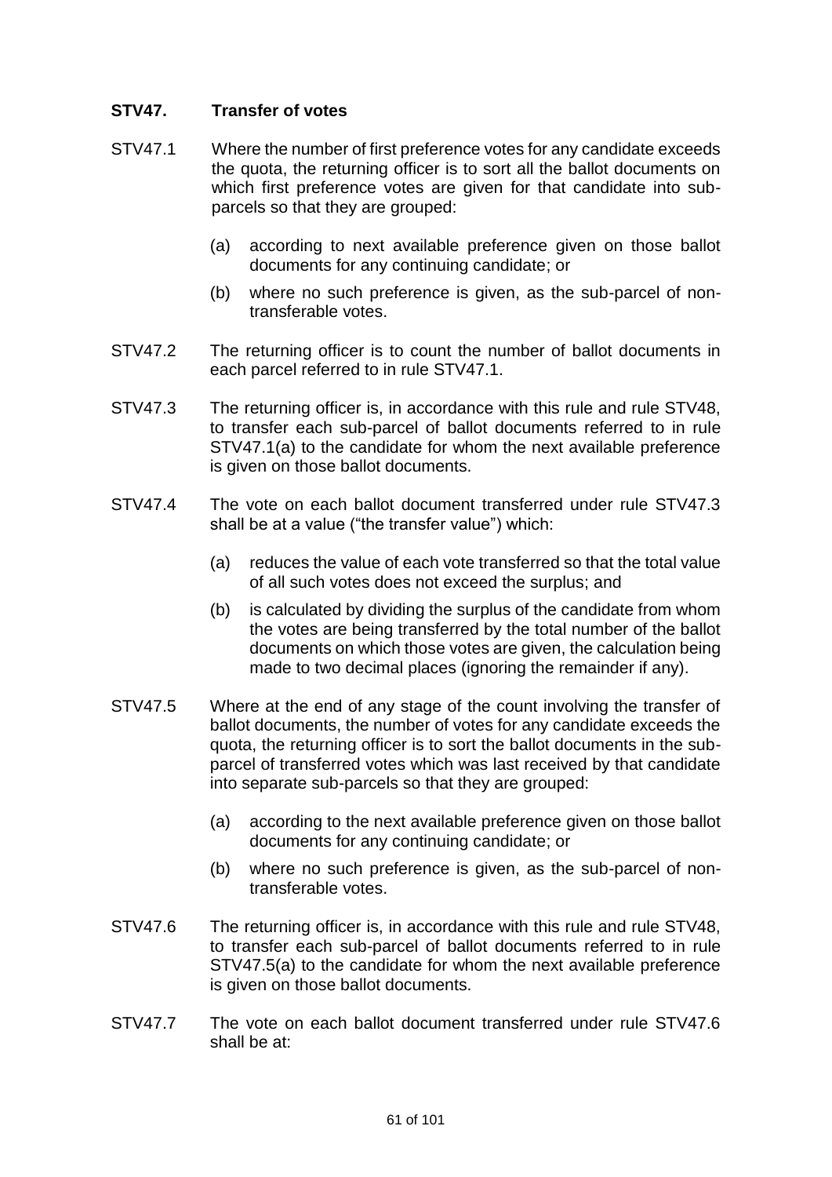## STV47. Transfer of votes

STV47.1 Where the number of first preference votes for any candidate exceeds the quota, the returning officer is to sort all the ballot documents on which first preference votes are given for that candidate into sub-parcels so that they are grouped:

(a) according to next available preference given on those ballot documents for any continuing candidate; or

(b) where no such preference is given, as the sub-parcel of non-transferable votes.

STV47.2 The returning officer is to count the number of ballot documents in each parcel referred to in rule STV47.1.

STV47.3 The returning officer is, in accordance with this rule and rule STV48, to transfer each sub-parcel of ballot documents referred to in rule STV47.1(a) to the candidate for whom the next available preference is given on those ballot documents.

STV47.4 The vote on each ballot document transferred under rule STV47.3 shall be at a value ("the transfer value") which:

(a) reduces the value of each vote transferred so that the total value of all such votes does not exceed the surplus; and

(b) is calculated by dividing the surplus of the candidate from whom the votes are being transferred by the total number of the ballot documents on which those votes are given, the calculation being made to two decimal places (ignoring the remainder if any).

STV47.5 Where at the end of any stage of the count involving the transfer of ballot documents, the number of votes for any candidate exceeds the quota, the returning officer is to sort the ballot documents in the sub-parcel of transferred votes which was last received by that candidate into separate sub-parcels so that they are grouped:

(a) according to the next available preference given on those ballot documents for any continuing candidate; or

(b) where no such preference is given, as the sub-parcel of non-transferable votes.

STV47.6 The returning officer is, in accordance with this rule and rule STV48, to transfer each sub-parcel of ballot documents referred to in rule STV47.5(a) to the candidate for whom the next available preference is given on those ballot documents.

STV47.7 The vote on each ballot document transferred under rule STV47.6 shall be at: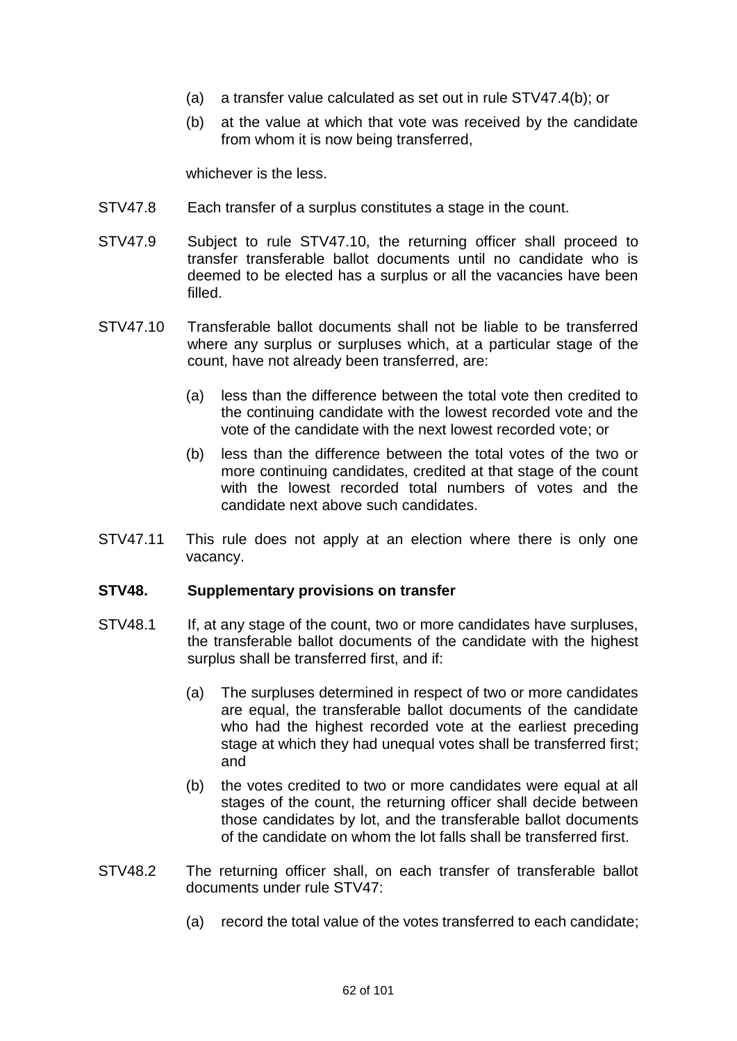(a) a transfer value calculated as set out in rule STV47.4(b); or

(b) at the value at which that vote was received by the candidate from whom it is now being transferred,

whichever is the less.

STV47.8 Each transfer of a surplus constitutes a stage in the count.

STV47.9 Subject to rule STV47.10, the returning officer shall proceed to transfer transferable ballot documents until no candidate who is deemed to be elected has a surplus or all the vacancies have been filled.

STV47.10 Transferable ballot documents shall not be liable to be transferred where any surplus or surpluses which, at a particular stage of the count, have not already been transferred, are:

(a) less than the difference between the total vote then credited to the continuing candidate with the lowest recorded vote and the vote of the candidate with the next lowest recorded vote; or

(b) less than the difference between the total votes of the two or more continuing candidates, credited at that stage of the count with the lowest recorded total numbers of votes and the candidate next above such candidates.

STV47.11 This rule does not apply at an election where there is only one vacancy.

**STV48. Supplementary provisions on transfer**

STV48.1 If, at any stage of the count, two or more candidates have surpluses, the transferable ballot documents of the candidate with the highest surplus shall be transferred first, and if:

(a) The surpluses determined in respect of two or more candidates are equal, the transferable ballot documents of the candidate who had the highest recorded vote at the earliest preceding stage at which they had unequal votes shall be transferred first; and

(b) the votes credited to two or more candidates were equal at all stages of the count, the returning officer shall decide between those candidates by lot, and the transferable ballot documents of the candidate on whom the lot falls shall be transferred first.

STV48.2 The returning officer shall, on each transfer of transferable ballot documents under rule STV47:

(a) record the total value of the votes transferred to each candidate;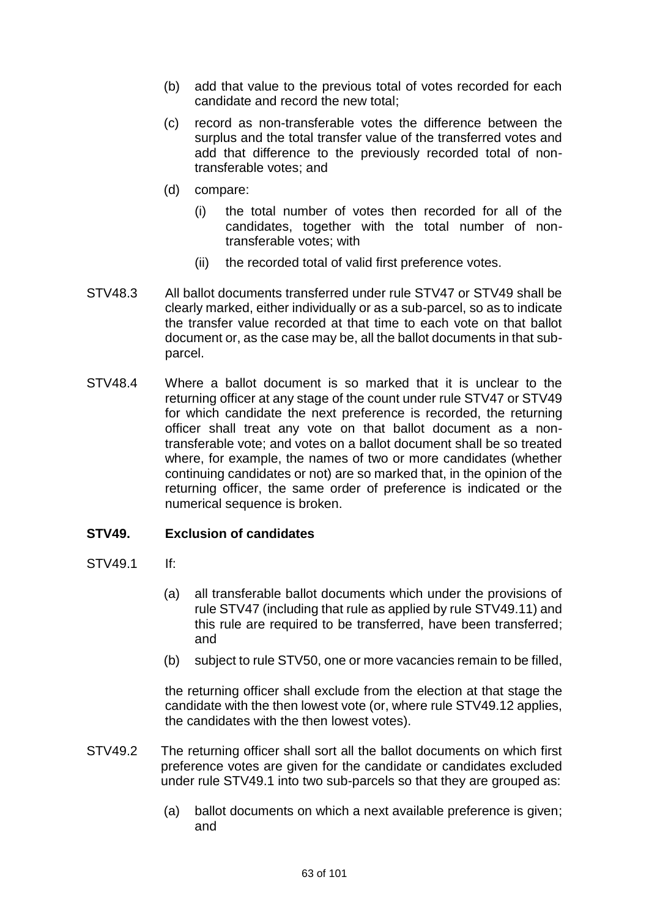(b) add that value to the previous total of votes recorded for each candidate and record the new total;

(c) record as non-transferable votes the difference between the surplus and the total transfer value of the transferred votes and add that difference to the previously recorded total of non-transferable votes; and

(d) compare:

(i) the total number of votes then recorded for all of the candidates, together with the total number of non-transferable votes; with

(ii) the recorded total of valid first preference votes.

STV48.3 All ballot documents transferred under rule STV47 or STV49 shall be clearly marked, either individually or as a sub-parcel, so as to indicate the transfer value recorded at that time to each vote on that ballot document or, as the case may be, all the ballot documents in that sub-parcel.

STV48.4 Where a ballot document is so marked that it is unclear to the returning officer at any stage of the count under rule STV47 or STV49 for which candidate the next preference is recorded, the returning officer shall treat any vote on that ballot document as a non-transferable vote; and votes on a ballot document shall be so treated where, for example, the names of two or more candidates (whether continuing candidates or not) are so marked that, in the opinion of the returning officer, the same order of preference is indicated or the numerical sequence is broken.

**STV49. Exclusion of candidates**

STV49.1 If:

(a) all transferable ballot documents which under the provisions of rule STV47 (including that rule as applied by rule STV49.11) and this rule are required to be transferred, have been transferred; and

(b) subject to rule STV50, one or more vacancies remain to be filled,

the returning officer shall exclude from the election at that stage the candidate with the then lowest vote (or, where rule STV49.12 applies, the candidates with the then lowest votes).

STV49.2 The returning officer shall sort all the ballot documents on which first preference votes are given for the candidate or candidates excluded under rule STV49.1 into two sub-parcels so that they are grouped as:

(a) ballot documents on which a next available preference is given; and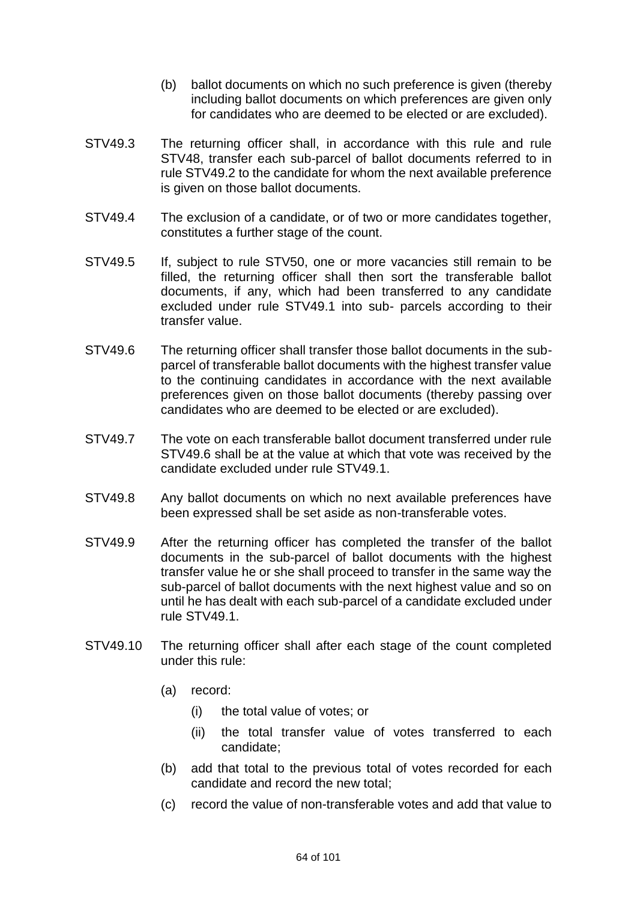(b) ballot documents on which no such preference is given (thereby including ballot documents on which preferences are given only for candidates who are deemed to be elected or are excluded).

STV49.3 The returning officer shall, in accordance with this rule and rule STV48, transfer each sub-parcel of ballot documents referred to in rule STV49.2 to the candidate for whom the next available preference is given on those ballot documents.

STV49.4 The exclusion of a candidate, or of two or more candidates together, constitutes a further stage of the count.

STV49.5 If, subject to rule STV50, one or more vacancies still remain to be filled, the returning officer shall then sort the transferable ballot documents, if any, which had been transferred to any candidate excluded under rule STV49.1 into sub- parcels according to their transfer value.

STV49.6 The returning officer shall transfer those ballot documents in the sub-parcel of transferable ballot documents with the highest transfer value to the continuing candidates in accordance with the next available preferences given on those ballot documents (thereby passing over candidates who are deemed to be elected or are excluded).

STV49.7 The vote on each transferable ballot document transferred under rule STV49.6 shall be at the value at which that vote was received by the candidate excluded under rule STV49.1.

STV49.8 Any ballot documents on which no next available preferences have been expressed shall be set aside as non-transferable votes.

STV49.9 After the returning officer has completed the transfer of the ballot documents in the sub-parcel of ballot documents with the highest transfer value he or she shall proceed to transfer in the same way the sub-parcel of ballot documents with the next highest value and so on until he has dealt with each sub-parcel of a candidate excluded under rule STV49.1.

STV49.10 The returning officer shall after each stage of the count completed under this rule:

(a) record:

  (i) the total value of votes; or

  (ii) the total transfer value of votes transferred to each candidate;

(b) add that total to the previous total of votes recorded for each candidate and record the new total;

(c) record the value of non-transferable votes and add that value to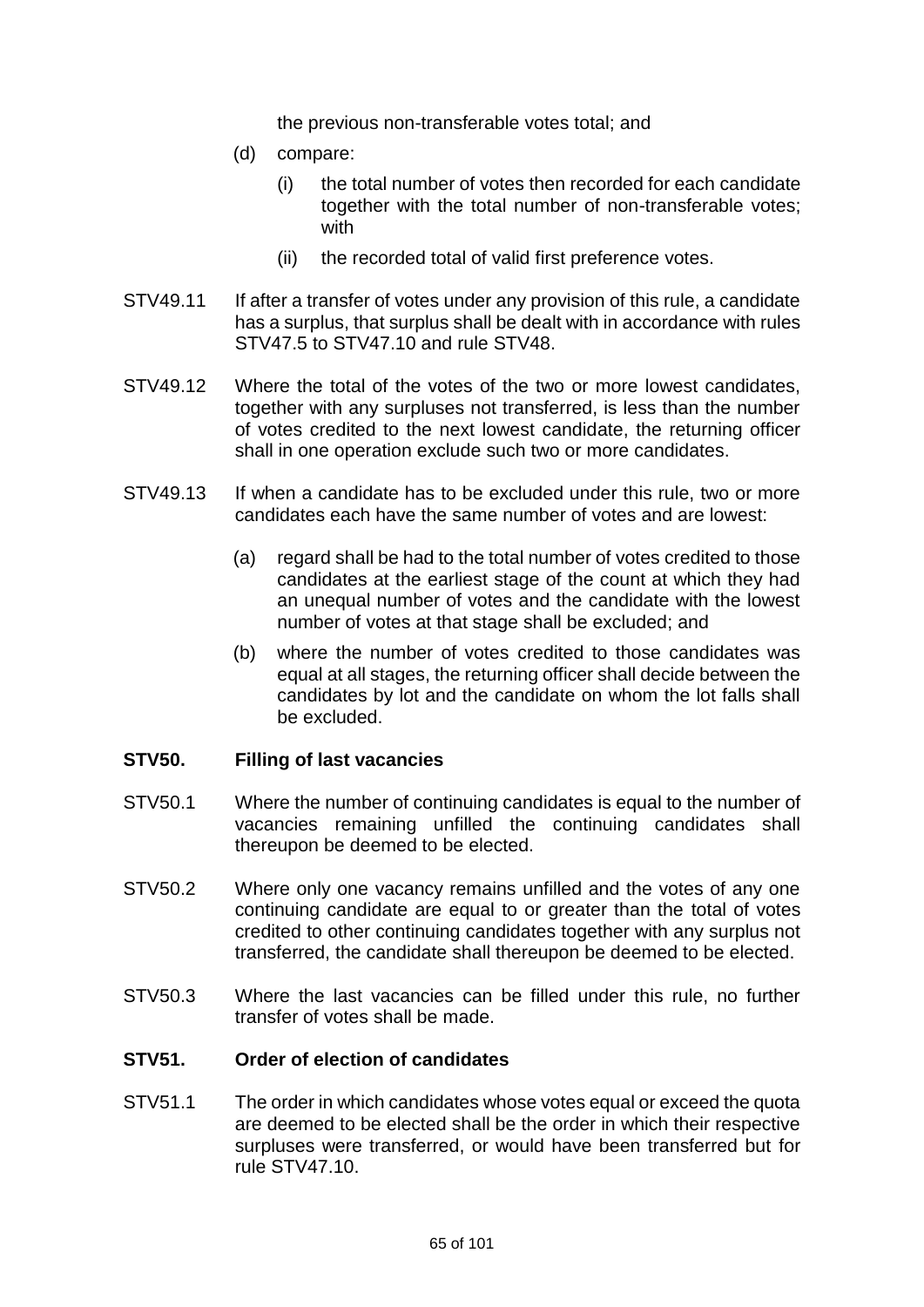the previous non-transferable votes total; and

(d) compare:

  (i) the total number of votes then recorded for each candidate together with the total number of non-transferable votes; with

  (ii) the recorded total of valid first preference votes.

STV49.11 If after a transfer of votes under any provision of this rule, a candidate has a surplus, that surplus shall be dealt with in accordance with rules STV47.5 to STV47.10 and rule STV48.

STV49.12 Where the total of the votes of the two or more lowest candidates, together with any surpluses not transferred, is less than the number of votes credited to the next lowest candidate, the returning officer shall in one operation exclude such two or more candidates.

STV49.13 If when a candidate has to be excluded under this rule, two or more candidates each have the same number of votes and are lowest:

(a) regard shall be had to the total number of votes credited to those candidates at the earliest stage of the count at which they had an unequal number of votes and the candidate with the lowest number of votes at that stage shall be excluded; and

(b) where the number of votes credited to those candidates was equal at all stages, the returning officer shall decide between the candidates by lot and the candidate on whom the lot falls shall be excluded.

### STV50. Filling of last vacancies

STV50.1 Where the number of continuing candidates is equal to the number of vacancies remaining unfilled the continuing candidates shall thereupon be deemed to be elected.

STV50.2 Where only one vacancy remains unfilled and the votes of any one continuing candidate are equal to or greater than the total of votes credited to other continuing candidates together with any surplus not transferred, the candidate shall thereupon be deemed to be elected.

STV50.3 Where the last vacancies can be filled under this rule, no further transfer of votes shall be made.

### STV51. Order of election of candidates

STV51.1 The order in which candidates whose votes equal or exceed the quota are deemed to be elected shall be the order in which their respective surpluses were transferred, or would have been transferred but for rule STV47.10.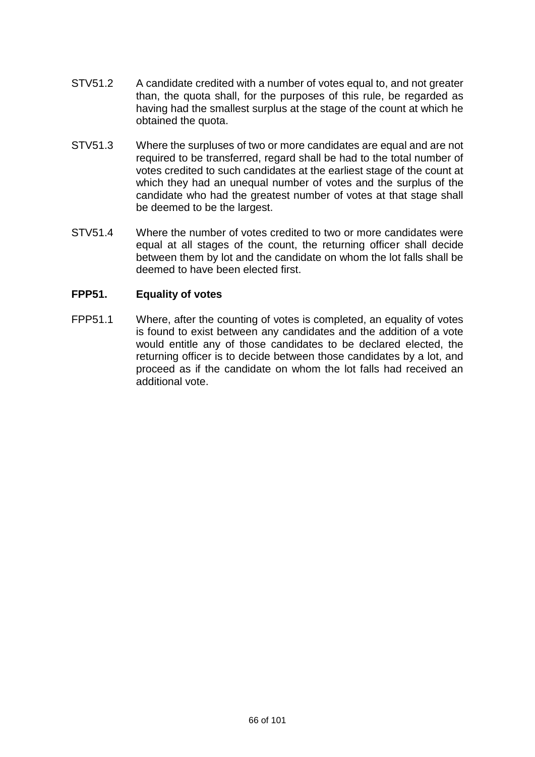STV51.2 A candidate credited with a number of votes equal to, and not greater than, the quota shall, for the purposes of this rule, be regarded as having had the smallest surplus at the stage of the count at which he obtained the quota.

STV51.3 Where the surpluses of two or more candidates are equal and are not required to be transferred, regard shall be had to the total number of votes credited to such candidates at the earliest stage of the count at which they had an unequal number of votes and the surplus of the candidate who had the greatest number of votes at that stage shall be deemed to be the largest.

STV51.4 Where the number of votes credited to two or more candidates were equal at all stages of the count, the returning officer shall decide between them by lot and the candidate on whom the lot falls shall be deemed to have been elected first.

**FPP51. Equality of votes**

FPP51.1 Where, after the counting of votes is completed, an equality of votes is found to exist between any candidates and the addition of a vote would entitle any of those candidates to be declared elected, the returning officer is to decide between those candidates by a lot, and proceed as if the candidate on whom the lot falls had received an additional vote.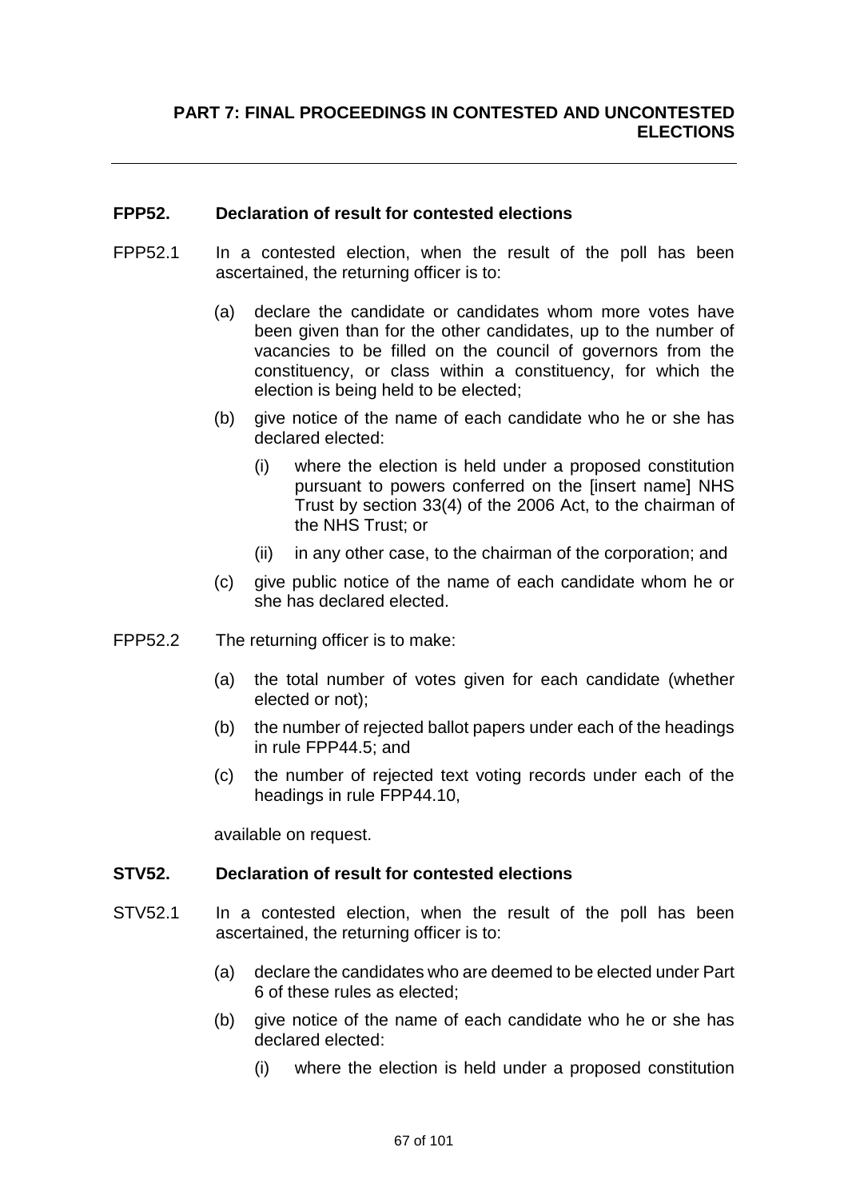## PART 7: FINAL PROCEEDINGS IN CONTESTED AND UNCONTESTED ELECTIONS

### FPP52. Declaration of result for contested elections

FPP52.1 In a contested election, when the result of the poll has been ascertained, the returning officer is to:

(a) declare the candidate or candidates whom more votes have been given than for the other candidates, up to the number of vacancies to be filled on the council of governors from the constituency, or class within a constituency, for which the election is being held to be elected;

(b) give notice of the name of each candidate who he or she has declared elected:

   (i) where the election is held under a proposed constitution pursuant to powers conferred on the [insert name] NHS Trust by section 33(4) of the 2006 Act, to the chairman of the NHS Trust; or

   (ii) in any other case, to the chairman of the corporation; and

(c) give public notice of the name of each candidate whom he or she has declared elected.

FPP52.2 The returning officer is to make:

(a) the total number of votes given for each candidate (whether elected or not);

(b) the number of rejected ballot papers under each of the headings in rule FPP44.5; and

(c) the number of rejected text voting records under each of the headings in rule FPP44.10,

available on request.

### STV52. Declaration of result for contested elections

STV52.1 In a contested election, when the result of the poll has been ascertained, the returning officer is to:

(a) declare the candidates who are deemed to be elected under Part 6 of these rules as elected;

(b) give notice of the name of each candidate who he or she has declared elected:

   (i) where the election is held under a proposed constitution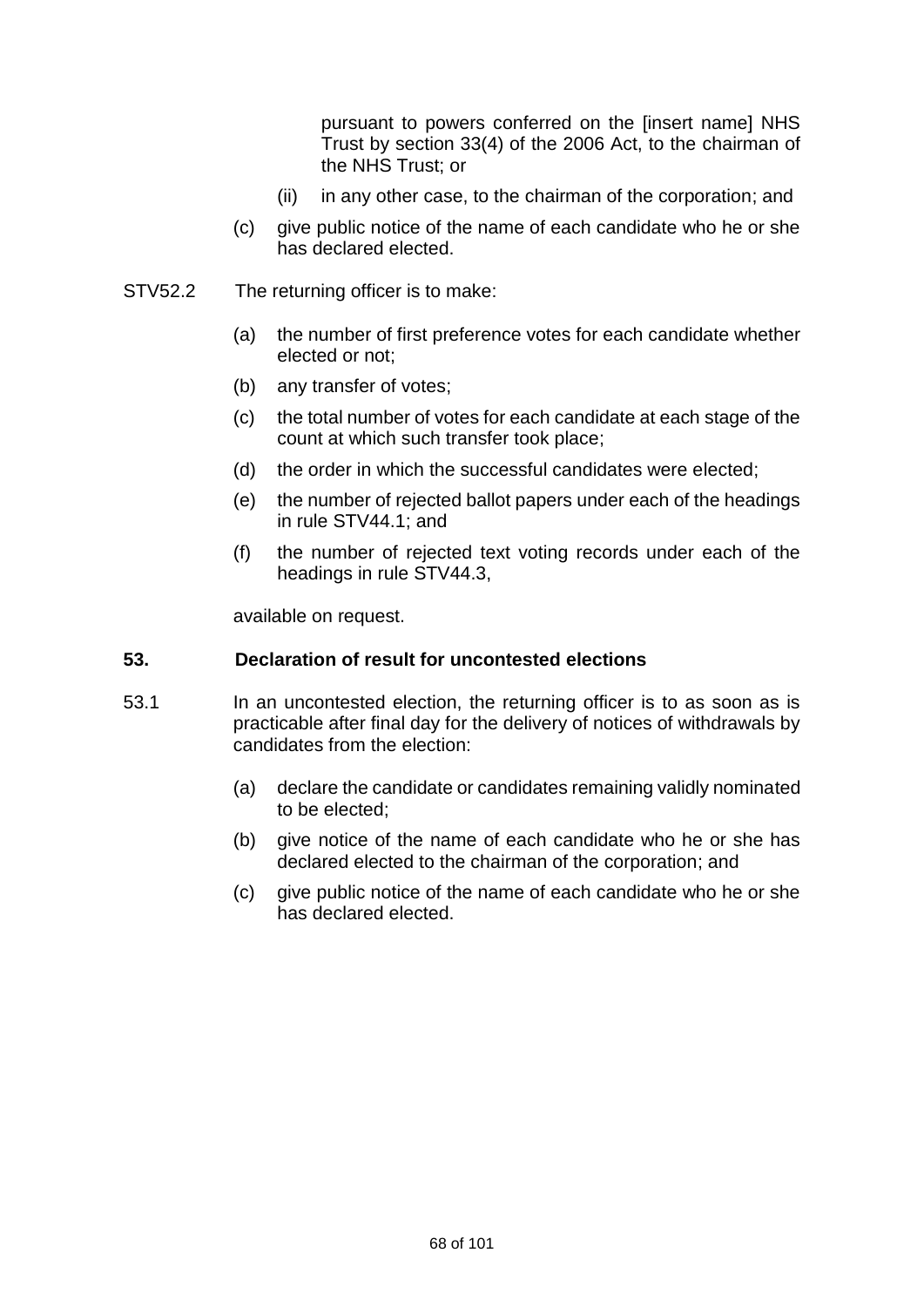pursuant to powers conferred on the [insert name] NHS Trust by section 33(4) of the 2006 Act, to the chairman of the NHS Trust; or

(ii) in any other case, to the chairman of the corporation; and

(c) give public notice of the name of each candidate who he or she has declared elected.

STV52.2 The returning officer is to make:

(a) the number of first preference votes for each candidate whether elected or not;

(b) any transfer of votes;

(c) the total number of votes for each candidate at each stage of the count at which such transfer took place;

(d) the order in which the successful candidates were elected;

(e) the number of rejected ballot papers under each of the headings in rule STV44.1; and

(f) the number of rejected text voting records under each of the headings in rule STV44.3,

available on request.

### 53. Declaration of result for uncontested elections

53.1 In an uncontested election, the returning officer is to as soon as is practicable after final day for the delivery of notices of withdrawals by candidates from the election:

(a) declare the candidate or candidates remaining validly nominated to be elected;

(b) give notice of the name of each candidate who he or she has declared elected to the chairman of the corporation; and

(c) give public notice of the name of each candidate who he or she has declared elected.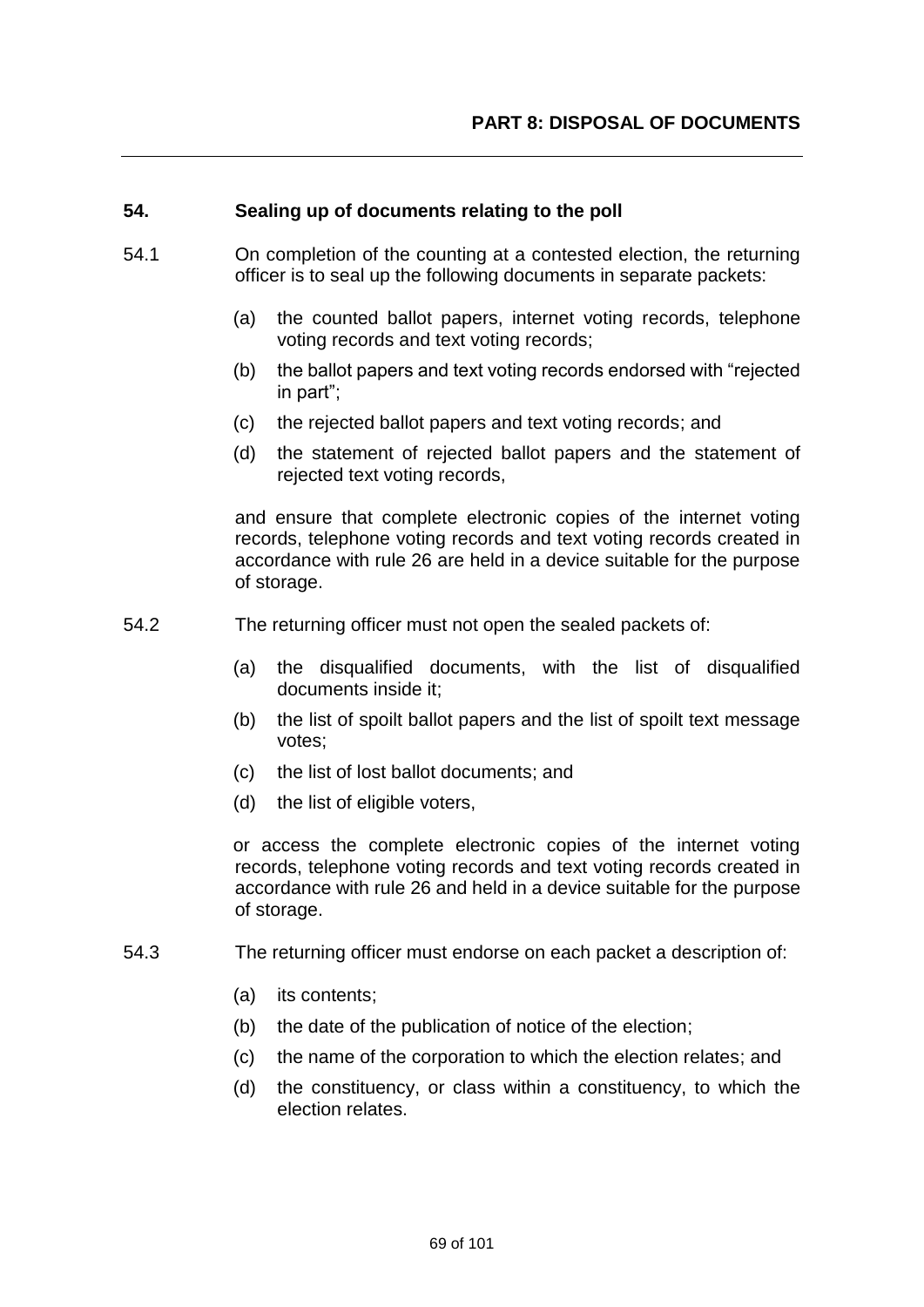# PART 8: DISPOSAL OF DOCUMENTS

## 54. Sealing up of documents relating to the poll

54.1 On completion of the counting at a contested election, the returning officer is to seal up the following documents in separate packets:

(a) the counted ballot papers, internet voting records, telephone voting records and text voting records;

(b) the ballot papers and text voting records endorsed with "rejected in part";

(c) the rejected ballot papers and text voting records; and

(d) the statement of rejected ballot papers and the statement of rejected text voting records,

and ensure that complete electronic copies of the internet voting records, telephone voting records and text voting records created in accordance with rule 26 are held in a device suitable for the purpose of storage.

54.2 The returning officer must not open the sealed packets of:

(a) the disqualified documents, with the list of disqualified documents inside it;

(b) the list of spoilt ballot papers and the list of spoilt text message votes;

(c) the list of lost ballot documents; and

(d) the list of eligible voters,

or access the complete electronic copies of the internet voting records, telephone voting records and text voting records created in accordance with rule 26 and held in a device suitable for the purpose of storage.

54.3 The returning officer must endorse on each packet a description of:

(a) its contents;

(b) the date of the publication of notice of the election;

(c) the name of the corporation to which the election relates; and

(d) the constituency, or class within a constituency, to which the election relates.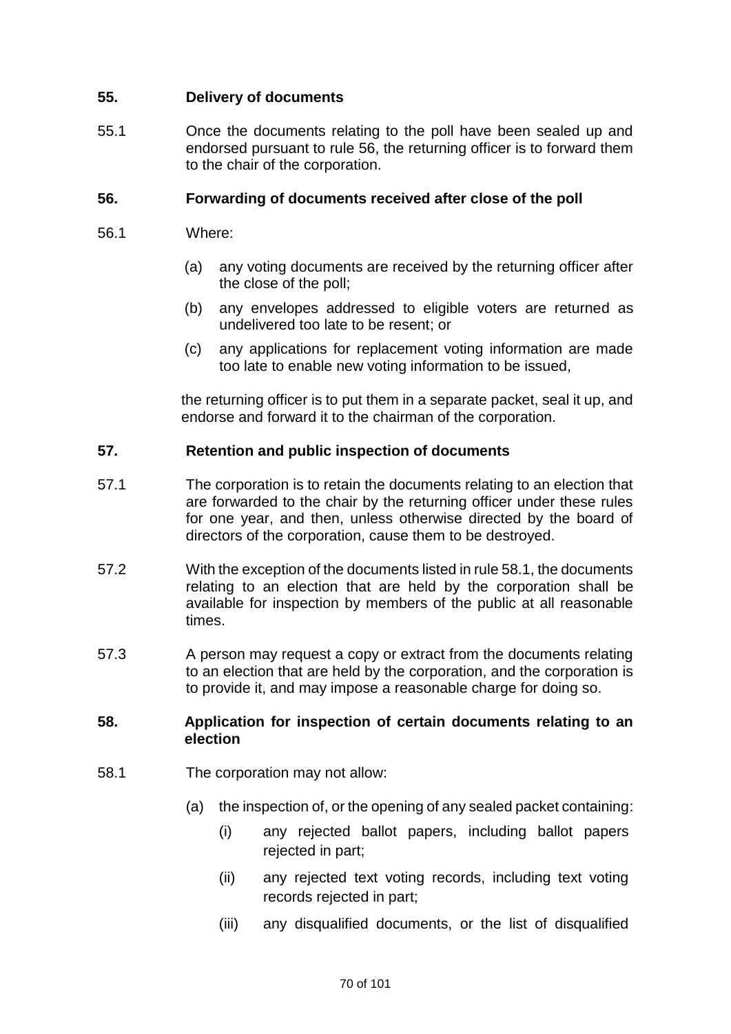## 55. Delivery of documents

55.1 Once the documents relating to the poll have been sealed up and endorsed pursuant to rule 56, the returning officer is to forward them to the chair of the corporation.

## 56. Forwarding of documents received after close of the poll

56.1 Where:

(a) any voting documents are received by the returning officer after the close of the poll;

(b) any envelopes addressed to eligible voters are returned as undelivered too late to be resent; or

(c) any applications for replacement voting information are made too late to enable new voting information to be issued,

the returning officer is to put them in a separate packet, seal it up, and endorse and forward it to the chairman of the corporation.

## 57. Retention and public inspection of documents

57.1 The corporation is to retain the documents relating to an election that are forwarded to the chair by the returning officer under these rules for one year, and then, unless otherwise directed by the board of directors of the corporation, cause them to be destroyed.

57.2 With the exception of the documents listed in rule 58.1, the documents relating to an election that are held by the corporation shall be available for inspection by members of the public at all reasonable times.

57.3 A person may request a copy or extract from the documents relating to an election that are held by the corporation, and the corporation is to provide it, and may impose a reasonable charge for doing so.

## 58. Application for inspection of certain documents relating to an election

58.1 The corporation may not allow:

(a) the inspection of, or the opening of any sealed packet containing:

(i) any rejected ballot papers, including ballot papers rejected in part;

(ii) any rejected text voting records, including text voting records rejected in part;

(iii) any disqualified documents, or the list of disqualified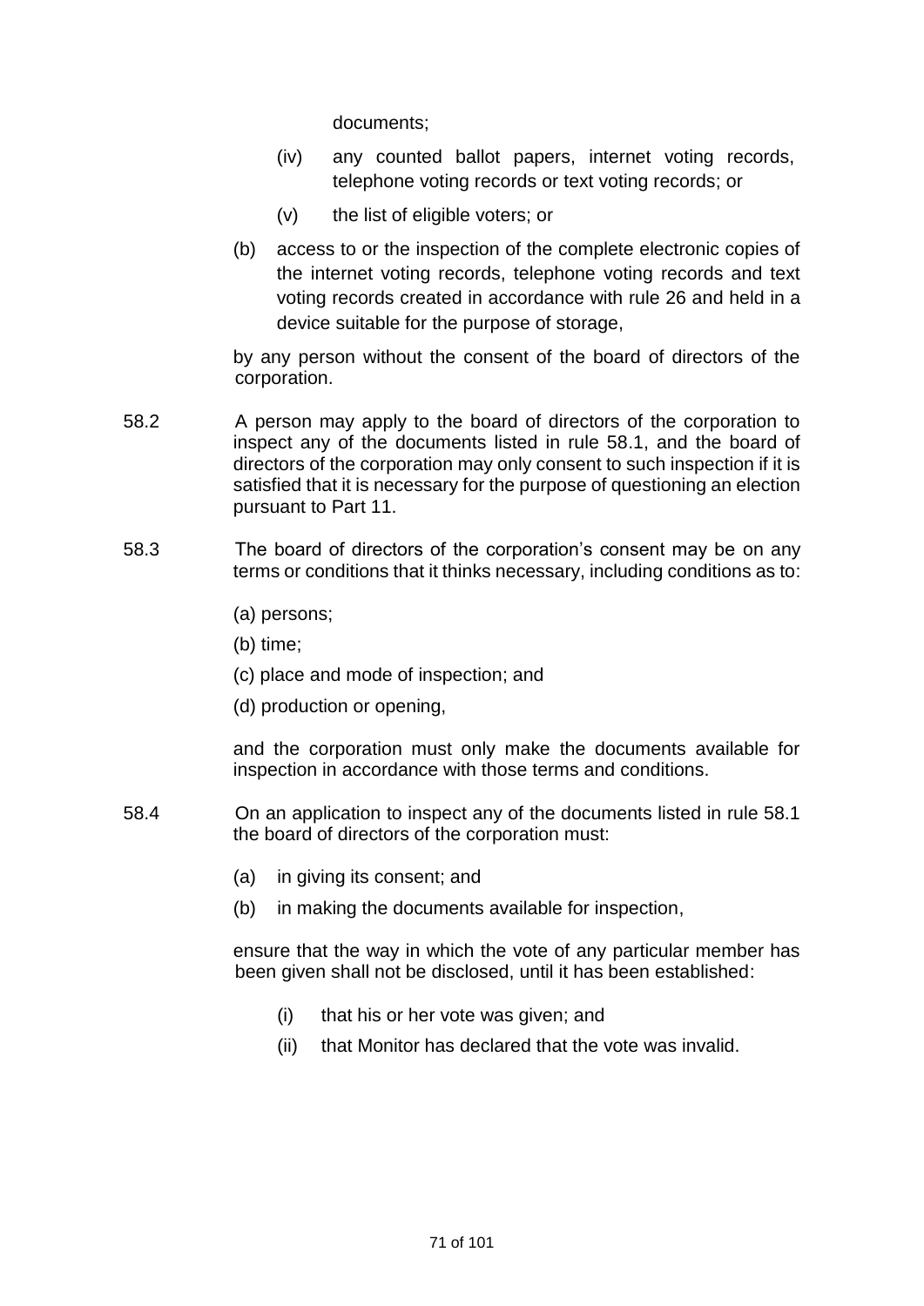documents;

(iv) any counted ballot papers, internet voting records, telephone voting records or text voting records; or

(v) the list of eligible voters; or

(b) access to or the inspection of the complete electronic copies of the internet voting records, telephone voting records and text voting records created in accordance with rule 26 and held in a device suitable for the purpose of storage,

by any person without the consent of the board of directors of the corporation.

58.2 A person may apply to the board of directors of the corporation to inspect any of the documents listed in rule 58.1, and the board of directors of the corporation may only consent to such inspection if it is satisfied that it is necessary for the purpose of questioning an election pursuant to Part 11.

58.3 The board of directors of the corporation's consent may be on any terms or conditions that it thinks necessary, including conditions as to:

(a) persons;

(b) time;

(c) place and mode of inspection; and

(d) production or opening,

and the corporation must only make the documents available for inspection in accordance with those terms and conditions.

58.4 On an application to inspect any of the documents listed in rule 58.1 the board of directors of the corporation must:

(a) in giving its consent; and

(b) in making the documents available for inspection,

ensure that the way in which the vote of any particular member has been given shall not be disclosed, until it has been established:

(i) that his or her vote was given; and

(ii) that Monitor has declared that the vote was invalid.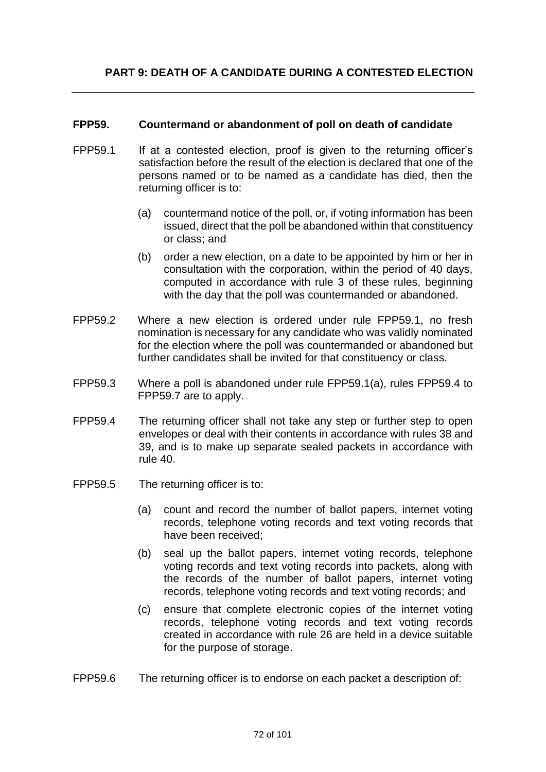## PART 9: DEATH OF A CANDIDATE DURING A CONTESTED ELECTION

### FPP59. Countermand or abandonment of poll on death of candidate

FPP59.1 If at a contested election, proof is given to the returning officer's satisfaction before the result of the election is declared that one of the persons named or to be named as a candidate has died, then the returning officer is to:

(a) countermand notice of the poll, or, if voting information has been issued, direct that the poll be abandoned within that constituency or class; and

(b) order a new election, on a date to be appointed by him or her in consultation with the corporation, within the period of 40 days, computed in accordance with rule 3 of these rules, beginning with the day that the poll was countermanded or abandoned.

FPP59.2 Where a new election is ordered under rule FPP59.1, no fresh nomination is necessary for any candidate who was validly nominated for the election where the poll was countermanded or abandoned but further candidates shall be invited for that constituency or class.

FPP59.3 Where a poll is abandoned under rule FPP59.1(a), rules FPP59.4 to FPP59.7 are to apply.

FPP59.4 The returning officer shall not take any step or further step to open envelopes or deal with their contents in accordance with rules 38 and 39, and is to make up separate sealed packets in accordance with rule 40.

FPP59.5 The returning officer is to:

(a) count and record the number of ballot papers, internet voting records, telephone voting records and text voting records that have been received;

(b) seal up the ballot papers, internet voting records, telephone voting records and text voting records into packets, along with the records of the number of ballot papers, internet voting records, telephone voting records and text voting records; and

(c) ensure that complete electronic copies of the internet voting records, telephone voting records and text voting records created in accordance with rule 26 are held in a device suitable for the purpose of storage.

FPP59.6 The returning officer is to endorse on each packet a description of: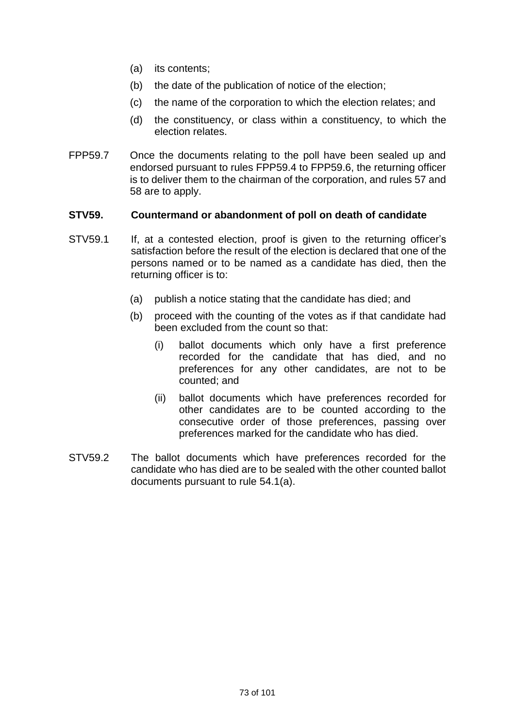(a) its contents;

(b) the date of the publication of notice of the election;

(c) the name of the corporation to which the election relates; and

(d) the constituency, or class within a constituency, to which the election relates.

FPP59.7 Once the documents relating to the poll have been sealed up and endorsed pursuant to rules FPP59.4 to FPP59.6, the returning officer is to deliver them to the chairman of the corporation, and rules 57 and 58 are to apply.

**STV59. Countermand or abandonment of poll on death of candidate**

STV59.1 If, at a contested election, proof is given to the returning officer's satisfaction before the result of the election is declared that one of the persons named or to be named as a candidate has died, then the returning officer is to:

(a) publish a notice stating that the candidate has died; and

(b) proceed with the counting of the votes as if that candidate had been excluded from the count so that:

(i) ballot documents which only have a first preference recorded for the candidate that has died, and no preferences for any other candidates, are not to be counted; and

(ii) ballot documents which have preferences recorded for other candidates are to be counted according to the consecutive order of those preferences, passing over preferences marked for the candidate who has died.

STV59.2 The ballot documents which have preferences recorded for the candidate who has died are to be sealed with the other counted ballot documents pursuant to rule 54.1(a).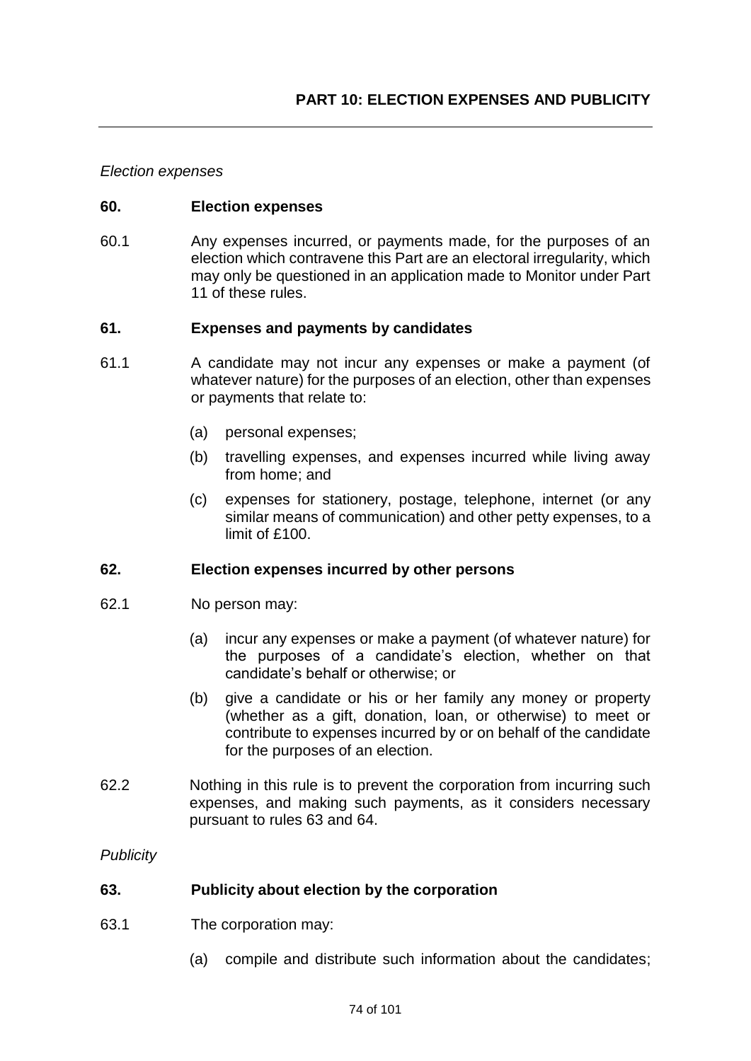## PART 10: ELECTION EXPENSES AND PUBLICITY

*Election expenses*

### 60. Election expenses

60.1 Any expenses incurred, or payments made, for the purposes of an election which contravene this Part are an electoral irregularity, which may only be questioned in an application made to Monitor under Part 11 of these rules.

### 61. Expenses and payments by candidates

61.1 A candidate may not incur any expenses or make a payment (of whatever nature) for the purposes of an election, other than expenses or payments that relate to:

(a) personal expenses;

(b) travelling expenses, and expenses incurred while living away from home; and

(c) expenses for stationery, postage, telephone, internet (or any similar means of communication) and other petty expenses, to a limit of £100.

### 62. Election expenses incurred by other persons

62.1 No person may:

(a) incur any expenses or make a payment (of whatever nature) for the purposes of a candidate's election, whether on that candidate's behalf or otherwise; or

(b) give a candidate or his or her family any money or property (whether as a gift, donation, loan, or otherwise) to meet or contribute to expenses incurred by or on behalf of the candidate for the purposes of an election.

62.2 Nothing in this rule is to prevent the corporation from incurring such expenses, and making such payments, as it considers necessary pursuant to rules 63 and 64.

*Publicity*

### 63. Publicity about election by the corporation

63.1 The corporation may:

(a) compile and distribute such information about the candidates;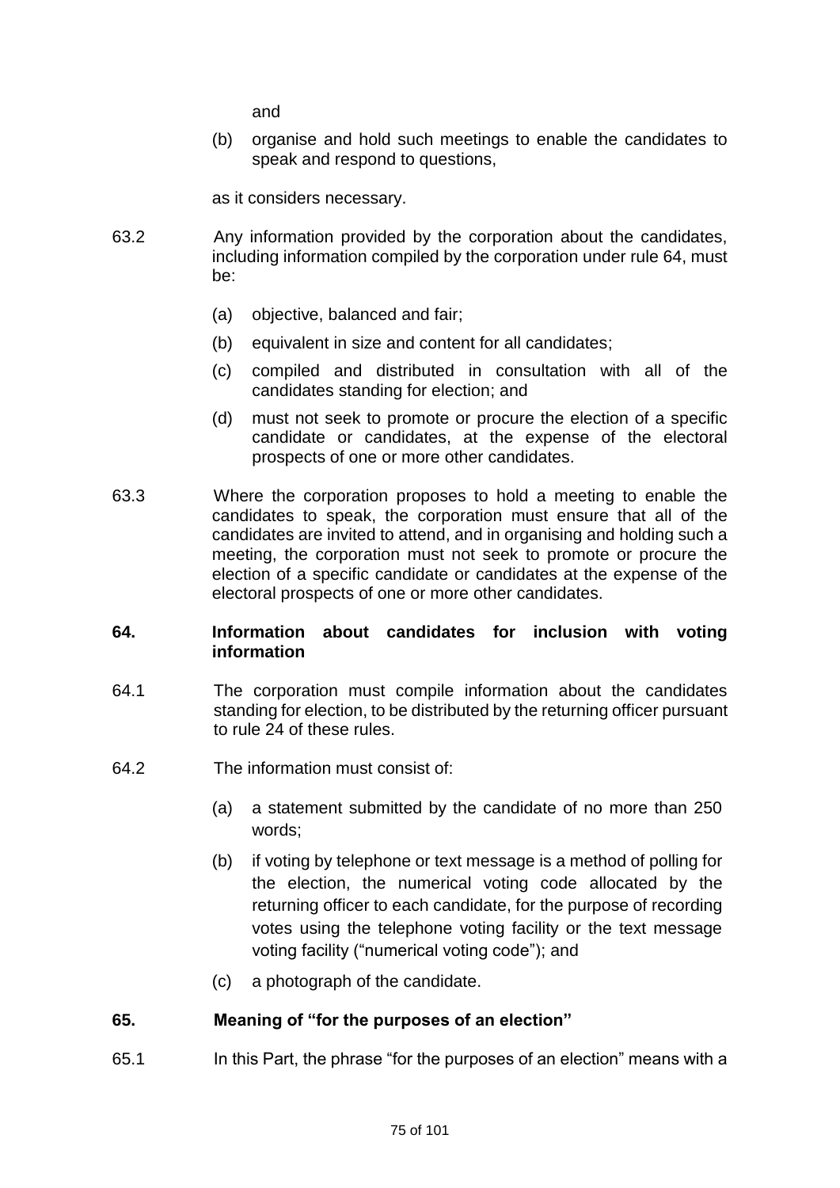and

(b) organise and hold such meetings to enable the candidates to speak and respond to questions,

as it considers necessary.

63.2 Any information provided by the corporation about the candidates, including information compiled by the corporation under rule 64, must be:

(a) objective, balanced and fair;

(b) equivalent in size and content for all candidates;

(c) compiled and distributed in consultation with all of the candidates standing for election; and

(d) must not seek to promote or procure the election of a specific candidate or candidates, at the expense of the electoral prospects of one or more other candidates.

63.3 Where the corporation proposes to hold a meeting to enable the candidates to speak, the corporation must ensure that all of the candidates are invited to attend, and in organising and holding such a meeting, the corporation must not seek to promote or procure the election of a specific candidate or candidates at the expense of the electoral prospects of one or more other candidates.

**64. Information about candidates for inclusion with voting information**

64.1 The corporation must compile information about the candidates standing for election, to be distributed by the returning officer pursuant to rule 24 of these rules.

64.2 The information must consist of:

(a) a statement submitted by the candidate of no more than 250 words;

(b) if voting by telephone or text message is a method of polling for the election, the numerical voting code allocated by the returning officer to each candidate, for the purpose of recording votes using the telephone voting facility or the text message voting facility ("numerical voting code"); and

(c) a photograph of the candidate.

**65. Meaning of "for the purposes of an election"**

65.1 In this Part, the phrase "for the purposes of an election" means with a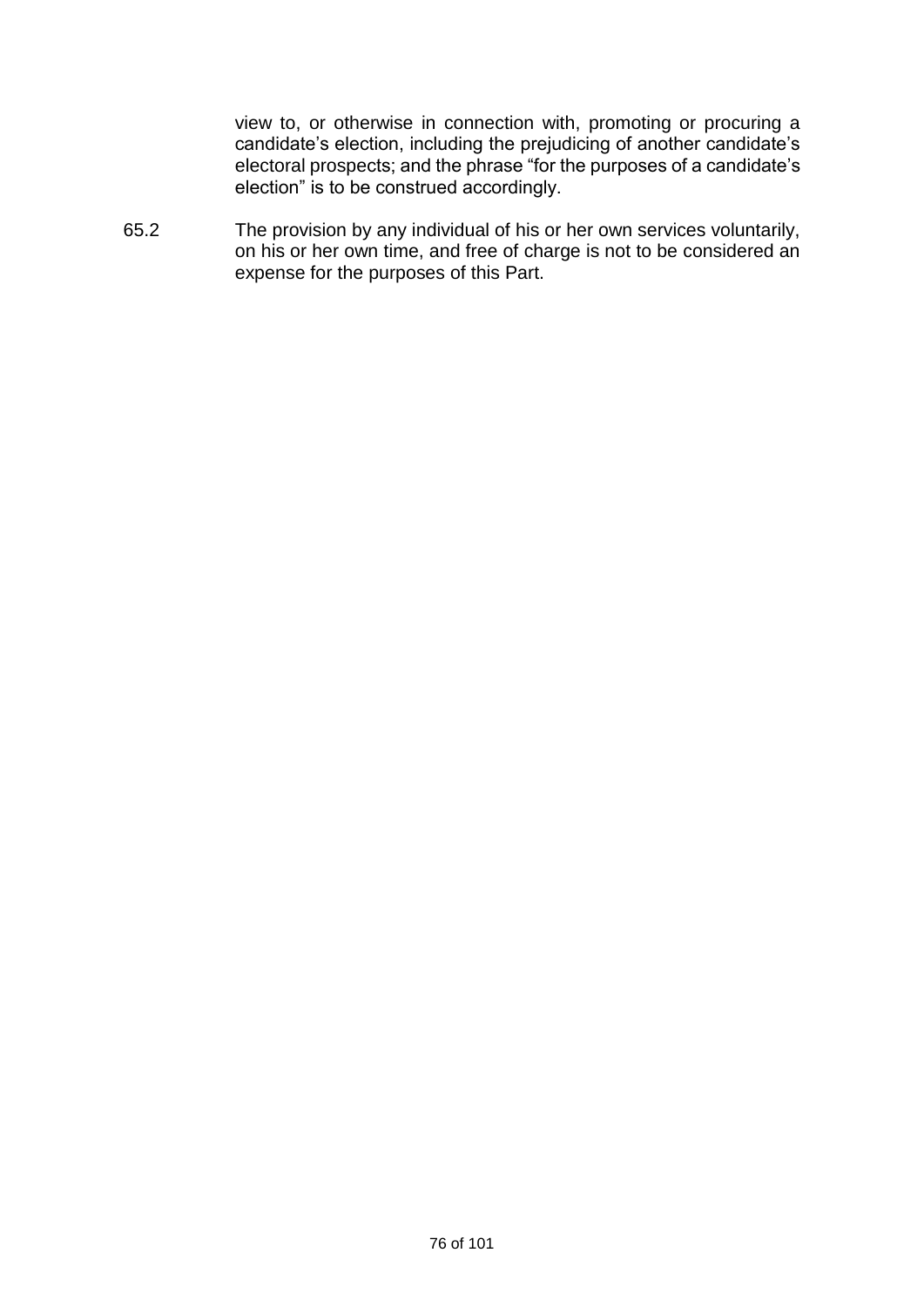view to, or otherwise in connection with, promoting or procuring a candidate's election, including the prejudicing of another candidate's electoral prospects; and the phrase "for the purposes of a candidate's election" is to be construed accordingly.

65.2 The provision by any individual of his or her own services voluntarily, on his or her own time, and free of charge is not to be considered an expense for the purposes of this Part.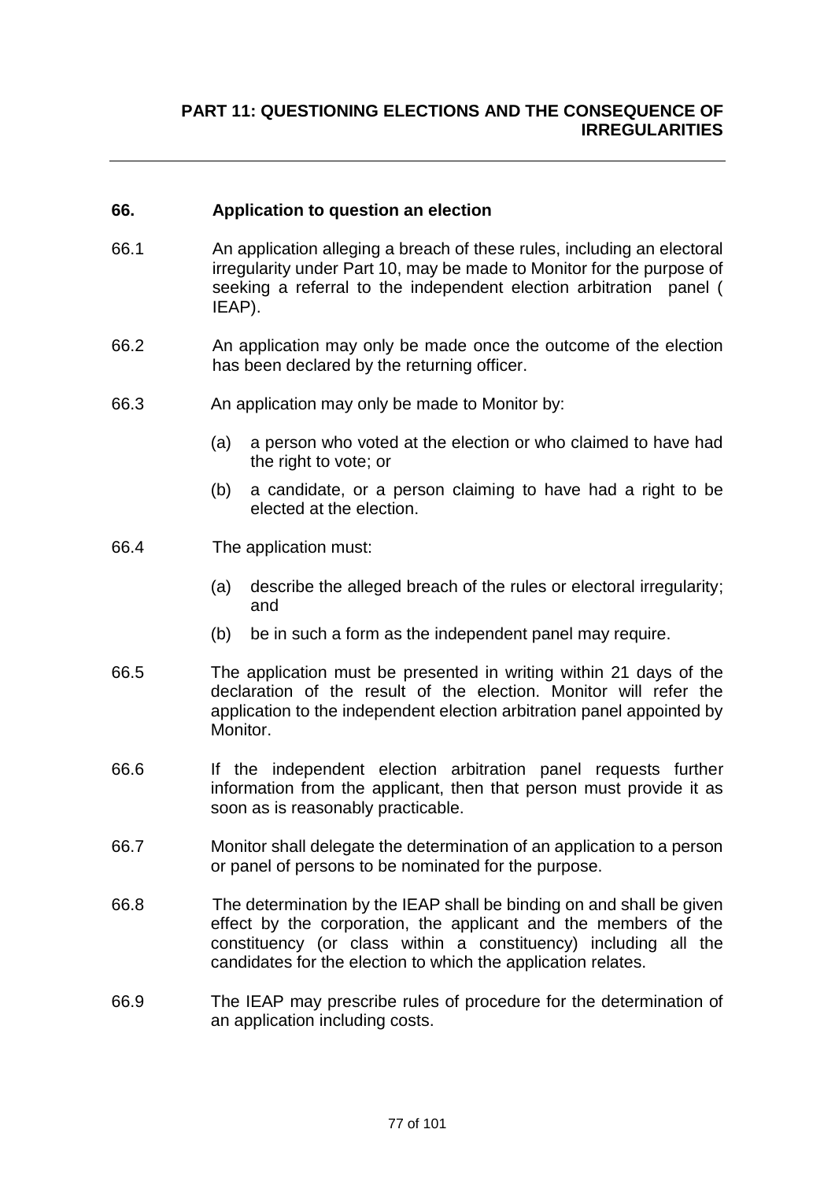# PART 11: QUESTIONING ELECTIONS AND THE CONSEQUENCE OF IRREGULARITIES

## 66. Application to question an election

66.1 An application alleging a breach of these rules, including an electoral irregularity under Part 10, may be made to Monitor for the purpose of seeking a referral to the independent election arbitration panel ( IEAP).

66.2 An application may only be made once the outcome of the election has been declared by the returning officer.

66.3 An application may only be made to Monitor by:

(a) a person who voted at the election or who claimed to have had the right to vote; or

(b) a candidate, or a person claiming to have had a right to be elected at the election.

66.4 The application must:

(a) describe the alleged breach of the rules or electoral irregularity; and

(b) be in such a form as the independent panel may require.

66.5 The application must be presented in writing within 21 days of the declaration of the result of the election. Monitor will refer the application to the independent election arbitration panel appointed by Monitor.

66.6 If the independent election arbitration panel requests further information from the applicant, then that person must provide it as soon as is reasonably practicable.

66.7 Monitor shall delegate the determination of an application to a person or panel of persons to be nominated for the purpose.

66.8 The determination by the IEAP shall be binding on and shall be given effect by the corporation, the applicant and the members of the constituency (or class within a constituency) including all the candidates for the election to which the application relates.

66.9 The IEAP may prescribe rules of procedure for the determination of an application including costs.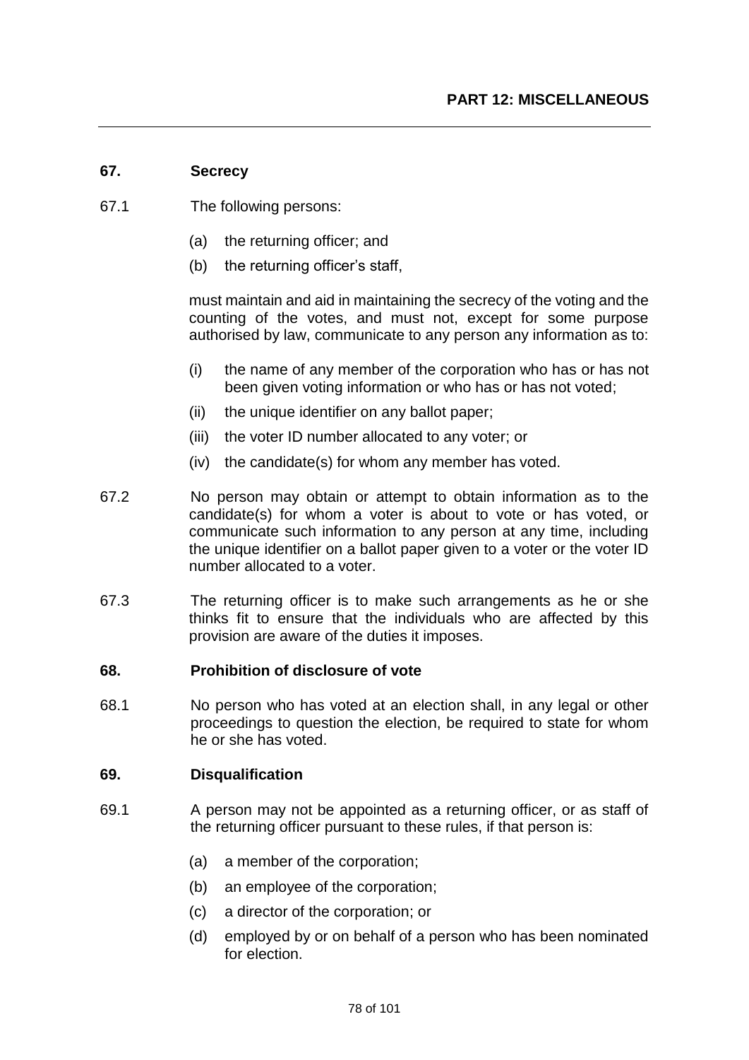# PART 12: MISCELLANEOUS

## 67. Secrecy

67.1 The following persons:

(a) the returning officer; and

(b) the returning officer's staff,

must maintain and aid in maintaining the secrecy of the voting and the counting of the votes, and must not, except for some purpose authorised by law, communicate to any person any information as to:

(i) the name of any member of the corporation who has or has not been given voting information or who has or has not voted;

(ii) the unique identifier on any ballot paper;

(iii) the voter ID number allocated to any voter; or

(iv) the candidate(s) for whom any member has voted.

67.2 No person may obtain or attempt to obtain information as to the candidate(s) for whom a voter is about to vote or has voted, or communicate such information to any person at any time, including the unique identifier on a ballot paper given to a voter or the voter ID number allocated to a voter.

67.3 The returning officer is to make such arrangements as he or she thinks fit to ensure that the individuals who are affected by this provision are aware of the duties it imposes.

## 68. Prohibition of disclosure of vote

68.1 No person who has voted at an election shall, in any legal or other proceedings to question the election, be required to state for whom he or she has voted.

## 69. Disqualification

69.1 A person may not be appointed as a returning officer, or as staff of the returning officer pursuant to these rules, if that person is:

(a) a member of the corporation;

(b) an employee of the corporation;

(c) a director of the corporation; or

(d) employed by or on behalf of a person who has been nominated for election.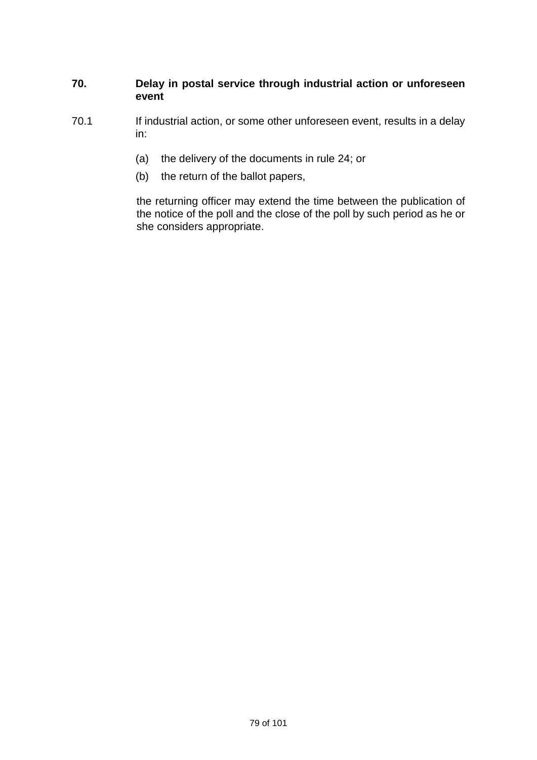## 70. Delay in postal service through industrial action or unforeseen event

70.1 If industrial action, or some other unforeseen event, results in a delay in:

(a) the delivery of the documents in rule 24; or

(b) the return of the ballot papers,

the returning officer may extend the time between the publication of the notice of the poll and the close of the poll by such period as he or she considers appropriate.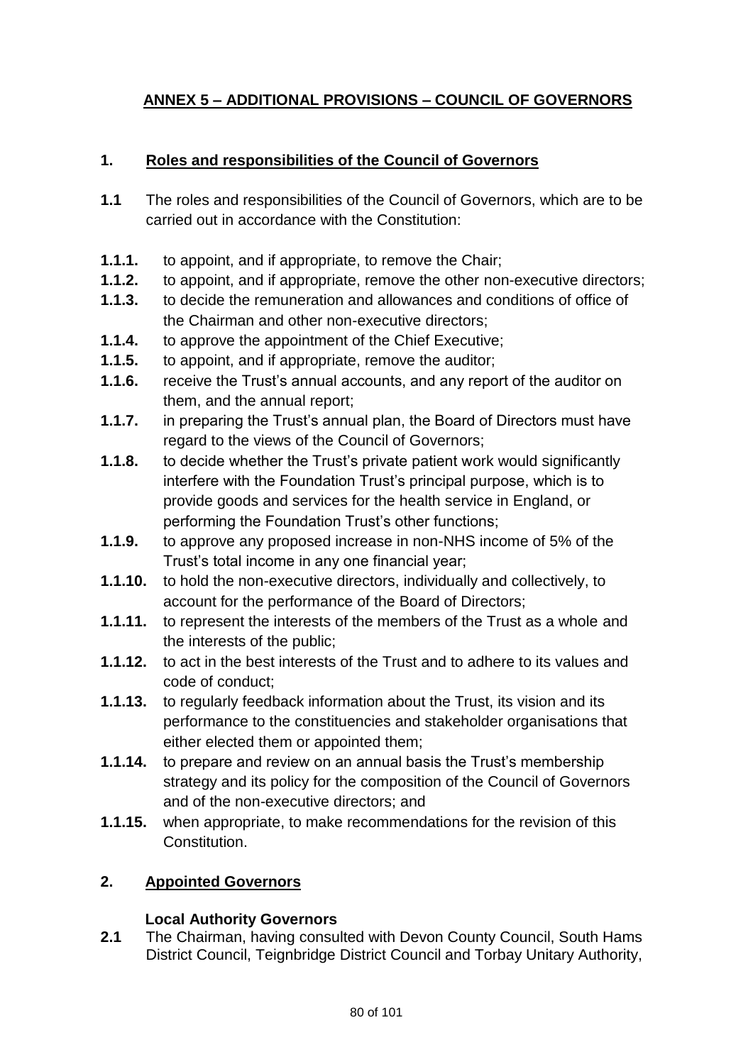# ANNEX 5 – ADDITIONAL PROVISIONS – COUNCIL OF GOVERNORS

## 1. Roles and responsibilities of the Council of Governors

**1.1** The roles and responsibilities of the Council of Governors, which are to be carried out in accordance with the Constitution:

**1.1.1.** to appoint, and if appropriate, to remove the Chair;

**1.1.2.** to appoint, and if appropriate, remove the other non-executive directors;

**1.1.3.** to decide the remuneration and allowances and conditions of office of the Chairman and other non-executive directors;

**1.1.4.** to approve the appointment of the Chief Executive;

**1.1.5.** to appoint, and if appropriate, remove the auditor;

**1.1.6.** receive the Trust's annual accounts, and any report of the auditor on them, and the annual report;

**1.1.7.** in preparing the Trust's annual plan, the Board of Directors must have regard to the views of the Council of Governors;

**1.1.8.** to decide whether the Trust's private patient work would significantly interfere with the Foundation Trust's principal purpose, which is to provide goods and services for the health service in England, or performing the Foundation Trust's other functions;

**1.1.9.** to approve any proposed increase in non-NHS income of 5% of the Trust's total income in any one financial year;

**1.1.10.** to hold the non-executive directors, individually and collectively, to account for the performance of the Board of Directors;

**1.1.11.** to represent the interests of the members of the Trust as a whole and the interests of the public;

**1.1.12.** to act in the best interests of the Trust and to adhere to its values and code of conduct;

**1.1.13.** to regularly feedback information about the Trust, its vision and its performance to the constituencies and stakeholder organisations that either elected them or appointed them;

**1.1.14.** to prepare and review on an annual basis the Trust's membership strategy and its policy for the composition of the Council of Governors and of the non-executive directors; and

**1.1.15.** when appropriate, to make recommendations for the revision of this Constitution.

## 2. Appointed Governors

### Local Authority Governors

**2.1** The Chairman, having consulted with Devon County Council, South Hams District Council, Teignbridge District Council and Torbay Unitary Authority,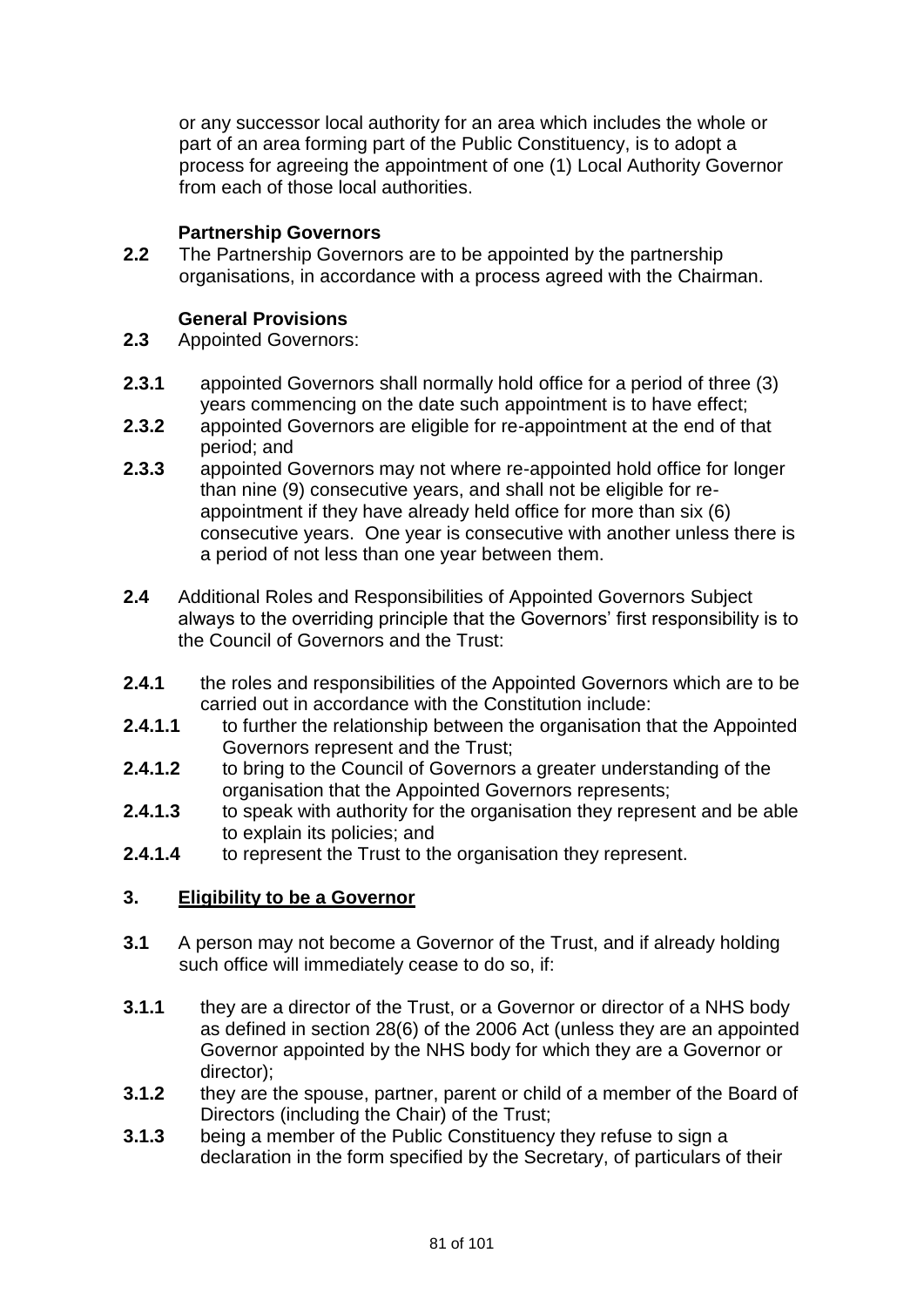or any successor local authority for an area which includes the whole or part of an area forming part of the Public Constituency, is to adopt a process for agreeing the appointment of one (1) Local Authority Governor from each of those local authorities.

**Partnership Governors**

**2.2** The Partnership Governors are to be appointed by the partnership organisations, in accordance with a process agreed with the Chairman.

**General Provisions**

**2.3** Appointed Governors:

**2.3.1** appointed Governors shall normally hold office for a period of three (3) years commencing on the date such appointment is to have effect;

**2.3.2** appointed Governors are eligible for re-appointment at the end of that period; and

**2.3.3** appointed Governors may not where re-appointed hold office for longer than nine (9) consecutive years, and shall not be eligible for re-appointment if they have already held office for more than six (6) consecutive years. One year is consecutive with another unless there is a period of not less than one year between them.

**2.4** Additional Roles and Responsibilities of Appointed Governors Subject always to the overriding principle that the Governors' first responsibility is to the Council of Governors and the Trust:

**2.4.1** the roles and responsibilities of the Appointed Governors which are to be carried out in accordance with the Constitution include:

**2.4.1.1** to further the relationship between the organisation that the Appointed Governors represent and the Trust;

**2.4.1.2** to bring to the Council of Governors a greater understanding of the organisation that the Appointed Governors represents;

**2.4.1.3** to speak with authority for the organisation they represent and be able to explain its policies; and

**2.4.1.4** to represent the Trust to the organisation they represent.

## 3. Eligibility to be a Governor

**3.1** A person may not become a Governor of the Trust, and if already holding such office will immediately cease to do so, if:

**3.1.1** they are a director of the Trust, or a Governor or director of a NHS body as defined in section 28(6) of the 2006 Act (unless they are an appointed Governor appointed by the NHS body for which they are a Governor or director);

**3.1.2** they are the spouse, partner, parent or child of a member of the Board of Directors (including the Chair) of the Trust;

**3.1.3** being a member of the Public Constituency they refuse to sign a declaration in the form specified by the Secretary, of particulars of their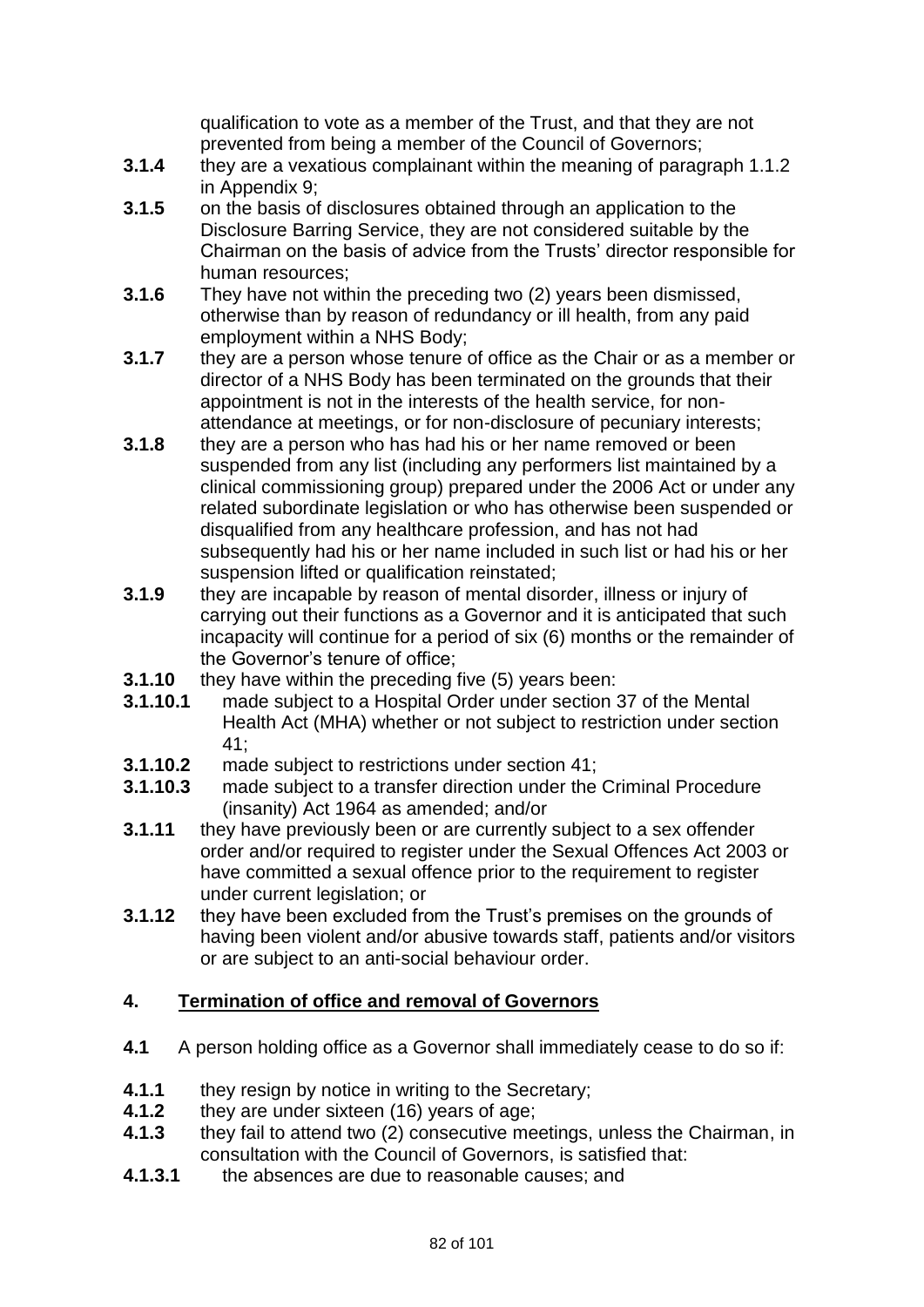qualification to vote as a member of the Trust, and that they are not prevented from being a member of the Council of Governors;

**3.1.4** they are a vexatious complainant within the meaning of paragraph 1.1.2 in Appendix 9;

**3.1.5** on the basis of disclosures obtained through an application to the Disclosure Barring Service, they are not considered suitable by the Chairman on the basis of advice from the Trusts' director responsible for human resources;

**3.1.6** They have not within the preceding two (2) years been dismissed, otherwise than by reason of redundancy or ill health, from any paid employment within a NHS Body;

**3.1.7** they are a person whose tenure of office as the Chair or as a member or director of a NHS Body has been terminated on the grounds that their appointment is not in the interests of the health service, for non-attendance at meetings, or for non-disclosure of pecuniary interests;

**3.1.8** they are a person who has had his or her name removed or been suspended from any list (including any performers list maintained by a clinical commissioning group) prepared under the 2006 Act or under any related subordinate legislation or who has otherwise been suspended or disqualified from any healthcare profession, and has not had subsequently had his or her name included in such list or had his or her suspension lifted or qualification reinstated;

**3.1.9** they are incapable by reason of mental disorder, illness or injury of carrying out their functions as a Governor and it is anticipated that such incapacity will continue for a period of six (6) months or the remainder of the Governor's tenure of office;

**3.1.10** they have within the preceding five (5) years been:

**3.1.10.1** made subject to a Hospital Order under section 37 of the Mental Health Act (MHA) whether or not subject to restriction under section 41;

**3.1.10.2** made subject to restrictions under section 41;

**3.1.10.3** made subject to a transfer direction under the Criminal Procedure (insanity) Act 1964 as amended; and/or

**3.1.11** they have previously been or are currently subject to a sex offender order and/or required to register under the Sexual Offences Act 2003 or have committed a sexual offence prior to the requirement to register under current legislation; or

**3.1.12** they have been excluded from the Trust's premises on the grounds of having been violent and/or abusive towards staff, patients and/or visitors or are subject to an anti-social behaviour order.

## 4. Termination of office and removal of Governors

**4.1** A person holding office as a Governor shall immediately cease to do so if:

**4.1.1** they resign by notice in writing to the Secretary;

**4.1.2** they are under sixteen (16) years of age;

**4.1.3** they fail to attend two (2) consecutive meetings, unless the Chairman, in consultation with the Council of Governors, is satisfied that:

**4.1.3.1** the absences are due to reasonable causes; and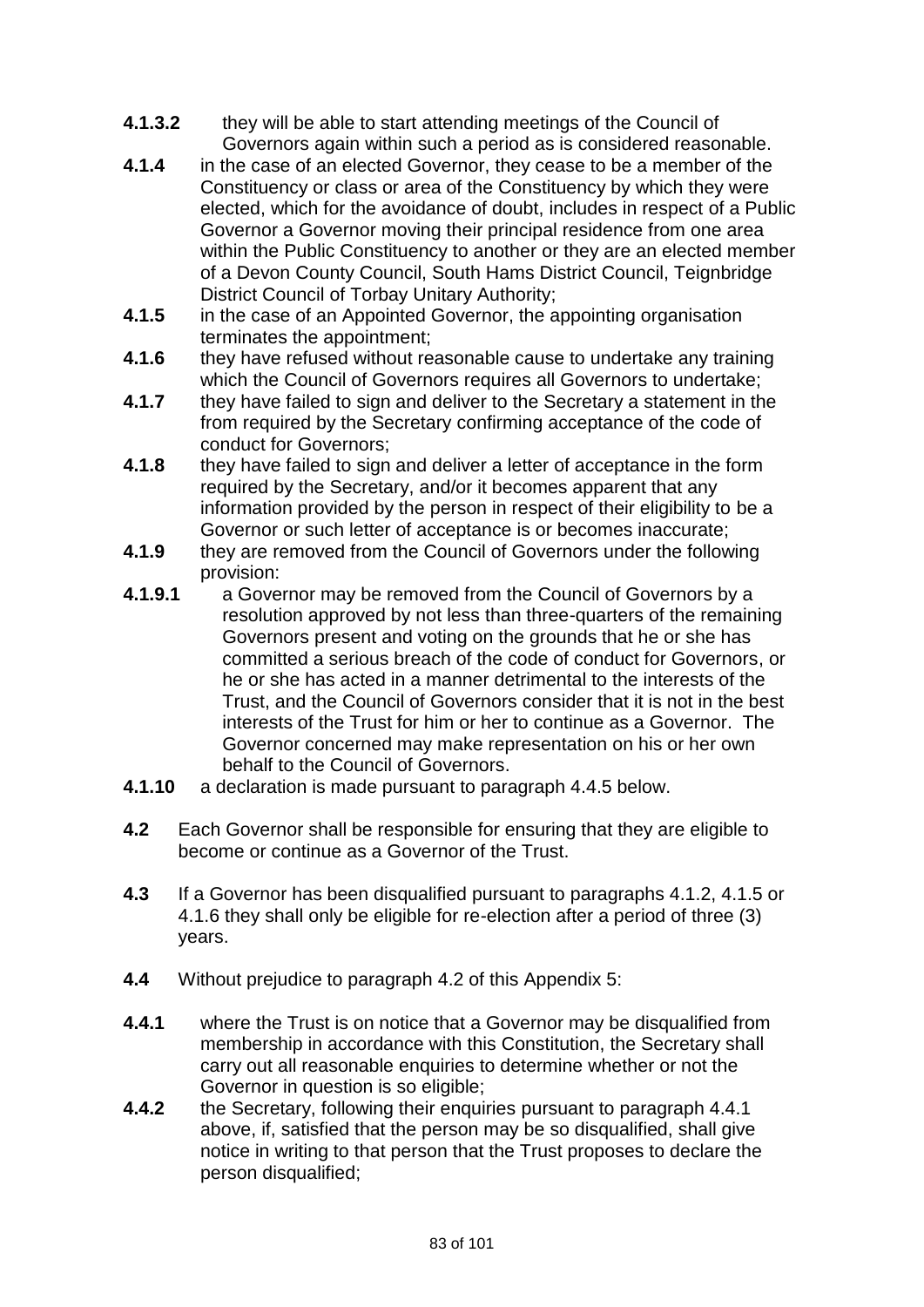**4.1.3.2** they will be able to start attending meetings of the Council of Governors again within such a period as is considered reasonable.

**4.1.4** in the case of an elected Governor, they cease to be a member of the Constituency or class or area of the Constituency by which they were elected, which for the avoidance of doubt, includes in respect of a Public Governor a Governor moving their principal residence from one area within the Public Constituency to another or they are an elected member of a Devon County Council, South Hams District Council, Teignbridge District Council of Torbay Unitary Authority;

**4.1.5** in the case of an Appointed Governor, the appointing organisation terminates the appointment;

**4.1.6** they have refused without reasonable cause to undertake any training which the Council of Governors requires all Governors to undertake;

**4.1.7** they have failed to sign and deliver to the Secretary a statement in the from required by the Secretary confirming acceptance of the code of conduct for Governors;

**4.1.8** they have failed to sign and deliver a letter of acceptance in the form required by the Secretary, and/or it becomes apparent that any information provided by the person in respect of their eligibility to be a Governor or such letter of acceptance is or becomes inaccurate;

**4.1.9** they are removed from the Council of Governors under the following provision:

**4.1.9.1** a Governor may be removed from the Council of Governors by a resolution approved by not less than three-quarters of the remaining Governors present and voting on the grounds that he or she has committed a serious breach of the code of conduct for Governors, or he or she has acted in a manner detrimental to the interests of the Trust, and the Council of Governors consider that it is not in the best interests of the Trust for him or her to continue as a Governor. The Governor concerned may make representation on his or her own behalf to the Council of Governors.

**4.1.10** a declaration is made pursuant to paragraph 4.4.5 below.

**4.2** Each Governor shall be responsible for ensuring that they are eligible to become or continue as a Governor of the Trust.

**4.3** If a Governor has been disqualified pursuant to paragraphs 4.1.2, 4.1.5 or 4.1.6 they shall only be eligible for re-election after a period of three (3) years.

**4.4** Without prejudice to paragraph 4.2 of this Appendix 5:

**4.4.1** where the Trust is on notice that a Governor may be disqualified from membership in accordance with this Constitution, the Secretary shall carry out all reasonable enquiries to determine whether or not the Governor in question is so eligible;

**4.4.2** the Secretary, following their enquiries pursuant to paragraph 4.4.1 above, if, satisfied that the person may be so disqualified, shall give notice in writing to that person that the Trust proposes to declare the person disqualified;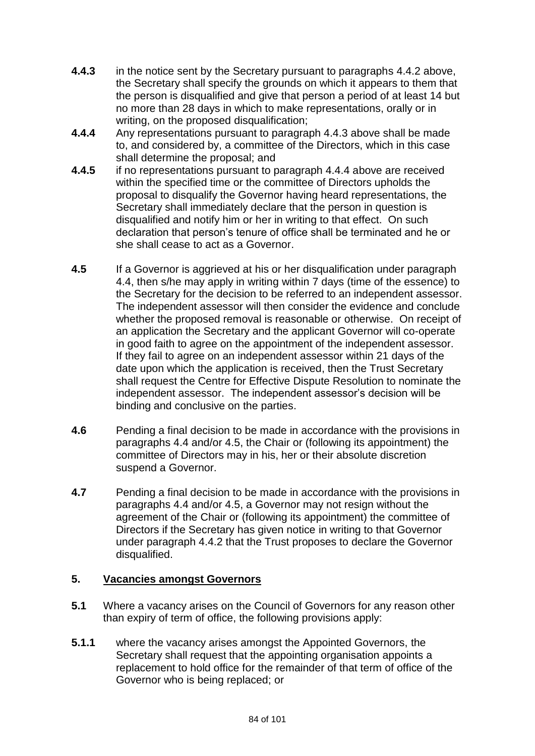**4.4.3** in the notice sent by the Secretary pursuant to paragraphs 4.4.2 above, the Secretary shall specify the grounds on which it appears to them that the person is disqualified and give that person a period of at least 14 but no more than 28 days in which to make representations, orally or in writing, on the proposed disqualification;

**4.4.4** Any representations pursuant to paragraph 4.4.3 above shall be made to, and considered by, a committee of the Directors, which in this case shall determine the proposal; and

**4.4.5** if no representations pursuant to paragraph 4.4.4 above are received within the specified time or the committee of Directors upholds the proposal to disqualify the Governor having heard representations, the Secretary shall immediately declare that the person in question is disqualified and notify him or her in writing to that effect. On such declaration that person's tenure of office shall be terminated and he or she shall cease to act as a Governor.

**4.5** If a Governor is aggrieved at his or her disqualification under paragraph 4.4, then s/he may apply in writing within 7 days (time of the essence) to the Secretary for the decision to be referred to an independent assessor. The independent assessor will then consider the evidence and conclude whether the proposed removal is reasonable or otherwise. On receipt of an application the Secretary and the applicant Governor will co-operate in good faith to agree on the appointment of the independent assessor. If they fail to agree on an independent assessor within 21 days of the date upon which the application is received, then the Trust Secretary shall request the Centre for Effective Dispute Resolution to nominate the independent assessor. The independent assessor's decision will be binding and conclusive on the parties.

**4.6** Pending a final decision to be made in accordance with the provisions in paragraphs 4.4 and/or 4.5, the Chair or (following its appointment) the committee of Directors may in his, her or their absolute discretion suspend a Governor.

**4.7** Pending a final decision to be made in accordance with the provisions in paragraphs 4.4 and/or 4.5, a Governor may not resign without the agreement of the Chair or (following its appointment) the committee of Directors if the Secretary has given notice in writing to that Governor under paragraph 4.4.2 that the Trust proposes to declare the Governor disqualified.

## 5. Vacancies amongst Governors

**5.1** Where a vacancy arises on the Council of Governors for any reason other than expiry of term of office, the following provisions apply:

**5.1.1** where the vacancy arises amongst the Appointed Governors, the Secretary shall request that the appointing organisation appoints a replacement to hold office for the remainder of that term of office of the Governor who is being replaced; or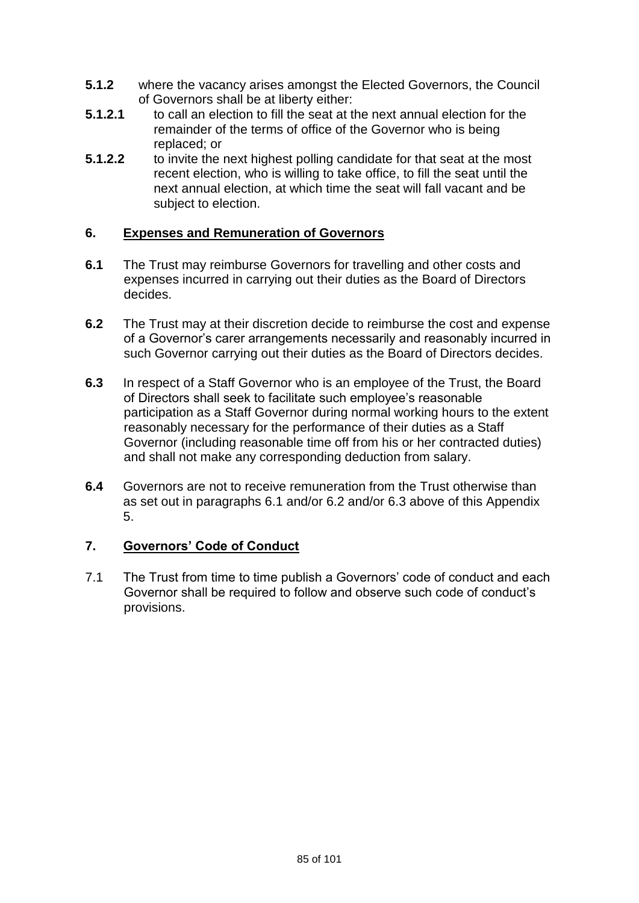**5.1.2** where the vacancy arises amongst the Elected Governors, the Council of Governors shall be at liberty either:

**5.1.2.1** to call an election to fill the seat at the next annual election for the remainder of the terms of office of the Governor who is being replaced; or

**5.1.2.2** to invite the next highest polling candidate for that seat at the most recent election, who is willing to take office, to fill the seat until the next annual election, at which time the seat will fall vacant and be subject to election.

## 6. Expenses and Remuneration of Governors

**6.1** The Trust may reimburse Governors for travelling and other costs and expenses incurred in carrying out their duties as the Board of Directors decides.

**6.2** The Trust may at their discretion decide to reimburse the cost and expense of a Governor's carer arrangements necessarily and reasonably incurred in such Governor carrying out their duties as the Board of Directors decides.

**6.3** In respect of a Staff Governor who is an employee of the Trust, the Board of Directors shall seek to facilitate such employee's reasonable participation as a Staff Governor during normal working hours to the extent reasonably necessary for the performance of their duties as a Staff Governor (including reasonable time off from his or her contracted duties) and shall not make any corresponding deduction from salary.

**6.4** Governors are not to receive remuneration from the Trust otherwise than as set out in paragraphs 6.1 and/or 6.2 and/or 6.3 above of this Appendix 5.

## 7. Governors' Code of Conduct

7.1 The Trust from time to time publish a Governors' code of conduct and each Governor shall be required to follow and observe such code of conduct's provisions.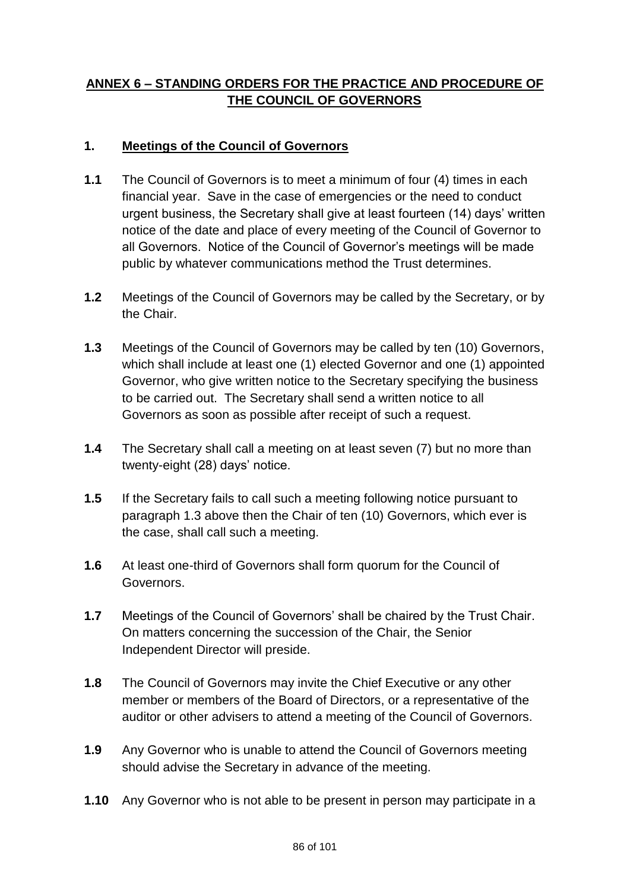## **ANNEX 6 – STANDING ORDERS FOR THE PRACTICE AND PROCEDURE OF THE COUNCIL OF GOVERNORS**

### **1. Meetings of the Council of Governors**

**1.1** The Council of Governors is to meet a minimum of four (4) times in each financial year. Save in the case of emergencies or the need to conduct urgent business, the Secretary shall give at least fourteen (14) days' written notice of the date and place of every meeting of the Council of Governor to all Governors. Notice of the Council of Governor's meetings will be made public by whatever communications method the Trust determines.

**1.2** Meetings of the Council of Governors may be called by the Secretary, or by the Chair.

**1.3** Meetings of the Council of Governors may be called by ten (10) Governors, which shall include at least one (1) elected Governor and one (1) appointed Governor, who give written notice to the Secretary specifying the business to be carried out. The Secretary shall send a written notice to all Governors as soon as possible after receipt of such a request.

**1.4** The Secretary shall call a meeting on at least seven (7) but no more than twenty-eight (28) days' notice.

**1.5** If the Secretary fails to call such a meeting following notice pursuant to paragraph 1.3 above then the Chair of ten (10) Governors, which ever is the case, shall call such a meeting.

**1.6** At least one-third of Governors shall form quorum for the Council of Governors.

**1.7** Meetings of the Council of Governors' shall be chaired by the Trust Chair. On matters concerning the succession of the Chair, the Senior Independent Director will preside.

**1.8** The Council of Governors may invite the Chief Executive or any other member or members of the Board of Directors, or a representative of the auditor or other advisers to attend a meeting of the Council of Governors.

**1.9** Any Governor who is unable to attend the Council of Governors meeting should advise the Secretary in advance of the meeting.

**1.10** Any Governor who is not able to be present in person may participate in a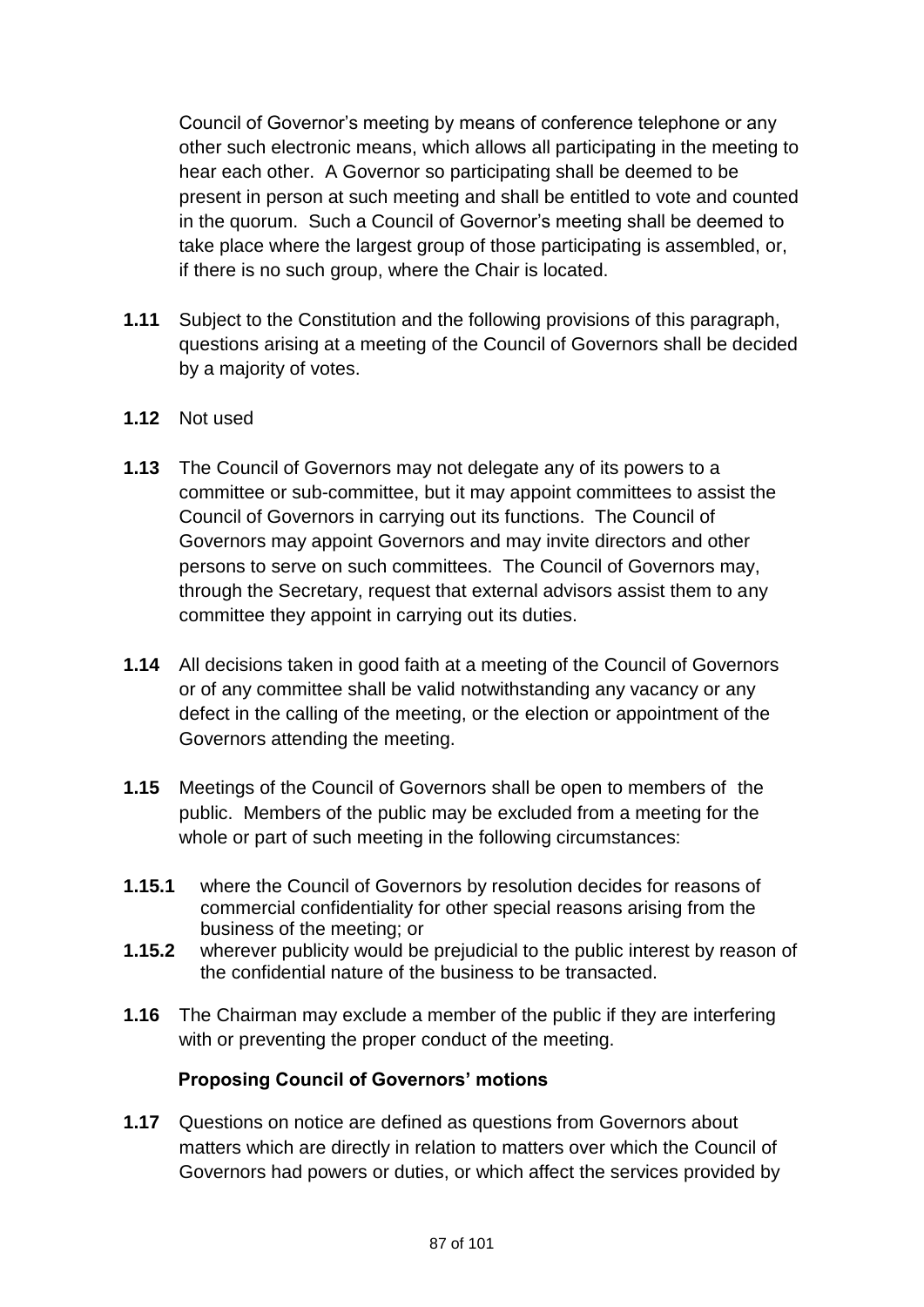Council of Governor's meeting by means of conference telephone or any other such electronic means, which allows all participating in the meeting to hear each other. A Governor so participating shall be deemed to be present in person at such meeting and shall be entitled to vote and counted in the quorum. Such a Council of Governor's meeting shall be deemed to take place where the largest group of those participating is assembled, or, if there is no such group, where the Chair is located.

**1.11** Subject to the Constitution and the following provisions of this paragraph, questions arising at a meeting of the Council of Governors shall be decided by a majority of votes.

**1.12** Not used

**1.13** The Council of Governors may not delegate any of its powers to a committee or sub-committee, but it may appoint committees to assist the Council of Governors in carrying out its functions. The Council of Governors may appoint Governors and may invite directors and other persons to serve on such committees. The Council of Governors may, through the Secretary, request that external advisors assist them to any committee they appoint in carrying out its duties.

**1.14** All decisions taken in good faith at a meeting of the Council of Governors or of any committee shall be valid notwithstanding any vacancy or any defect in the calling of the meeting, or the election or appointment of the Governors attending the meeting.

**1.15** Meetings of the Council of Governors shall be open to members of the public. Members of the public may be excluded from a meeting for the whole or part of such meeting in the following circumstances:

**1.15.1** where the Council of Governors by resolution decides for reasons of commercial confidentiality for other special reasons arising from the business of the meeting; or

**1.15.2** wherever publicity would be prejudicial to the public interest by reason of the confidential nature of the business to be transacted.

**1.16** The Chairman may exclude a member of the public if they are interfering with or preventing the proper conduct of the meeting.

**Proposing Council of Governors' motions**

**1.17** Questions on notice are defined as questions from Governors about matters which are directly in relation to matters over which the Council of Governors had powers or duties, or which affect the services provided by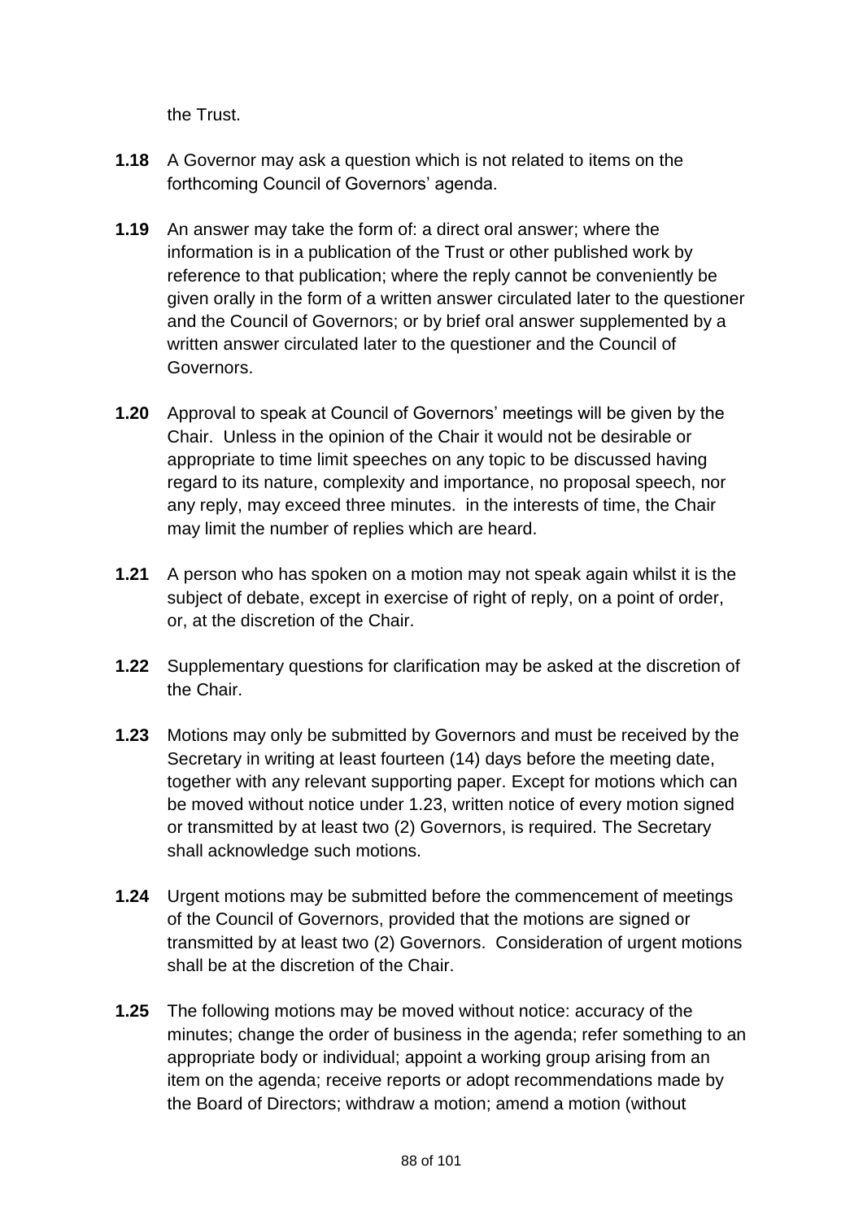the Trust.

**1.18** A Governor may ask a question which is not related to items on the forthcoming Council of Governors' agenda.

**1.19** An answer may take the form of: a direct oral answer; where the information is in a publication of the Trust or other published work by reference to that publication; where the reply cannot be conveniently be given orally in the form of a written answer circulated later to the questioner and the Council of Governors; or by brief oral answer supplemented by a written answer circulated later to the questioner and the Council of Governors.

**1.20** Approval to speak at Council of Governors' meetings will be given by the Chair. Unless in the opinion of the Chair it would not be desirable or appropriate to time limit speeches on any topic to be discussed having regard to its nature, complexity and importance, no proposal speech, nor any reply, may exceed three minutes. in the interests of time, the Chair may limit the number of replies which are heard.

**1.21** A person who has spoken on a motion may not speak again whilst it is the subject of debate, except in exercise of right of reply, on a point of order, or, at the discretion of the Chair.

**1.22** Supplementary questions for clarification may be asked at the discretion of the Chair.

**1.23** Motions may only be submitted by Governors and must be received by the Secretary in writing at least fourteen (14) days before the meeting date, together with any relevant supporting paper. Except for motions which can be moved without notice under 1.23, written notice of every motion signed or transmitted by at least two (2) Governors, is required. The Secretary shall acknowledge such motions.

**1.24** Urgent motions may be submitted before the commencement of meetings of the Council of Governors, provided that the motions are signed or transmitted by at least two (2) Governors. Consideration of urgent motions shall be at the discretion of the Chair.

**1.25** The following motions may be moved without notice: accuracy of the minutes; change the order of business in the agenda; refer something to an appropriate body or individual; appoint a working group arising from an item on the agenda; receive reports or adopt recommendations made by the Board of Directors; withdraw a motion; amend a motion (without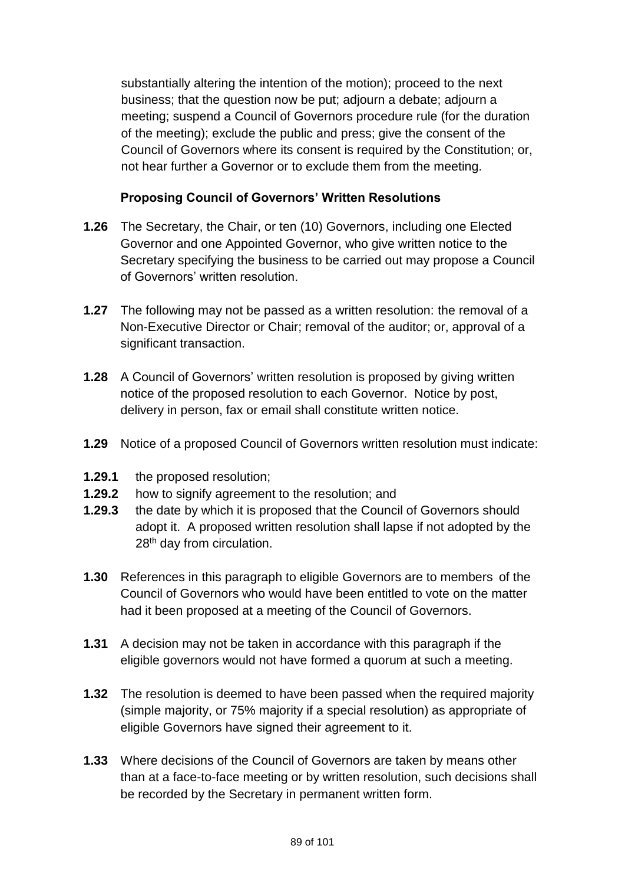substantially altering the intention of the motion); proceed to the next business; that the question now be put; adjourn a debate; adjourn a meeting; suspend a Council of Governors procedure rule (for the duration of the meeting); exclude the public and press; give the consent of the Council of Governors where its consent is required by the Constitution; or, not hear further a Governor or to exclude them from the meeting.

**Proposing Council of Governors' Written Resolutions**

**1.26** The Secretary, the Chair, or ten (10) Governors, including one Elected Governor and one Appointed Governor, who give written notice to the Secretary specifying the business to be carried out may propose a Council of Governors' written resolution.

**1.27** The following may not be passed as a written resolution: the removal of a Non-Executive Director or Chair; removal of the auditor; or, approval of a significant transaction.

**1.28** A Council of Governors' written resolution is proposed by giving written notice of the proposed resolution to each Governor. Notice by post, delivery in person, fax or email shall constitute written notice.

**1.29** Notice of a proposed Council of Governors written resolution must indicate:

**1.29.1** the proposed resolution;

**1.29.2** how to signify agreement to the resolution; and

**1.29.3** the date by which it is proposed that the Council of Governors should adopt it. A proposed written resolution shall lapse if not adopted by the 28th day from circulation.

**1.30** References in this paragraph to eligible Governors are to members of the Council of Governors who would have been entitled to vote on the matter had it been proposed at a meeting of the Council of Governors.

**1.31** A decision may not be taken in accordance with this paragraph if the eligible governors would not have formed a quorum at such a meeting.

**1.32** The resolution is deemed to have been passed when the required majority (simple majority, or 75% majority if a special resolution) as appropriate of eligible Governors have signed their agreement to it.

**1.33** Where decisions of the Council of Governors are taken by means other than at a face-to-face meeting or by written resolution, such decisions shall be recorded by the Secretary in permanent written form.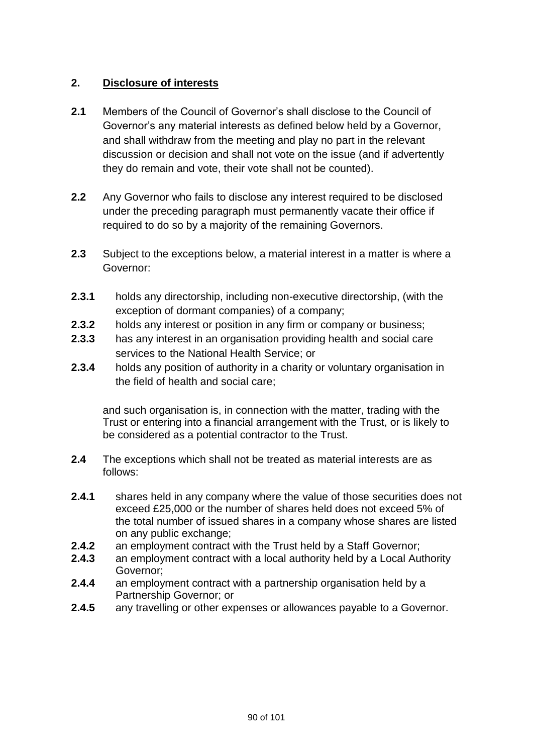## 2. Disclosure of interests

**2.1** Members of the Council of Governor's shall disclose to the Council of Governor's any material interests as defined below held by a Governor, and shall withdraw from the meeting and play no part in the relevant discussion or decision and shall not vote on the issue (and if advertently they do remain and vote, their vote shall not be counted).

**2.2** Any Governor who fails to disclose any interest required to be disclosed under the preceding paragraph must permanently vacate their office if required to do so by a majority of the remaining Governors.

**2.3** Subject to the exceptions below, a material interest in a matter is where a Governor:

**2.3.1** holds any directorship, including non-executive directorship, (with the exception of dormant companies) of a company;

**2.3.2** holds any interest or position in any firm or company or business;

**2.3.3** has any interest in an organisation providing health and social care services to the National Health Service; or

**2.3.4** holds any position of authority in a charity or voluntary organisation in the field of health and social care;

and such organisation is, in connection with the matter, trading with the Trust or entering into a financial arrangement with the Trust, or is likely to be considered as a potential contractor to the Trust.

**2.4** The exceptions which shall not be treated as material interests are as follows:

**2.4.1** shares held in any company where the value of those securities does not exceed £25,000 or the number of shares held does not exceed 5% of the total number of issued shares in a company whose shares are listed on any public exchange;

**2.4.2** an employment contract with the Trust held by a Staff Governor;

**2.4.3** an employment contract with a local authority held by a Local Authority Governor;

**2.4.4** an employment contract with a partnership organisation held by a Partnership Governor; or

**2.4.5** any travelling or other expenses or allowances payable to a Governor.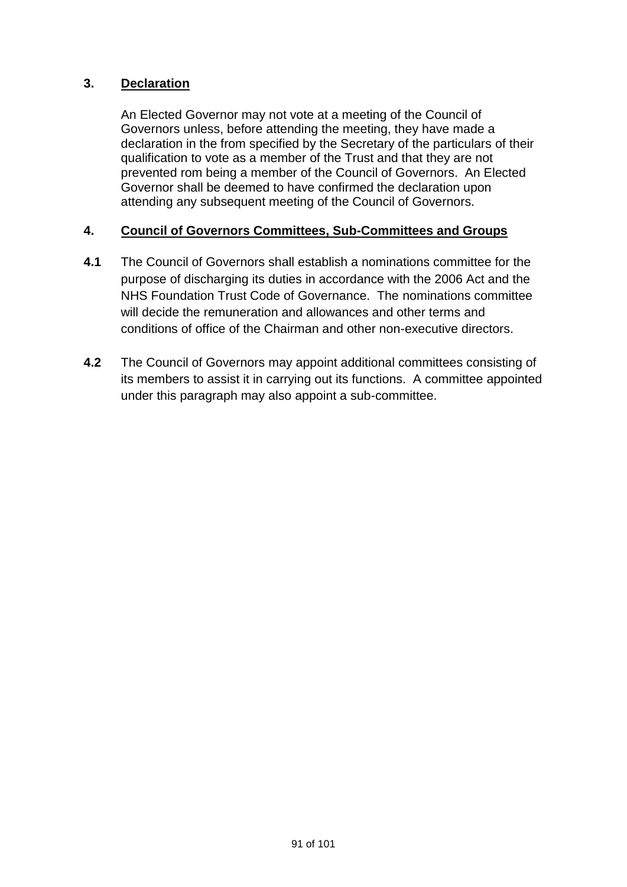## 3. Declaration

An Elected Governor may not vote at a meeting of the Council of Governors unless, before attending the meeting, they have made a declaration in the from specified by the Secretary of the particulars of their qualification to vote as a member of the Trust and that they are not prevented rom being a member of the Council of Governors. An Elected Governor shall be deemed to have confirmed the declaration upon attending any subsequent meeting of the Council of Governors.

## 4. Council of Governors Committees, Sub-Committees and Groups

**4.1** The Council of Governors shall establish a nominations committee for the purpose of discharging its duties in accordance with the 2006 Act and the NHS Foundation Trust Code of Governance. The nominations committee will decide the remuneration and allowances and other terms and conditions of office of the Chairman and other non-executive directors.

**4.2** The Council of Governors may appoint additional committees consisting of its members to assist it in carrying out its functions. A committee appointed under this paragraph may also appoint a sub-committee.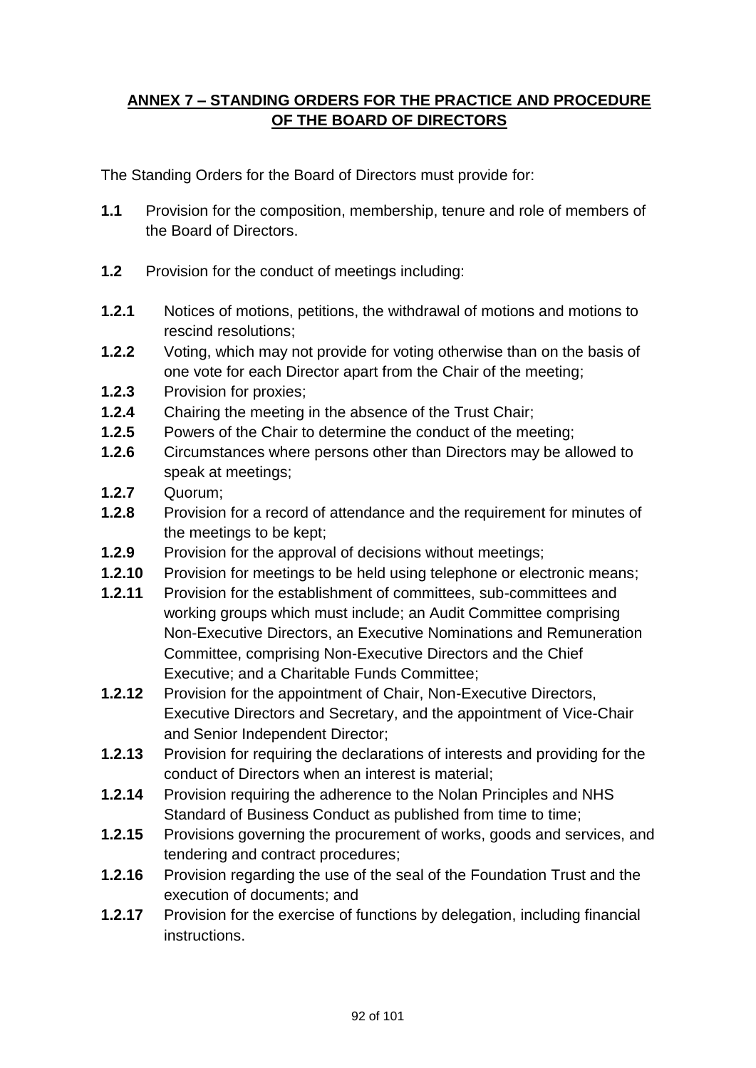## **ANNEX 7 – STANDING ORDERS FOR THE PRACTICE AND PROCEDURE OF THE BOARD OF DIRECTORS**

The Standing Orders for the Board of Directors must provide for:

**1.1** Provision for the composition, membership, tenure and role of members of the Board of Directors.

**1.2** Provision for the conduct of meetings including:

**1.2.1** Notices of motions, petitions, the withdrawal of motions and motions to rescind resolutions;
**1.2.2** Voting, which may not provide for voting otherwise than on the basis of one vote for each Director apart from the Chair of the meeting;
**1.2.3** Provision for proxies;
**1.2.4** Chairing the meeting in the absence of the Trust Chair;
**1.2.5** Powers of the Chair to determine the conduct of the meeting;
**1.2.6** Circumstances where persons other than Directors may be allowed to speak at meetings;
**1.2.7** Quorum;
**1.2.8** Provision for a record of attendance and the requirement for minutes of the meetings to be kept;
**1.2.9** Provision for the approval of decisions without meetings;
**1.2.10** Provision for meetings to be held using telephone or electronic means;
**1.2.11** Provision for the establishment of committees, sub-committees and working groups which must include; an Audit Committee comprising Non-Executive Directors, an Executive Nominations and Remuneration Committee, comprising Non-Executive Directors and the Chief Executive; and a Charitable Funds Committee;
**1.2.12** Provision for the appointment of Chair, Non-Executive Directors, Executive Directors and Secretary, and the appointment of Vice-Chair and Senior Independent Director;
**1.2.13** Provision for requiring the declarations of interests and providing for the conduct of Directors when an interest is material;
**1.2.14** Provision requiring the adherence to the Nolan Principles and NHS Standard of Business Conduct as published from time to time;
**1.2.15** Provisions governing the procurement of works, goods and services, and tendering and contract procedures;
**1.2.16** Provision regarding the use of the seal of the Foundation Trust and the execution of documents; and
**1.2.17** Provision for the exercise of functions by delegation, including financial instructions.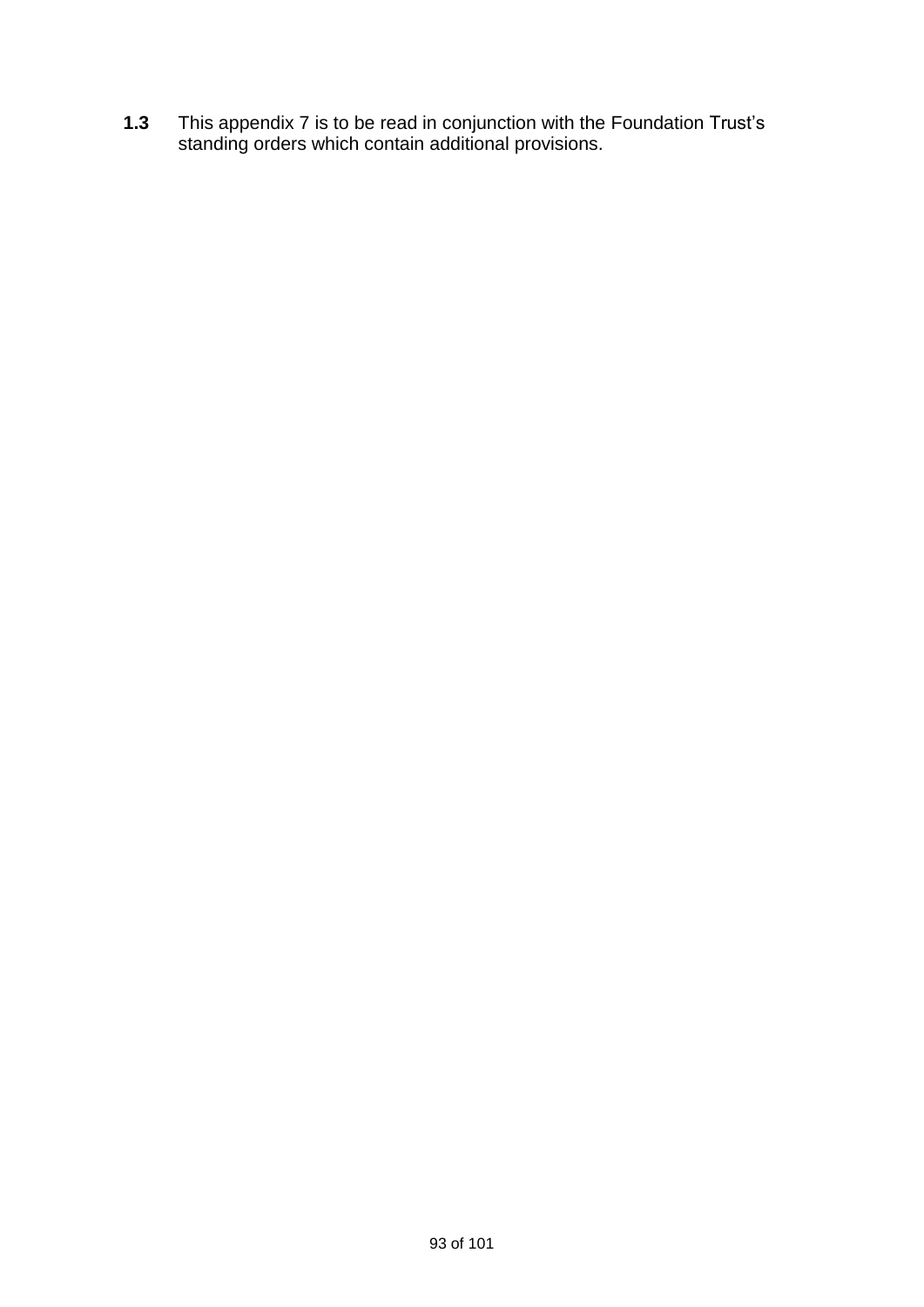**1.3** This appendix 7 is to be read in conjunction with the Foundation Trust's standing orders which contain additional provisions.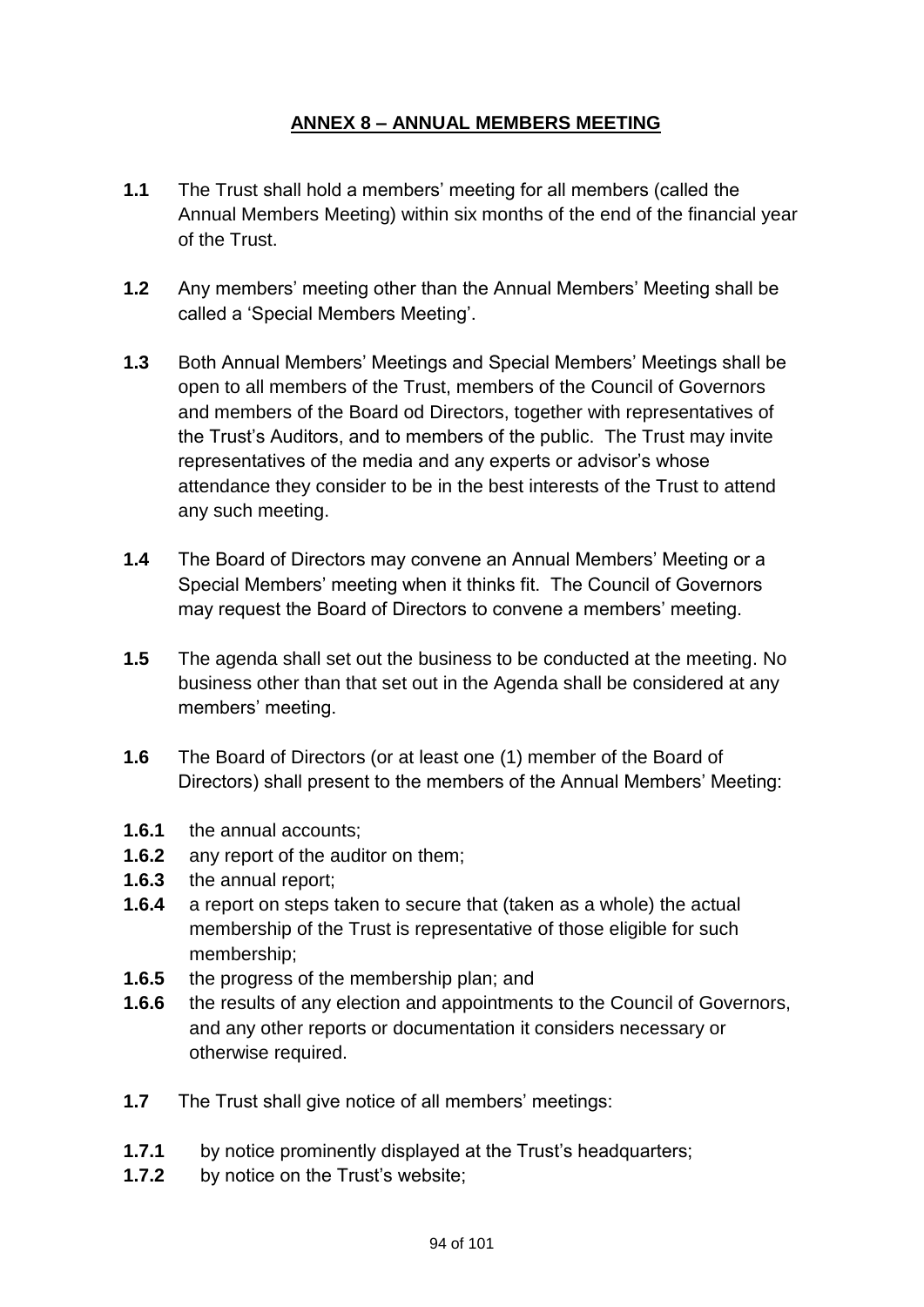## ANNEX 8 – ANNUAL MEMBERS MEETING

**1.1** The Trust shall hold a members' meeting for all members (called the Annual Members Meeting) within six months of the end of the financial year of the Trust.

**1.2** Any members' meeting other than the Annual Members' Meeting shall be called a 'Special Members Meeting'.

**1.3** Both Annual Members' Meetings and Special Members' Meetings shall be open to all members of the Trust, members of the Council of Governors and members of the Board od Directors, together with representatives of the Trust's Auditors, and to members of the public. The Trust may invite representatives of the media and any experts or advisor's whose attendance they consider to be in the best interests of the Trust to attend any such meeting.

**1.4** The Board of Directors may convene an Annual Members' Meeting or a Special Members' meeting when it thinks fit. The Council of Governors may request the Board of Directors to convene a members' meeting.

**1.5** The agenda shall set out the business to be conducted at the meeting. No business other than that set out in the Agenda shall be considered at any members' meeting.

**1.6** The Board of Directors (or at least one (1) member of the Board of Directors) shall present to the members of the Annual Members' Meeting:

**1.6.1** the annual accounts;
**1.6.2** any report of the auditor on them;
**1.6.3** the annual report;
**1.6.4** a report on steps taken to secure that (taken as a whole) the actual membership of the Trust is representative of those eligible for such membership;
**1.6.5** the progress of the membership plan; and
**1.6.6** the results of any election and appointments to the Council of Governors, and any other reports or documentation it considers necessary or otherwise required.

**1.7** The Trust shall give notice of all members' meetings:

**1.7.1** by notice prominently displayed at the Trust's headquarters;
**1.7.2** by notice on the Trust's website;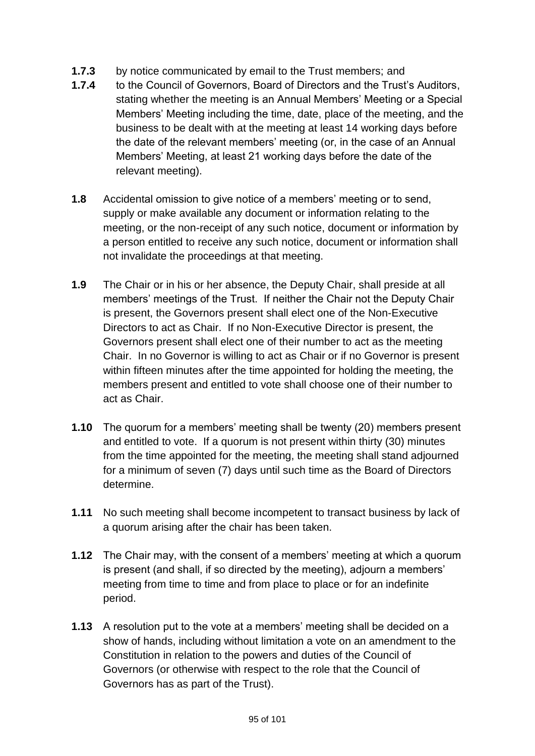**1.7.3** by notice communicated by email to the Trust members; and

**1.7.4** to the Council of Governors, Board of Directors and the Trust's Auditors, stating whether the meeting is an Annual Members' Meeting or a Special Members' Meeting including the time, date, place of the meeting, and the business to be dealt with at the meeting at least 14 working days before the date of the relevant members' meeting (or, in the case of an Annual Members' Meeting, at least 21 working days before the date of the relevant meeting).

**1.8** Accidental omission to give notice of a members' meeting or to send, supply or make available any document or information relating to the meeting, or the non-receipt of any such notice, document or information by a person entitled to receive any such notice, document or information shall not invalidate the proceedings at that meeting.

**1.9** The Chair or in his or her absence, the Deputy Chair, shall preside at all members' meetings of the Trust. If neither the Chair not the Deputy Chair is present, the Governors present shall elect one of the Non-Executive Directors to act as Chair. If no Non-Executive Director is present, the Governors present shall elect one of their number to act as the meeting Chair. In no Governor is willing to act as Chair or if no Governor is present within fifteen minutes after the time appointed for holding the meeting, the members present and entitled to vote shall choose one of their number to act as Chair.

**1.10** The quorum for a members' meeting shall be twenty (20) members present and entitled to vote. If a quorum is not present within thirty (30) minutes from the time appointed for the meeting, the meeting shall stand adjourned for a minimum of seven (7) days until such time as the Board of Directors determine.

**1.11** No such meeting shall become incompetent to transact business by lack of a quorum arising after the chair has been taken.

**1.12** The Chair may, with the consent of a members' meeting at which a quorum is present (and shall, if so directed by the meeting), adjourn a members' meeting from time to time and from place to place or for an indefinite period.

**1.13** A resolution put to the vote at a members' meeting shall be decided on a show of hands, including without limitation a vote on an amendment to the Constitution in relation to the powers and duties of the Council of Governors (or otherwise with respect to the role that the Council of Governors has as part of the Trust).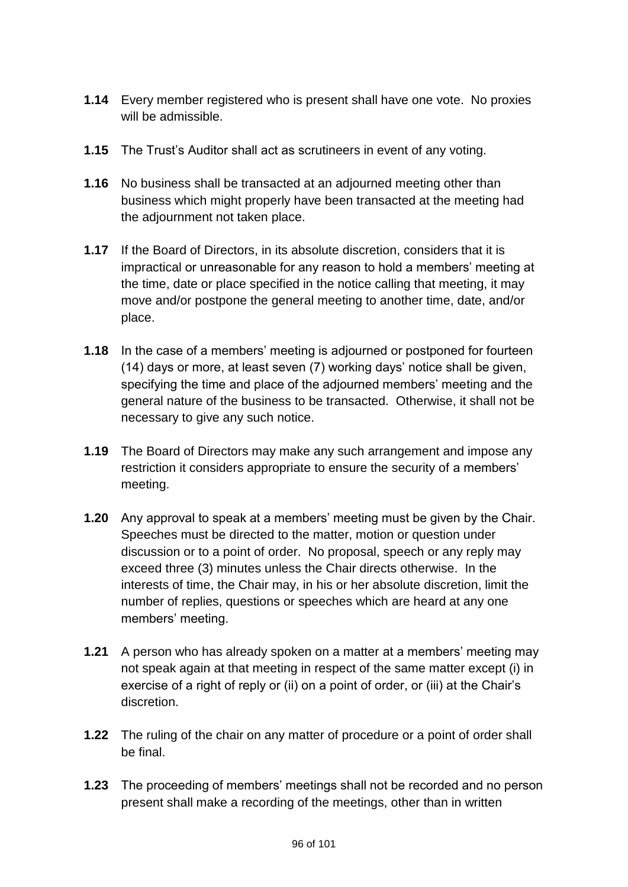**1.14** Every member registered who is present shall have one vote. No proxies will be admissible.

**1.15** The Trust's Auditor shall act as scrutineers in event of any voting.

**1.16** No business shall be transacted at an adjourned meeting other than business which might properly have been transacted at the meeting had the adjournment not taken place.

**1.17** If the Board of Directors, in its absolute discretion, considers that it is impractical or unreasonable for any reason to hold a members' meeting at the time, date or place specified in the notice calling that meeting, it may move and/or postpone the general meeting to another time, date, and/or place.

**1.18** In the case of a members' meeting is adjourned or postponed for fourteen (14) days or more, at least seven (7) working days' notice shall be given, specifying the time and place of the adjourned members' meeting and the general nature of the business to be transacted. Otherwise, it shall not be necessary to give any such notice.

**1.19** The Board of Directors may make any such arrangement and impose any restriction it considers appropriate to ensure the security of a members' meeting.

**1.20** Any approval to speak at a members' meeting must be given by the Chair. Speeches must be directed to the matter, motion or question under discussion or to a point of order. No proposal, speech or any reply may exceed three (3) minutes unless the Chair directs otherwise. In the interests of time, the Chair may, in his or her absolute discretion, limit the number of replies, questions or speeches which are heard at any one members' meeting.

**1.21** A person who has already spoken on a matter at a members' meeting may not speak again at that meeting in respect of the same matter except (i) in exercise of a right of reply or (ii) on a point of order, or (iii) at the Chair's discretion.

**1.22** The ruling of the chair on any matter of procedure or a point of order shall be final.

**1.23** The proceeding of members' meetings shall not be recorded and no person present shall make a recording of the meetings, other than in written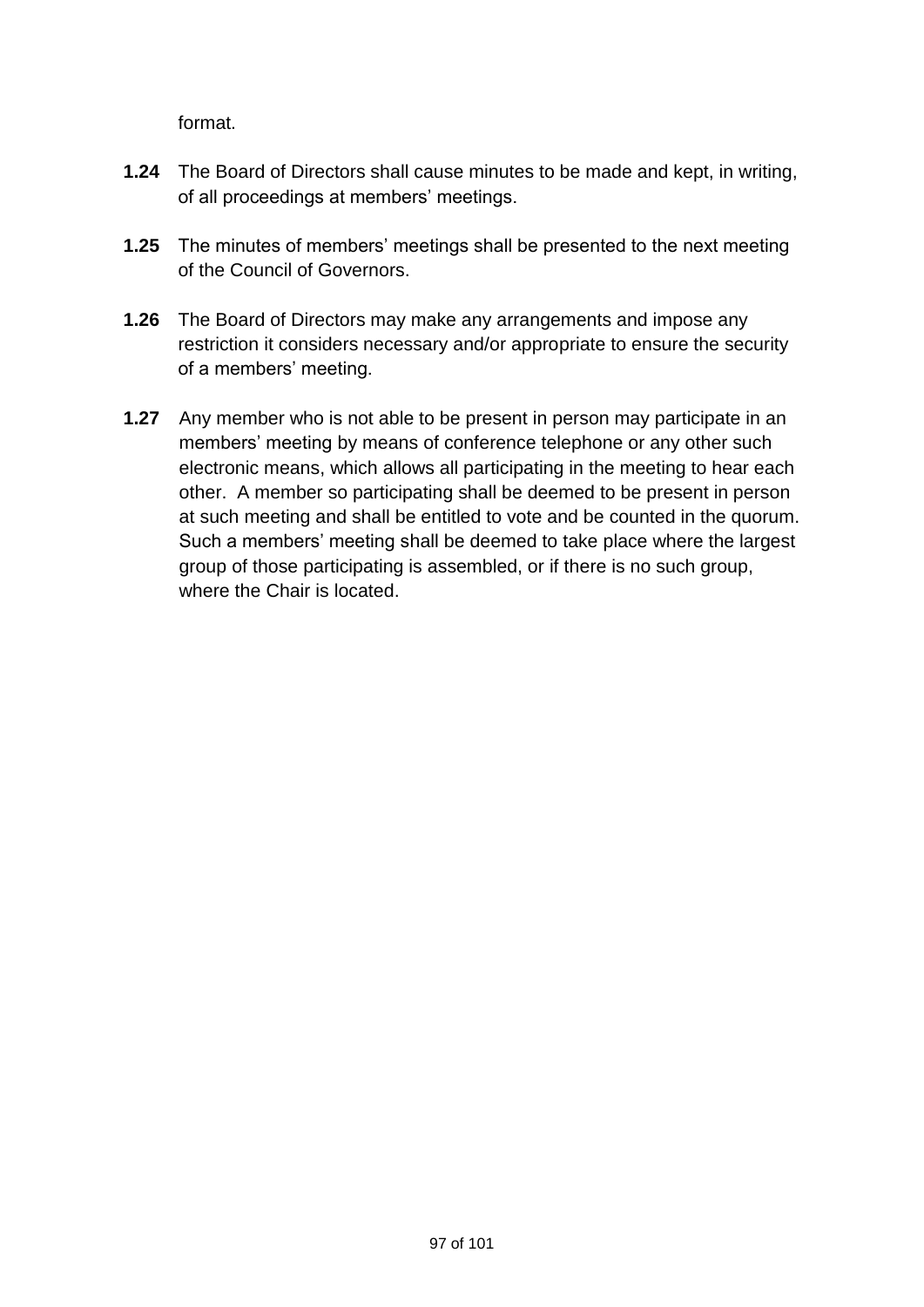format.

**1.24** The Board of Directors shall cause minutes to be made and kept, in writing, of all proceedings at members' meetings.

**1.25** The minutes of members' meetings shall be presented to the next meeting of the Council of Governors.

**1.26** The Board of Directors may make any arrangements and impose any restriction it considers necessary and/or appropriate to ensure the security of a members' meeting.

**1.27** Any member who is not able to be present in person may participate in an members' meeting by means of conference telephone or any other such electronic means, which allows all participating in the meeting to hear each other. A member so participating shall be deemed to be present in person at such meeting and shall be entitled to vote and be counted in the quorum. Such a members' meeting shall be deemed to take place where the largest group of those participating is assembled, or if there is no such group, where the Chair is located.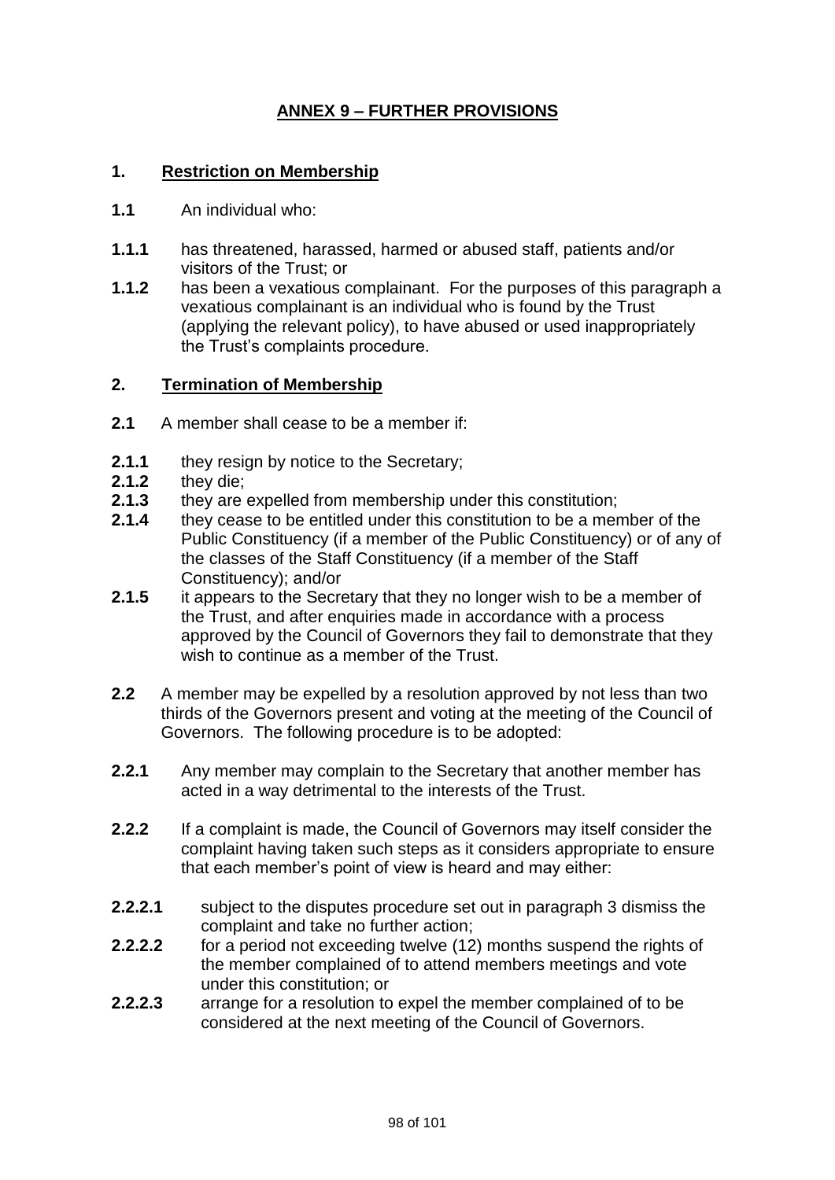# ANNEX 9 – FURTHER PROVISIONS

## 1. Restriction on Membership

**1.1** An individual who:

**1.1.1** has threatened, harassed, harmed or abused staff, patients and/or visitors of the Trust; or

**1.1.2** has been a vexatious complainant. For the purposes of this paragraph a vexatious complainant is an individual who is found by the Trust (applying the relevant policy), to have abused or used inappropriately the Trust's complaints procedure.

## 2. Termination of Membership

**2.1** A member shall cease to be a member if:

**2.1.1** they resign by notice to the Secretary;

**2.1.2** they die;

**2.1.3** they are expelled from membership under this constitution;

**2.1.4** they cease to be entitled under this constitution to be a member of the Public Constituency (if a member of the Public Constituency) or of any of the classes of the Staff Constituency (if a member of the Staff Constituency); and/or

**2.1.5** it appears to the Secretary that they no longer wish to be a member of the Trust, and after enquiries made in accordance with a process approved by the Council of Governors they fail to demonstrate that they wish to continue as a member of the Trust.

**2.2** A member may be expelled by a resolution approved by not less than two thirds of the Governors present and voting at the meeting of the Council of Governors. The following procedure is to be adopted:

**2.2.1** Any member may complain to the Secretary that another member has acted in a way detrimental to the interests of the Trust.

**2.2.2** If a complaint is made, the Council of Governors may itself consider the complaint having taken such steps as it considers appropriate to ensure that each member's point of view is heard and may either:

**2.2.2.1** subject to the disputes procedure set out in paragraph 3 dismiss the complaint and take no further action;

**2.2.2.2** for a period not exceeding twelve (12) months suspend the rights of the member complained of to attend members meetings and vote under this constitution; or

**2.2.2.3** arrange for a resolution to expel the member complained of to be considered at the next meeting of the Council of Governors.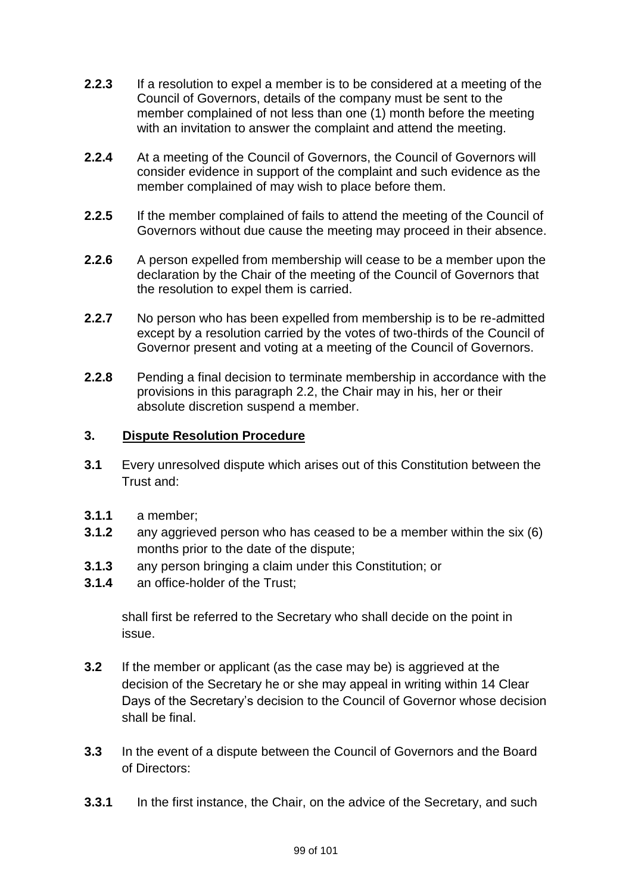**2.2.3** If a resolution to expel a member is to be considered at a meeting of the Council of Governors, details of the company must be sent to the member complained of not less than one (1) month before the meeting with an invitation to answer the complaint and attend the meeting.

**2.2.4** At a meeting of the Council of Governors, the Council of Governors will consider evidence in support of the complaint and such evidence as the member complained of may wish to place before them.

**2.2.5** If the member complained of fails to attend the meeting of the Council of Governors without due cause the meeting may proceed in their absence.

**2.2.6** A person expelled from membership will cease to be a member upon the declaration by the Chair of the meeting of the Council of Governors that the resolution to expel them is carried.

**2.2.7** No person who has been expelled from membership is to be re-admitted except by a resolution carried by the votes of two-thirds of the Council of Governor present and voting at a meeting of the Council of Governors.

**2.2.8** Pending a final decision to terminate membership in accordance with the provisions in this paragraph 2.2, the Chair may in his, her or their absolute discretion suspend a member.

## 3. Dispute Resolution Procedure

**3.1** Every unresolved dispute which arises out of this Constitution between the Trust and:

**3.1.1** a member;
**3.1.2** any aggrieved person who has ceased to be a member within the six (6) months prior to the date of the dispute;
**3.1.3** any person bringing a claim under this Constitution; or
**3.1.4** an office-holder of the Trust;

shall first be referred to the Secretary who shall decide on the point in issue.

**3.2** If the member or applicant (as the case may be) is aggrieved at the decision of the Secretary he or she may appeal in writing within 14 Clear Days of the Secretary's decision to the Council of Governor whose decision shall be final.

**3.3** In the event of a dispute between the Council of Governors and the Board of Directors:

**3.3.1** In the first instance, the Chair, on the advice of the Secretary, and such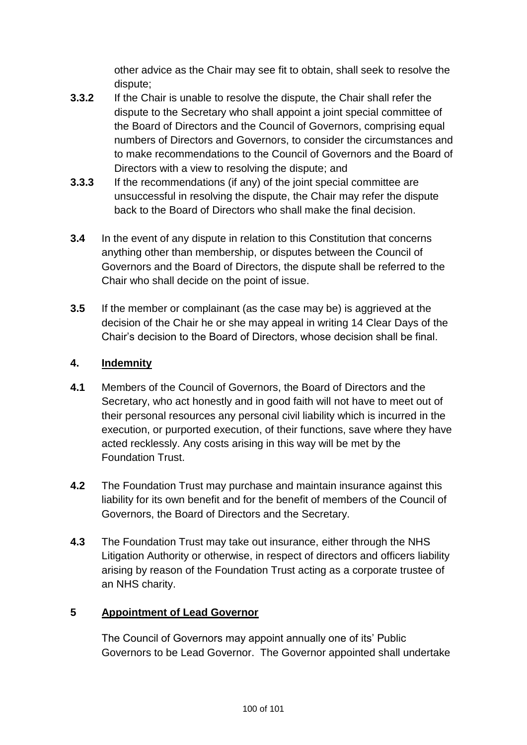other advice as the Chair may see fit to obtain, shall seek to resolve the dispute;

**3.3.2** If the Chair is unable to resolve the dispute, the Chair shall refer the dispute to the Secretary who shall appoint a joint special committee of the Board of Directors and the Council of Governors, comprising equal numbers of Directors and Governors, to consider the circumstances and to make recommendations to the Council of Governors and the Board of Directors with a view to resolving the dispute; and

**3.3.3** If the recommendations (if any) of the joint special committee are unsuccessful in resolving the dispute, the Chair may refer the dispute back to the Board of Directors who shall make the final decision.

**3.4** In the event of any dispute in relation to this Constitution that concerns anything other than membership, or disputes between the Council of Governors and the Board of Directors, the dispute shall be referred to the Chair who shall decide on the point of issue.

**3.5** If the member or complainant (as the case may be) is aggrieved at the decision of the Chair he or she may appeal in writing 14 Clear Days of the Chair's decision to the Board of Directors, whose decision shall be final.

## 4. Indemnity

**4.1** Members of the Council of Governors, the Board of Directors and the Secretary, who act honestly and in good faith will not have to meet out of their personal resources any personal civil liability which is incurred in the execution, or purported execution, of their functions, save where they have acted recklessly. Any costs arising in this way will be met by the Foundation Trust.

**4.2** The Foundation Trust may purchase and maintain insurance against this liability for its own benefit and for the benefit of members of the Council of Governors, the Board of Directors and the Secretary.

**4.3** The Foundation Trust may take out insurance, either through the NHS Litigation Authority or otherwise, in respect of directors and officers liability arising by reason of the Foundation Trust acting as a corporate trustee of an NHS charity.

## 5 Appointment of Lead Governor

The Council of Governors may appoint annually one of its' Public Governors to be Lead Governor. The Governor appointed shall undertake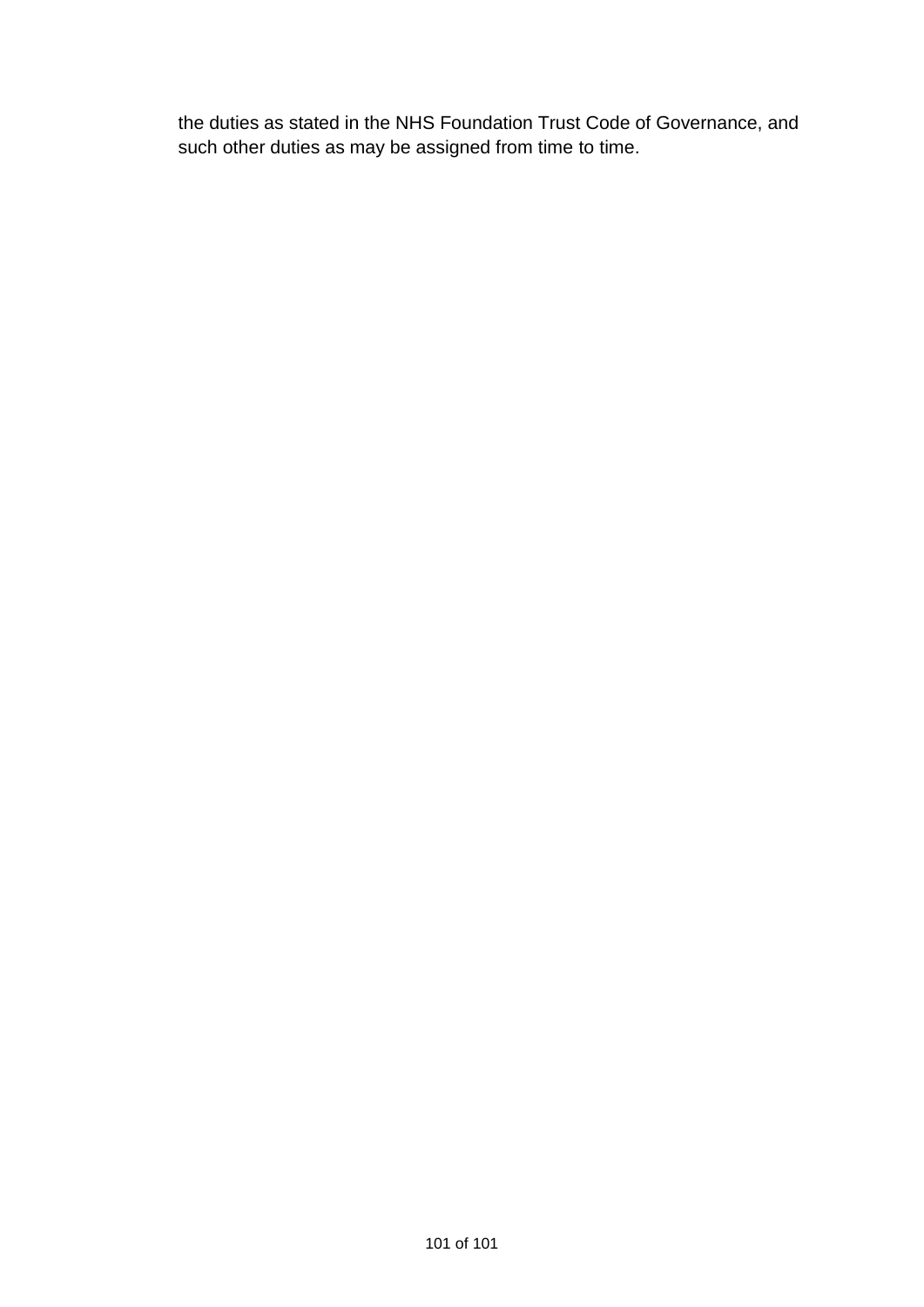the duties as stated in the NHS Foundation Trust Code of Governance, and such other duties as may be assigned from time to time.